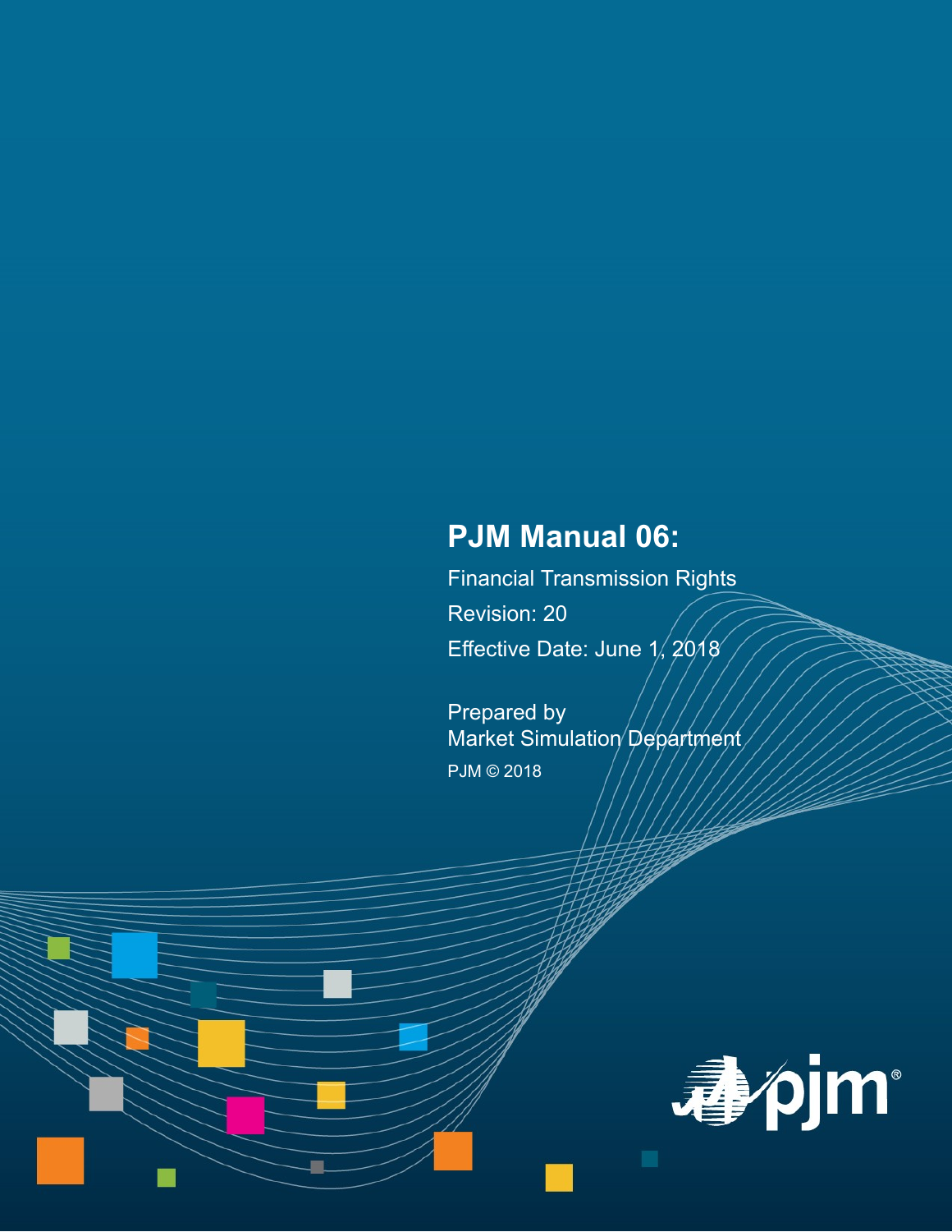# PJM Manual 06:

Financial Transmission Rights

Revision: 20

Effective Date: June 1, 2018

Prepared by
Market Simulation Department

PJM © 2018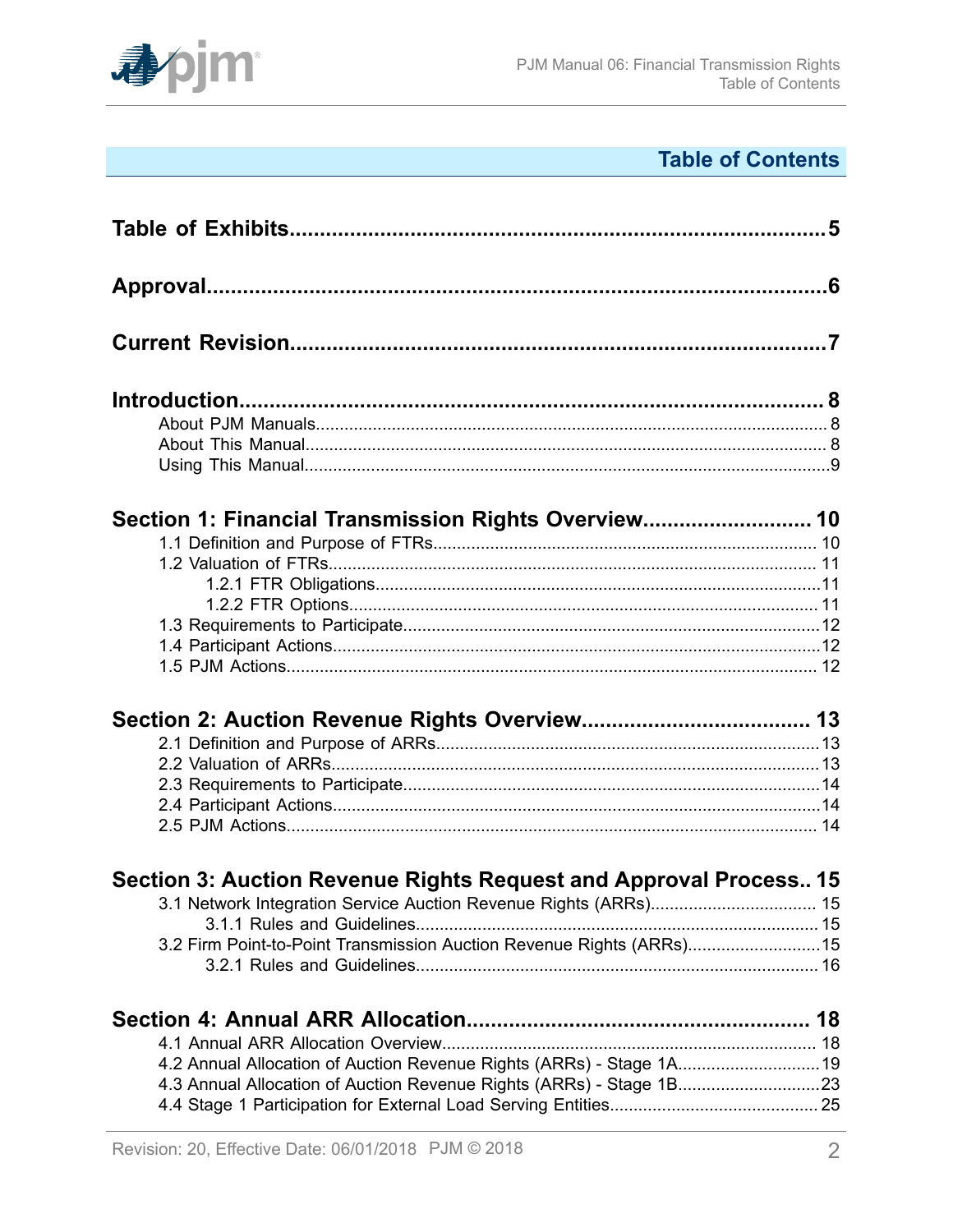## Table of Contents

**Table of Exhibits** ..... 5

**Approval** ..... 6

**Current Revision** ..... 7

**Introduction** ..... 8
- About PJM Manuals ..... 8
- About This Manual ..... 8
- Using This Manual ..... 9

**Section 1: Financial Transmission Rights Overview** ..... 10
- 1.1 Definition and Purpose of FTRs ..... 10
- 1.2 Valuation of FTRs ..... 11
  - 1.2.1 FTR Obligations ..... 11
  - 1.2.2 FTR Options ..... 11
- 1.3 Requirements to Participate ..... 12
- 1.4 Participant Actions ..... 12
- 1.5 PJM Actions ..... 12

**Section 2: Auction Revenue Rights Overview** ..... 13
- 2.1 Definition and Purpose of ARRs ..... 13
- 2.2 Valuation of ARRs ..... 13
- 2.3 Requirements to Participate ..... 14
- 2.4 Participant Actions ..... 14
- 2.5 PJM Actions ..... 14

**Section 3: Auction Revenue Rights Request and Approval Process** ..... 15
- 3.1 Network Integration Service Auction Revenue Rights (ARRs) ..... 15
  - 3.1.1 Rules and Guidelines ..... 15
- 3.2 Firm Point-to-Point Transmission Auction Revenue Rights (ARRs) ..... 15
  - 3.2.1 Rules and Guidelines ..... 16

**Section 4: Annual ARR Allocation** ..... 18
- 4.1 Annual ARR Allocation Overview ..... 18
- 4.2 Annual Allocation of Auction Revenue Rights (ARRs) - Stage 1A ..... 19
- 4.3 Annual Allocation of Auction Revenue Rights (ARRs) - Stage 1B ..... 23
- 4.4 Stage 1 Participation for External Load Serving Entities ..... 25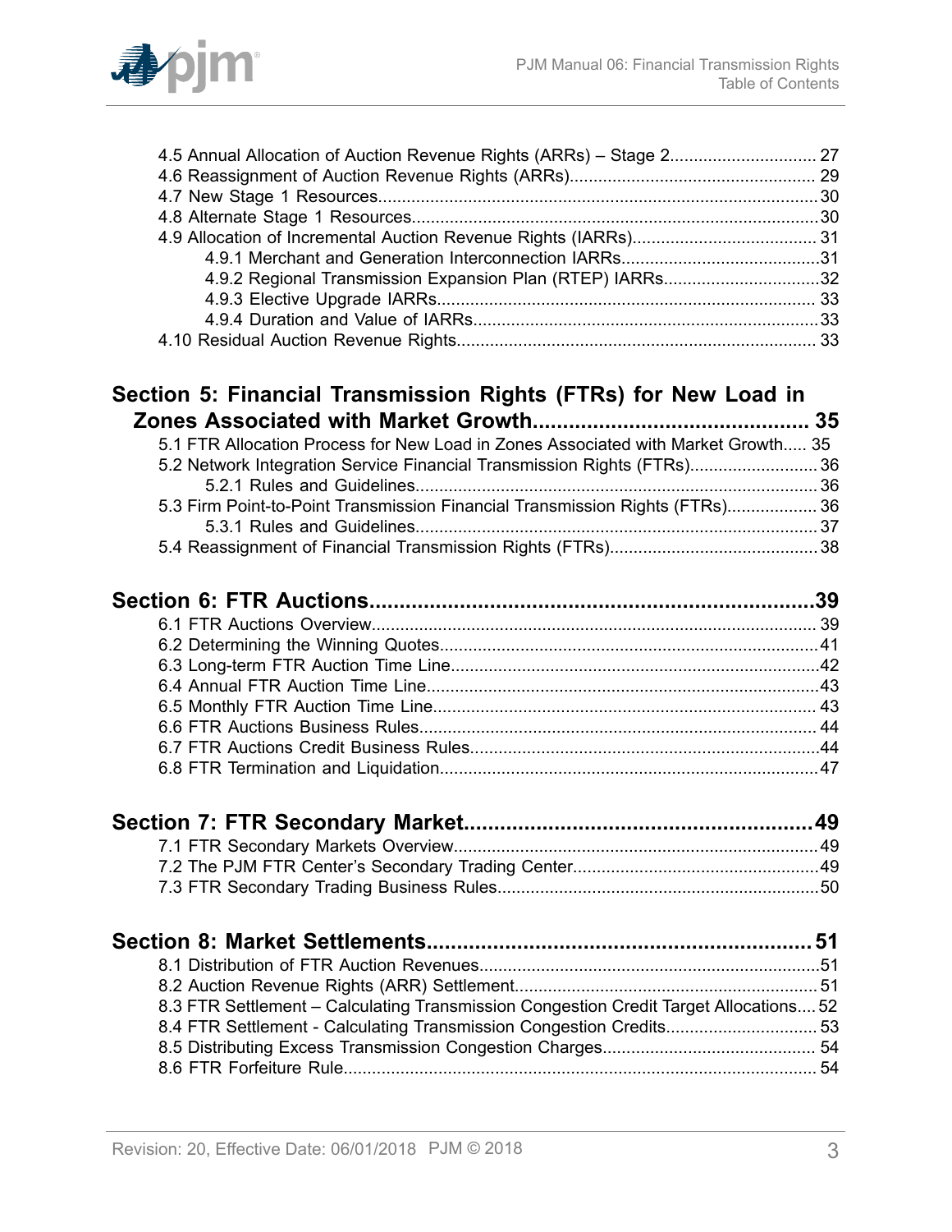4.5 Annual Allocation of Auction Revenue Rights (ARRs) – Stage 2............................... 27
4.6 Reassignment of Auction Revenue Rights (ARRs).................................................... 29
4.7 New Stage 1 Resources.............................................................................................30
4.8 Alternate Stage 1 Resources......................................................................................30
4.9 Allocation of Incremental Auction Revenue Rights (IARRs)....................................... 31
4.9.1 Merchant and Generation Interconnection IARRs..........................................31
4.9.2 Regional Transmission Expansion Plan (RTEP) IARRs.................................32
4.9.3 Elective Upgrade IARRs................................................................................ 33
4.9.4 Duration and Value of IARRs.........................................................................33
4.10 Residual Auction Revenue Rights............................................................................ 33

**Section 5: Financial Transmission Rights (FTRs) for New Load in Zones Associated with Market Growth............................................ 35**

5.1 FTR Allocation Process for New Load in Zones Associated with Market Growth..... 35
5.2 Network Integration Service Financial Transmission Rights (FTRs)...........................36
5.2.1 Rules and Guidelines.....................................................................................36
5.3 Firm Point-to-Point Transmission Financial Transmission Rights (FTRs)................... 36
5.3.1 Rules and Guidelines.....................................................................................37
5.4 Reassignment of Financial Transmission Rights (FTRs)............................................38

**Section 6: FTR Auctions.........................................................................39**

6.1 FTR Auctions Overview.............................................................................................. 39
6.2 Determining the Winning Quotes................................................................................41
6.3 Long-term FTR Auction Time Line..............................................................................42
6.4 Annual FTR Auction Time Line...................................................................................43
6.5 Monthly FTR Auction Time Line................................................................................. 43
6.6 FTR Auctions Business Rules.................................................................................... 44
6.7 FTR Auctions Credit Business Rules..........................................................................44
6.8 FTR Termination and Liquidation...............................................................................47

**Section 7: FTR Secondary Market..........................................................49**

7.1 FTR Secondary Markets Overview.............................................................................49
7.2 The PJM FTR Center's Secondary Trading Center....................................................49
7.3 FTR Secondary Trading Business Rules....................................................................50

**Section 8: Market Settlements................................................................51**

8.1 Distribution of FTR Auction Revenues........................................................................51
8.2 Auction Revenue Rights (ARR) Settlement................................................................51
8.3 FTR Settlement – Calculating Transmission Congestion Credit Target Allocations.... 52
8.4 FTR Settlement - Calculating Transmission Congestion Credits................................ 53
8.5 Distributing Excess Transmission Congestion Charges............................................. 54
8.6 FTR Forfeiture Rule.................................................................................................... 54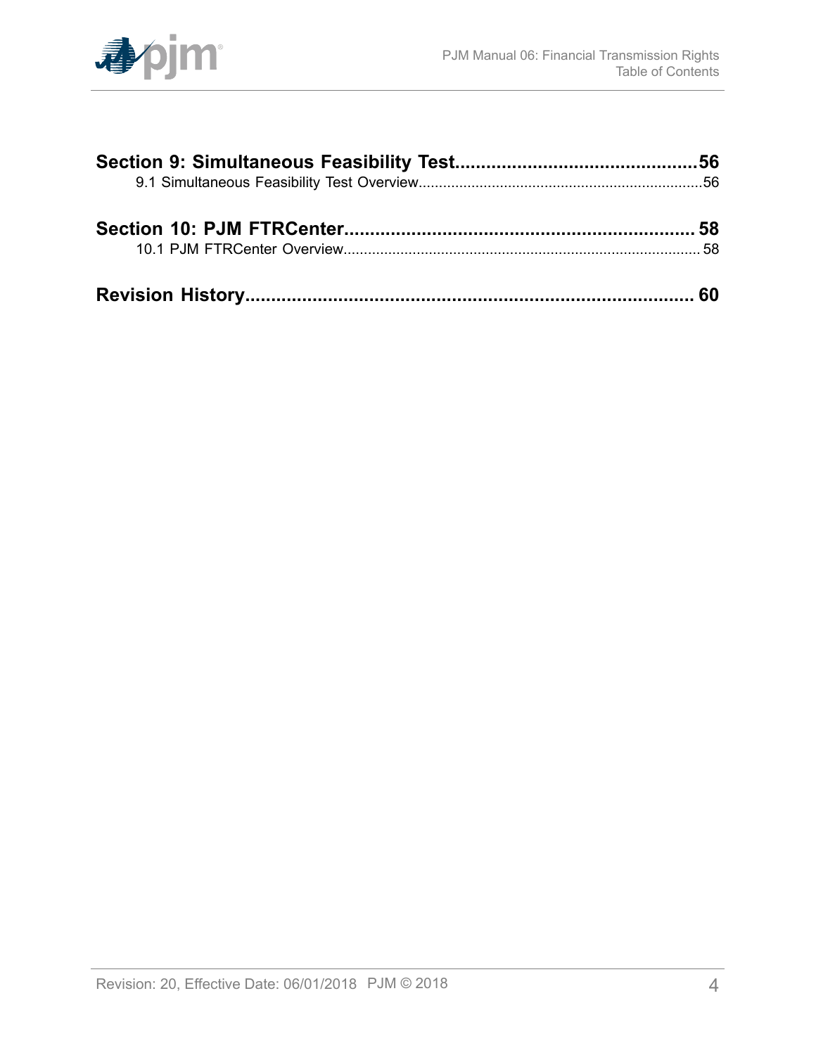**Section 9: Simultaneous Feasibility Test..............................................56**

9.1 Simultaneous Feasibility Test Overview......................................................................56

**Section 10: PJM FTRCenter..................................................................58**

10.1 PJM FTRCenter Overview.......................................................................................58

**Revision History.......................................................................................60**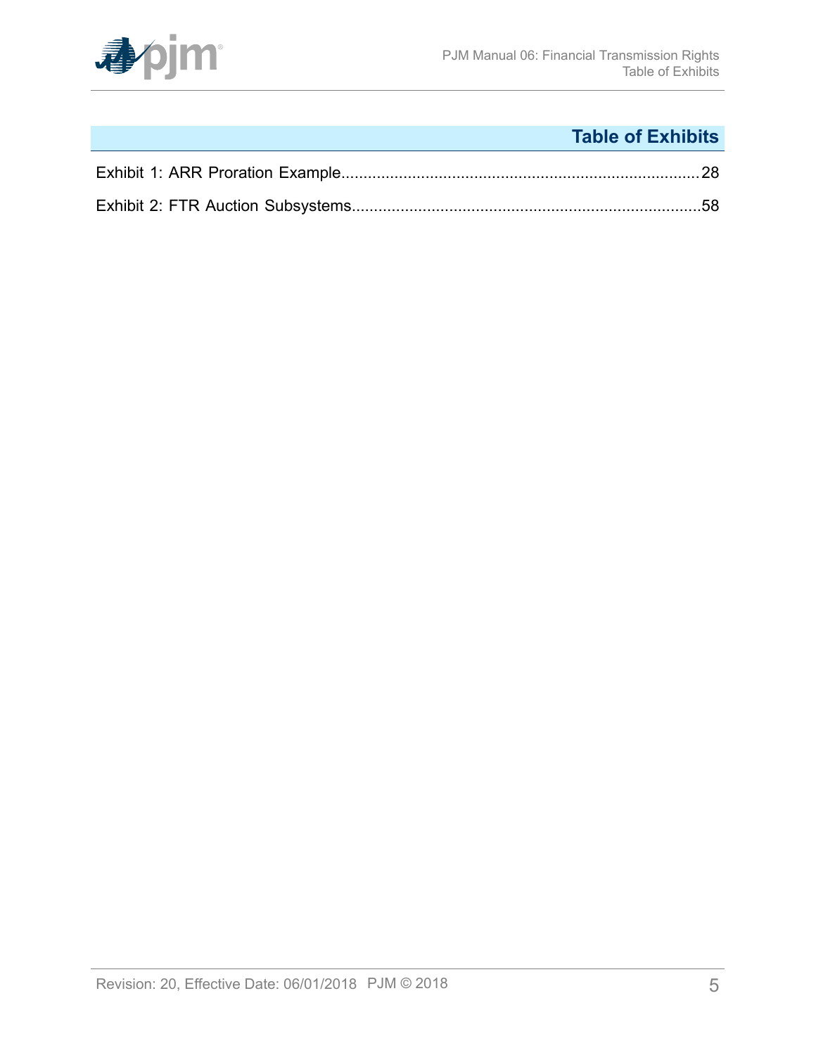## Table of Exhibits

Exhibit 1: ARR Proration Example.....28

Exhibit 2: FTR Auction Subsystems.....58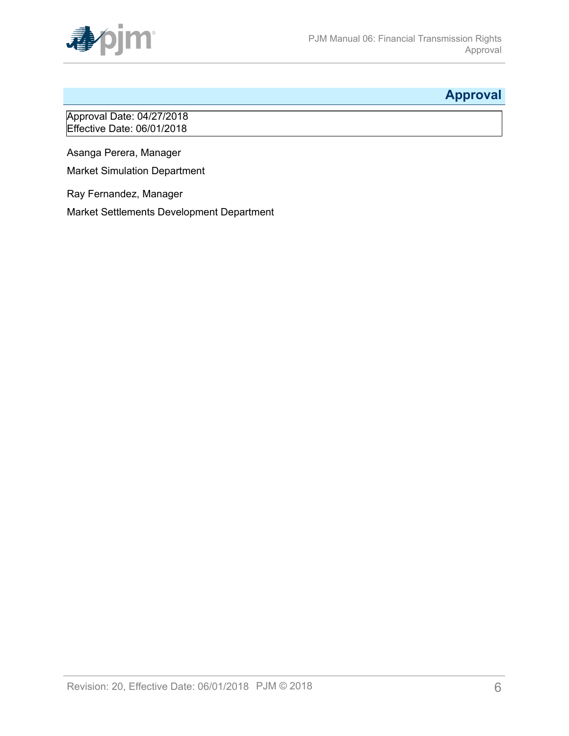## Approval

Approval Date: 04/27/2018
Effective Date: 06/01/2018

Asanga Perera, Manager

Market Simulation Department

Ray Fernandez, Manager

Market Settlements Development Department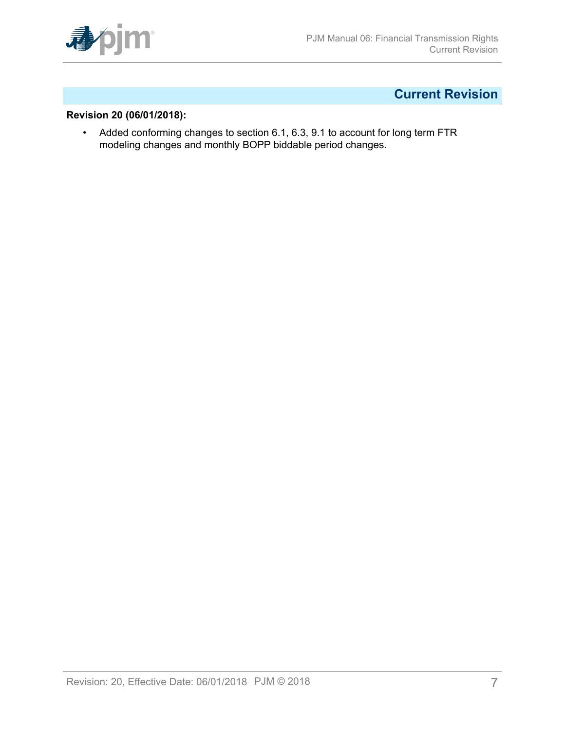# Current Revision

**Revision 20 (06/01/2018):**

- Added conforming changes to section 6.1, 6.3, 9.1 to account for long term FTR modeling changes and monthly BOPP biddable period changes.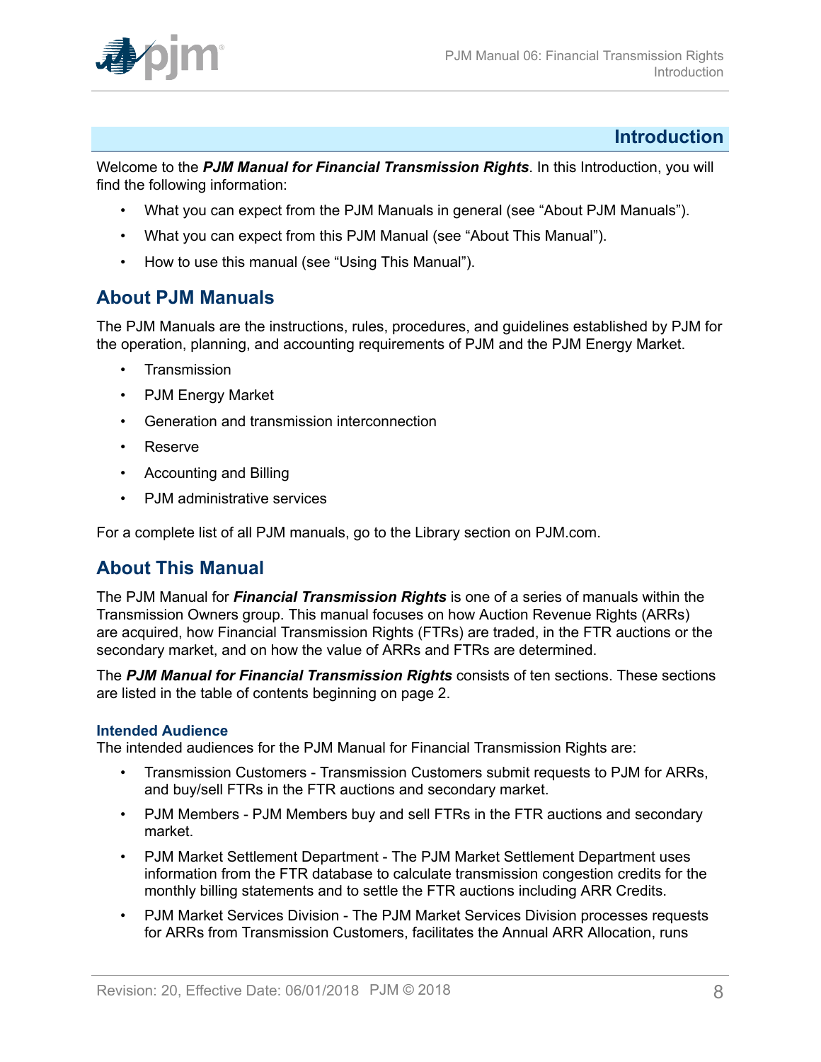# Introduction

Welcome to the ***PJM Manual for Financial Transmission Rights***. In this Introduction, you will find the following information:

- What you can expect from the PJM Manuals in general (see "About PJM Manuals").
- What you can expect from this PJM Manual (see "About This Manual").
- How to use this manual (see "Using This Manual").

## About PJM Manuals

The PJM Manuals are the instructions, rules, procedures, and guidelines established by PJM for the operation, planning, and accounting requirements of PJM and the PJM Energy Market.

- Transmission
- PJM Energy Market
- Generation and transmission interconnection
- Reserve
- Accounting and Billing
- PJM administrative services

For a complete list of all PJM manuals, go to the Library section on PJM.com.

## About This Manual

The PJM Manual for ***Financial Transmission Rights*** is one of a series of manuals within the Transmission Owners group. This manual focuses on how Auction Revenue Rights (ARRs) are acquired, how Financial Transmission Rights (FTRs) are traded, in the FTR auctions or the secondary market, and on how the value of ARRs and FTRs are determined.

The ***PJM Manual for Financial Transmission Rights*** consists of ten sections. These sections are listed in the table of contents beginning on page 2.

### Intended Audience

The intended audiences for the PJM Manual for Financial Transmission Rights are:

- Transmission Customers - Transmission Customers submit requests to PJM for ARRs, and buy/sell FTRs in the FTR auctions and secondary market.
- PJM Members - PJM Members buy and sell FTRs in the FTR auctions and secondary market.
- PJM Market Settlement Department - The PJM Market Settlement Department uses information from the FTR database to calculate transmission congestion credits for the monthly billing statements and to settle the FTR auctions including ARR Credits.
- PJM Market Services Division - The PJM Market Services Division processes requests for ARRs from Transmission Customers, facilitates the Annual ARR Allocation, runs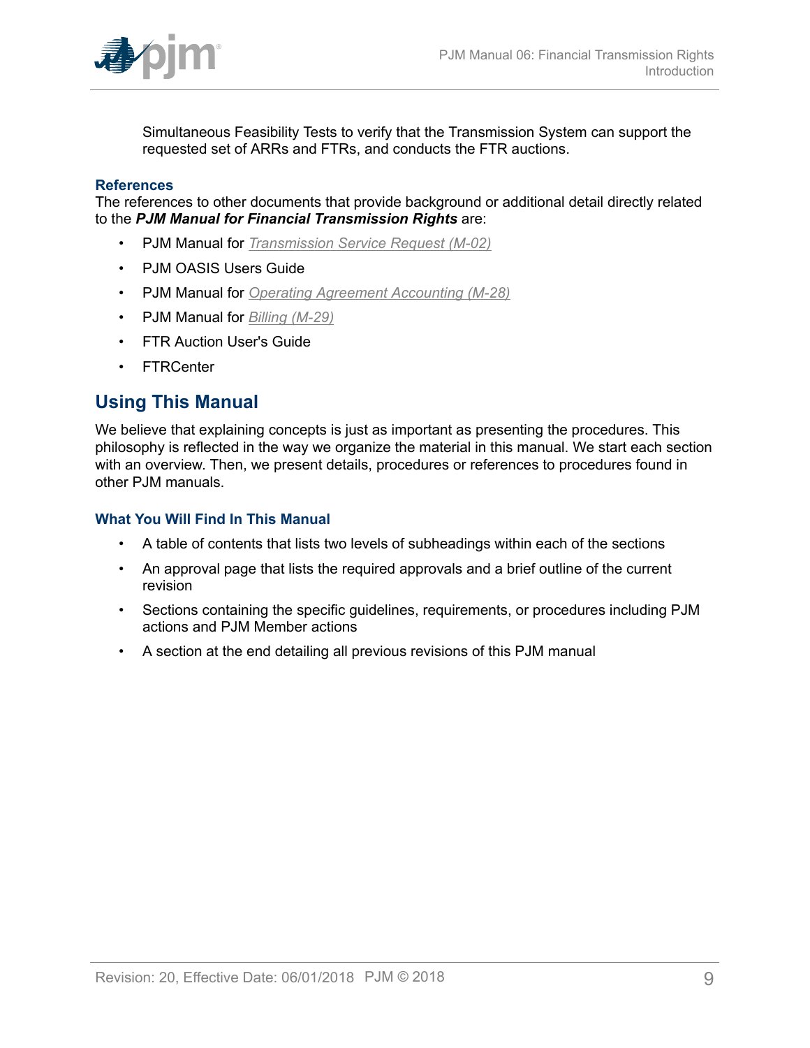Simultaneous Feasibility Tests to verify that the Transmission System can support the requested set of ARRs and FTRs, and conducts the FTR auctions.

### References

The references to other documents that provide background or additional detail directly related to the ***PJM Manual for Financial Transmission Rights*** are:

- PJM Manual for *Transmission Service Request (M-02)*
- PJM OASIS Users Guide
- PJM Manual for *Operating Agreement Accounting (M-28)*
- PJM Manual for *Billing (M-29)*
- FTR Auction User's Guide
- FTRCenter

## Using This Manual

We believe that explaining concepts is just as important as presenting the procedures. This philosophy is reflected in the way we organize the material in this manual. We start each section with an overview. Then, we present details, procedures or references to procedures found in other PJM manuals.

### What You Will Find In This Manual

- A table of contents that lists two levels of subheadings within each of the sections
- An approval page that lists the required approvals and a brief outline of the current revision
- Sections containing the specific guidelines, requirements, or procedures including PJM actions and PJM Member actions
- A section at the end detailing all previous revisions of this PJM manual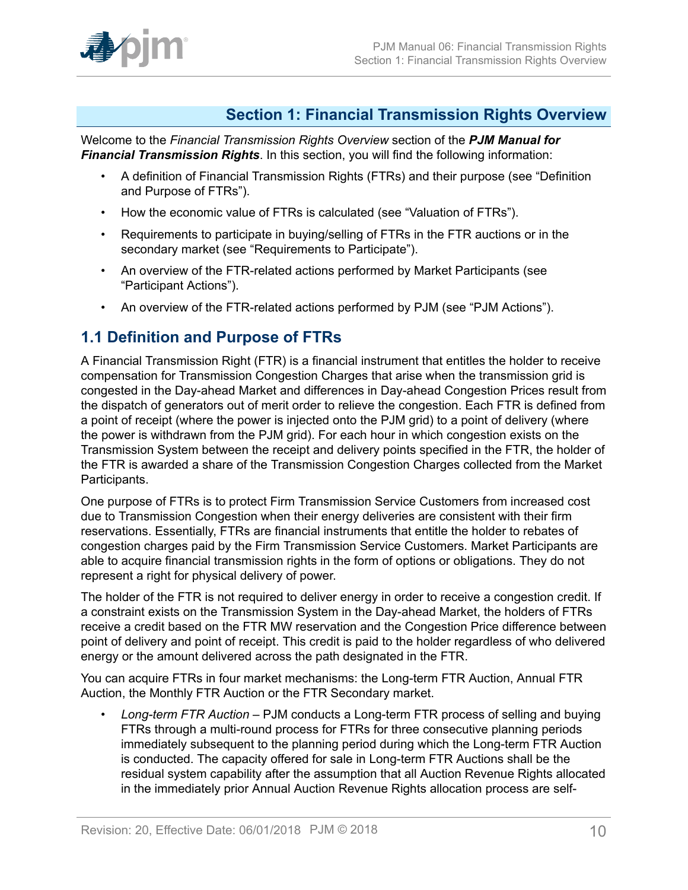# Section 1: Financial Transmission Rights Overview

Welcome to the *Financial Transmission Rights Overview* section of the ***PJM Manual for Financial Transmission Rights***. In this section, you will find the following information:

- A definition of Financial Transmission Rights (FTRs) and their purpose (see "Definition and Purpose of FTRs").
- How the economic value of FTRs is calculated (see "Valuation of FTRs").
- Requirements to participate in buying/selling of FTRs in the FTR auctions or in the secondary market (see "Requirements to Participate").
- An overview of the FTR-related actions performed by Market Participants (see "Participant Actions").
- An overview of the FTR-related actions performed by PJM (see "PJM Actions").

## 1.1 Definition and Purpose of FTRs

A Financial Transmission Right (FTR) is a financial instrument that entitles the holder to receive compensation for Transmission Congestion Charges that arise when the transmission grid is congested in the Day-ahead Market and differences in Day-ahead Congestion Prices result from the dispatch of generators out of merit order to relieve the congestion. Each FTR is defined from a point of receipt (where the power is injected onto the PJM grid) to a point of delivery (where the power is withdrawn from the PJM grid). For each hour in which congestion exists on the Transmission System between the receipt and delivery points specified in the FTR, the holder of the FTR is awarded a share of the Transmission Congestion Charges collected from the Market Participants.

One purpose of FTRs is to protect Firm Transmission Service Customers from increased cost due to Transmission Congestion when their energy deliveries are consistent with their firm reservations. Essentially, FTRs are financial instruments that entitle the holder to rebates of congestion charges paid by the Firm Transmission Service Customers. Market Participants are able to acquire financial transmission rights in the form of options or obligations. They do not represent a right for physical delivery of power.

The holder of the FTR is not required to deliver energy in order to receive a congestion credit. If a constraint exists on the Transmission System in the Day-ahead Market, the holders of FTRs receive a credit based on the FTR MW reservation and the Congestion Price difference between point of delivery and point of receipt. This credit is paid to the holder regardless of who delivered energy or the amount delivered across the path designated in the FTR.

You can acquire FTRs in four market mechanisms: the Long-term FTR Auction, Annual FTR Auction, the Monthly FTR Auction or the FTR Secondary market.

- *Long-term FTR Auction* – PJM conducts a Long-term FTR process of selling and buying FTRs through a multi-round process for FTRs for three consecutive planning periods immediately subsequent to the planning period during which the Long-term FTR Auction is conducted. The capacity offered for sale in Long-term FTR Auctions shall be the residual system capability after the assumption that all Auction Revenue Rights allocated in the immediately prior Annual Auction Revenue Rights allocation process are self-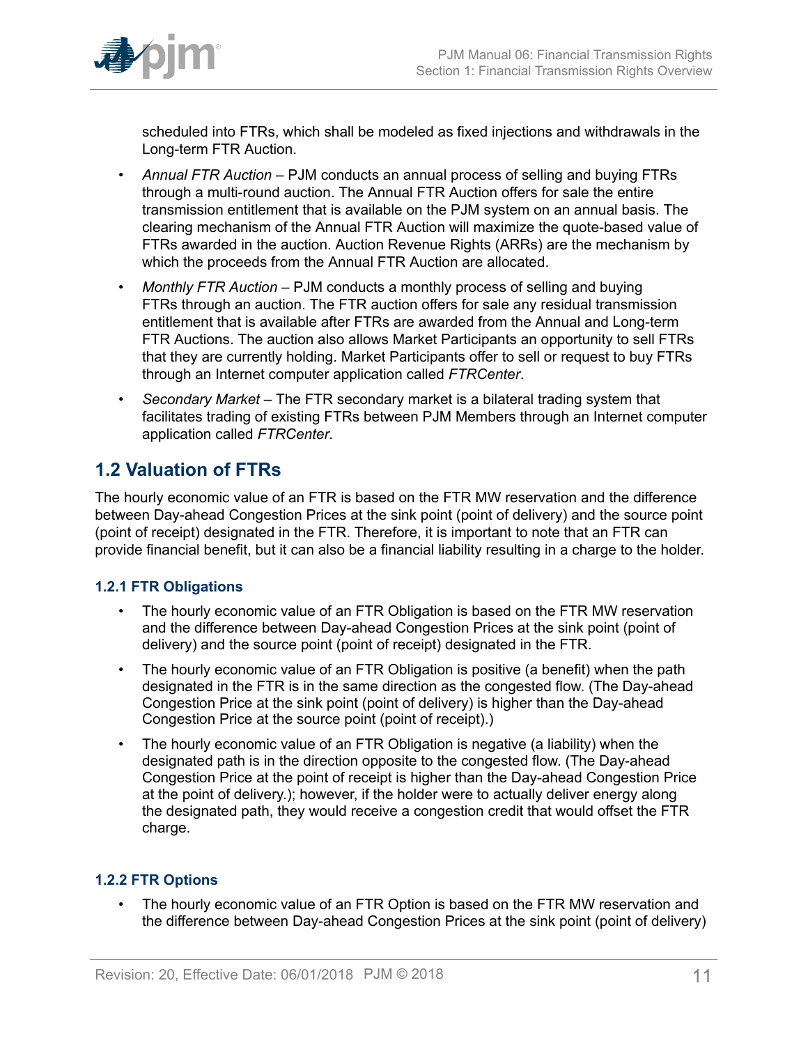scheduled into FTRs, which shall be modeled as fixed injections and withdrawals in the Long-term FTR Auction.

- *Annual FTR Auction* – PJM conducts an annual process of selling and buying FTRs through a multi-round auction. The Annual FTR Auction offers for sale the entire transmission entitlement that is available on the PJM system on an annual basis. The clearing mechanism of the Annual FTR Auction will maximize the quote-based value of FTRs awarded in the auction. Auction Revenue Rights (ARRs) are the mechanism by which the proceeds from the Annual FTR Auction are allocated.
- *Monthly FTR Auction* – PJM conducts a monthly process of selling and buying FTRs through an auction. The FTR auction offers for sale any residual transmission entitlement that is available after FTRs are awarded from the Annual and Long-term FTR Auctions. The auction also allows Market Participants an opportunity to sell FTRs that they are currently holding. Market Participants offer to sell or request to buy FTRs through an Internet computer application called *FTRCenter*.
- *Secondary Market* – The FTR secondary market is a bilateral trading system that facilitates trading of existing FTRs between PJM Members through an Internet computer application called *FTRCenter*.

## 1.2 Valuation of FTRs

The hourly economic value of an FTR is based on the FTR MW reservation and the difference between Day-ahead Congestion Prices at the sink point (point of delivery) and the source point (point of receipt) designated in the FTR. Therefore, it is important to note that an FTR can provide financial benefit, but it can also be a financial liability resulting in a charge to the holder.

### 1.2.1 FTR Obligations

- The hourly economic value of an FTR Obligation is based on the FTR MW reservation and the difference between Day-ahead Congestion Prices at the sink point (point of delivery) and the source point (point of receipt) designated in the FTR.
- The hourly economic value of an FTR Obligation is positive (a benefit) when the path designated in the FTR is in the same direction as the congested flow. (The Day-ahead Congestion Price at the sink point (point of delivery) is higher than the Day-ahead Congestion Price at the source point (point of receipt).)
- The hourly economic value of an FTR Obligation is negative (a liability) when the designated path is in the direction opposite to the congested flow. (The Day-ahead Congestion Price at the point of receipt is higher than the Day-ahead Congestion Price at the point of delivery.); however, if the holder were to actually deliver energy along the designated path, they would receive a congestion credit that would offset the FTR charge.

### 1.2.2 FTR Options

- The hourly economic value of an FTR Option is based on the FTR MW reservation and the difference between Day-ahead Congestion Prices at the sink point (point of delivery)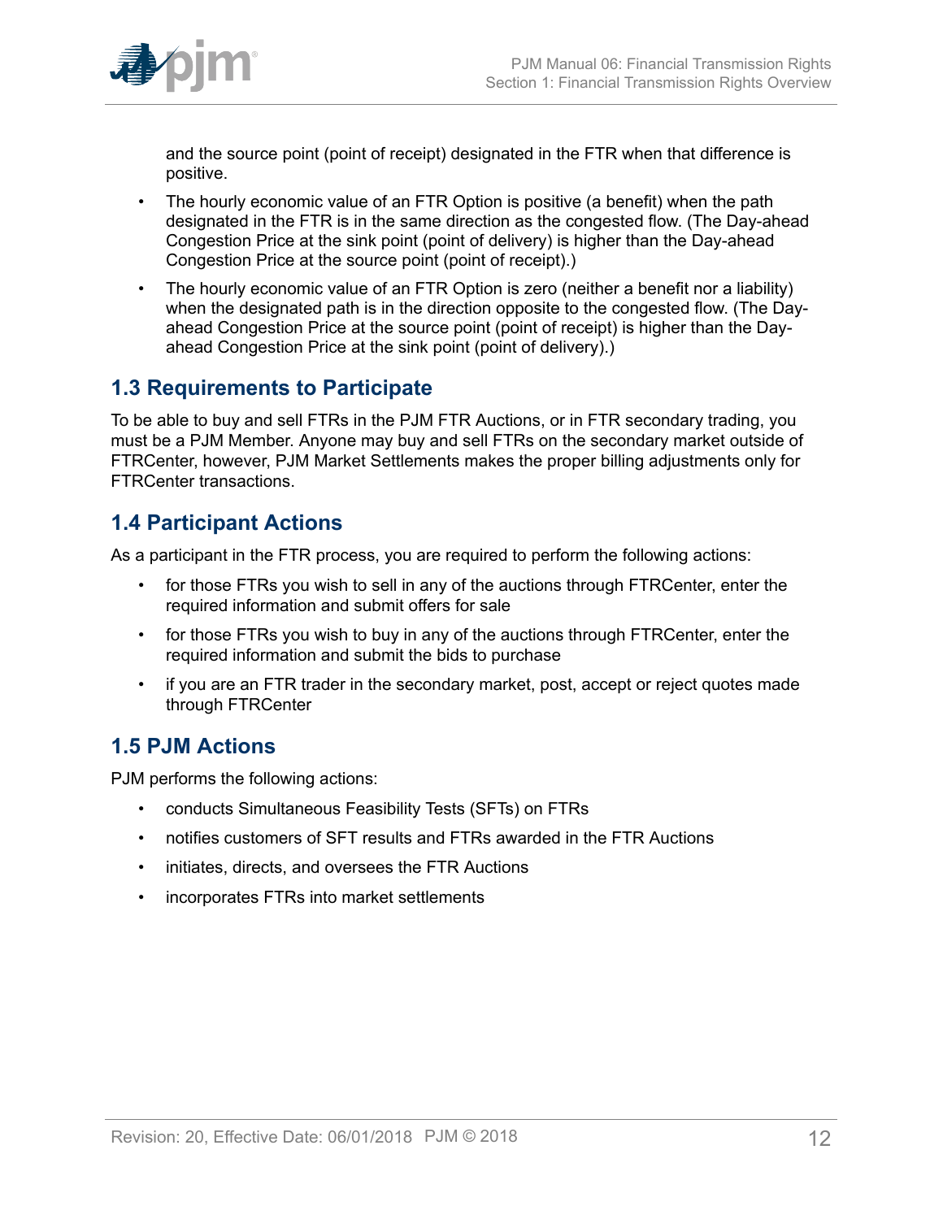and the source point (point of receipt) designated in the FTR when that difference is positive.

- The hourly economic value of an FTR Option is positive (a benefit) when the path designated in the FTR is in the same direction as the congested flow. (The Day-ahead Congestion Price at the sink point (point of delivery) is higher than the Day-ahead Congestion Price at the source point (point of receipt).)
- The hourly economic value of an FTR Option is zero (neither a benefit nor a liability) when the designated path is in the direction opposite to the congested flow. (The Day-ahead Congestion Price at the source point (point of receipt) is higher than the Day-ahead Congestion Price at the sink point (point of delivery).)

## 1.3 Requirements to Participate

To be able to buy and sell FTRs in the PJM FTR Auctions, or in FTR secondary trading, you must be a PJM Member. Anyone may buy and sell FTRs on the secondary market outside of FTRCenter, however, PJM Market Settlements makes the proper billing adjustments only for FTRCenter transactions.

## 1.4 Participant Actions

As a participant in the FTR process, you are required to perform the following actions:

- for those FTRs you wish to sell in any of the auctions through FTRCenter, enter the required information and submit offers for sale
- for those FTRs you wish to buy in any of the auctions through FTRCenter, enter the required information and submit the bids to purchase
- if you are an FTR trader in the secondary market, post, accept or reject quotes made through FTRCenter

## 1.5 PJM Actions

PJM performs the following actions:

- conducts Simultaneous Feasibility Tests (SFTs) on FTRs
- notifies customers of SFT results and FTRs awarded in the FTR Auctions
- initiates, directs, and oversees the FTR Auctions
- incorporates FTRs into market settlements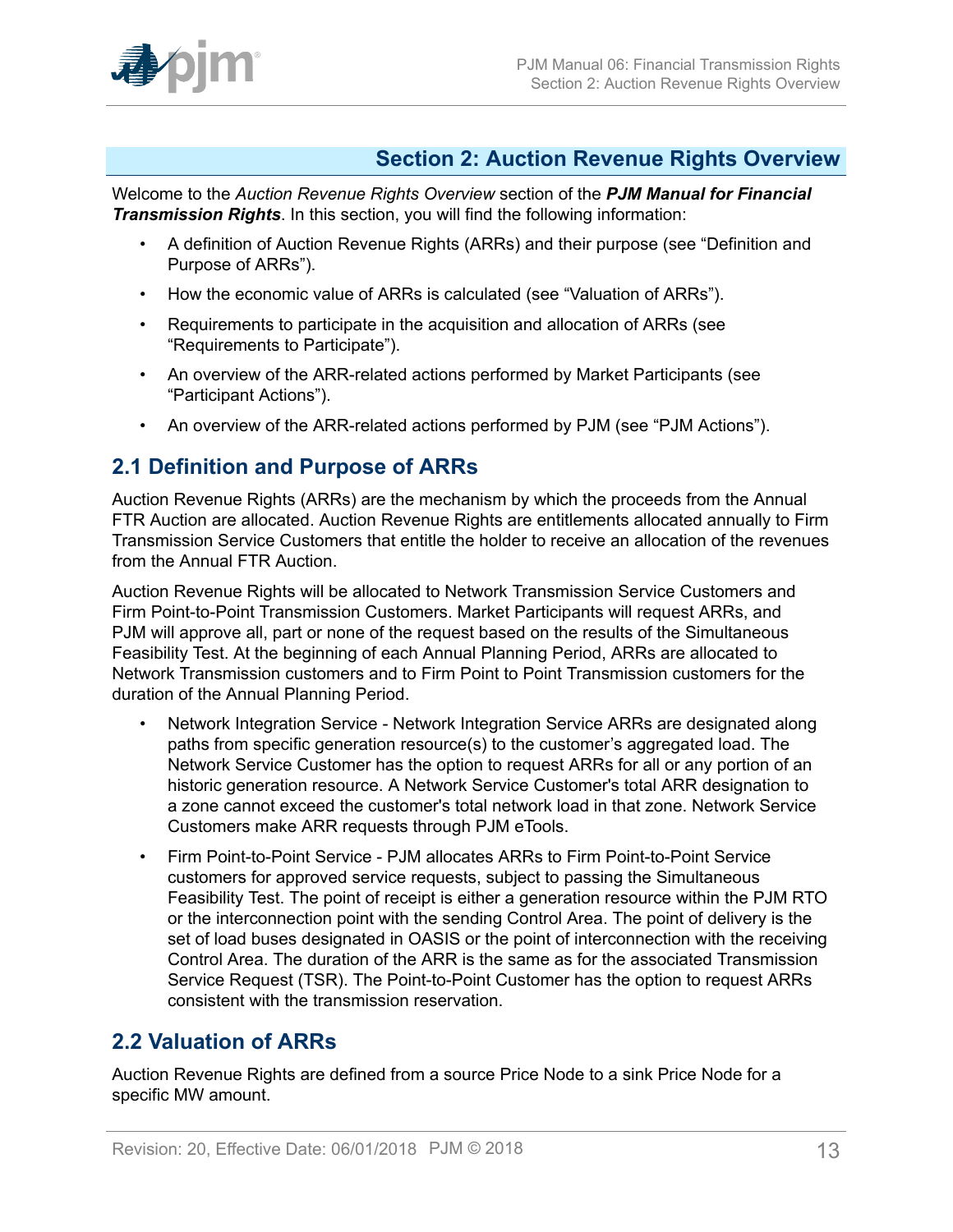# Section 2: Auction Revenue Rights Overview

Welcome to the *Auction Revenue Rights Overview* section of the ***PJM Manual for Financial Transmission Rights***. In this section, you will find the following information:

- A definition of Auction Revenue Rights (ARRs) and their purpose (see "Definition and Purpose of ARRs").
- How the economic value of ARRs is calculated (see "Valuation of ARRs").
- Requirements to participate in the acquisition and allocation of ARRs (see "Requirements to Participate").
- An overview of the ARR-related actions performed by Market Participants (see "Participant Actions").
- An overview of the ARR-related actions performed by PJM (see "PJM Actions").

## 2.1 Definition and Purpose of ARRs

Auction Revenue Rights (ARRs) are the mechanism by which the proceeds from the Annual FTR Auction are allocated. Auction Revenue Rights are entitlements allocated annually to Firm Transmission Service Customers that entitle the holder to receive an allocation of the revenues from the Annual FTR Auction.

Auction Revenue Rights will be allocated to Network Transmission Service Customers and Firm Point-to-Point Transmission Customers. Market Participants will request ARRs, and PJM will approve all, part or none of the request based on the results of the Simultaneous Feasibility Test. At the beginning of each Annual Planning Period, ARRs are allocated to Network Transmission customers and to Firm Point to Point Transmission customers for the duration of the Annual Planning Period.

- Network Integration Service - Network Integration Service ARRs are designated along paths from specific generation resource(s) to the customer's aggregated load. The Network Service Customer has the option to request ARRs for all or any portion of an historic generation resource. A Network Service Customer's total ARR designation to a zone cannot exceed the customer's total network load in that zone. Network Service Customers make ARR requests through PJM eTools.
- Firm Point-to-Point Service - PJM allocates ARRs to Firm Point-to-Point Service customers for approved service requests, subject to passing the Simultaneous Feasibility Test. The point of receipt is either a generation resource within the PJM RTO or the interconnection point with the sending Control Area. The point of delivery is the set of load buses designated in OASIS or the point of interconnection with the receiving Control Area. The duration of the ARR is the same as for the associated Transmission Service Request (TSR). The Point-to-Point Customer has the option to request ARRs consistent with the transmission reservation.

## 2.2 Valuation of ARRs

Auction Revenue Rights are defined from a source Price Node to a sink Price Node for a specific MW amount.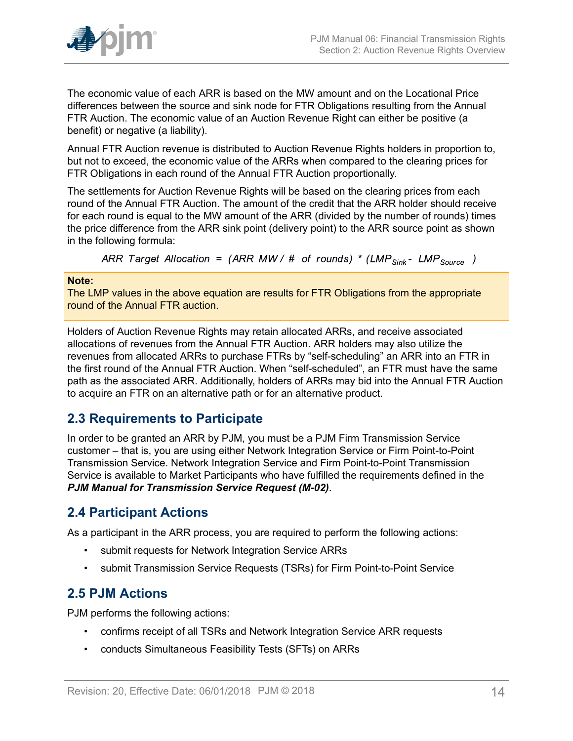The economic value of each ARR is based on the MW amount and on the Locational Price differences between the source and sink node for FTR Obligations resulting from the Annual FTR Auction. The economic value of an Auction Revenue Right can either be positive (a benefit) or negative (a liability).

Annual FTR Auction revenue is distributed to Auction Revenue Rights holders in proportion to, but not to exceed, the economic value of the ARRs when compared to the clearing prices for FTR Obligations in each round of the Annual FTR Auction proportionally.

The settlements for Auction Revenue Rights will be based on the clearing prices from each round of the Annual FTR Auction. The amount of the credit that the ARR holder should receive for each round is equal to the MW amount of the ARR (divided by the number of rounds) times the price difference from the ARR sink point (delivery point) to the ARR source point as shown in the following formula:

$$ARR\ Target\ Allocation = (ARR\ MW / \#\ of\ rounds) * (LMP_{Sink} - LMP_{Source})$$

**Note:**
The LMP values in the above equation are results for FTR Obligations from the appropriate round of the Annual FTR auction.

Holders of Auction Revenue Rights may retain allocated ARRs, and receive associated allocations of revenues from the Annual FTR Auction. ARR holders may also utilize the revenues from allocated ARRs to purchase FTRs by "self-scheduling" an ARR into an FTR in the first round of the Annual FTR Auction. When "self-scheduled", an FTR must have the same path as the associated ARR. Additionally, holders of ARRs may bid into the Annual FTR Auction to acquire an FTR on an alternative path or for an alternative product.

## 2.3 Requirements to Participate

In order to be granted an ARR by PJM, you must be a PJM Firm Transmission Service customer – that is, you are using either Network Integration Service or Firm Point-to-Point Transmission Service. Network Integration Service and Firm Point-to-Point Transmission Service is available to Market Participants who have fulfilled the requirements defined in the ***PJM Manual for Transmission Service Request (M-02)***.

## 2.4 Participant Actions

As a participant in the ARR process, you are required to perform the following actions:

- submit requests for Network Integration Service ARRs
- submit Transmission Service Requests (TSRs) for Firm Point-to-Point Service

## 2.5 PJM Actions

PJM performs the following actions:

- confirms receipt of all TSRs and Network Integration Service ARR requests
- conducts Simultaneous Feasibility Tests (SFTs) on ARRs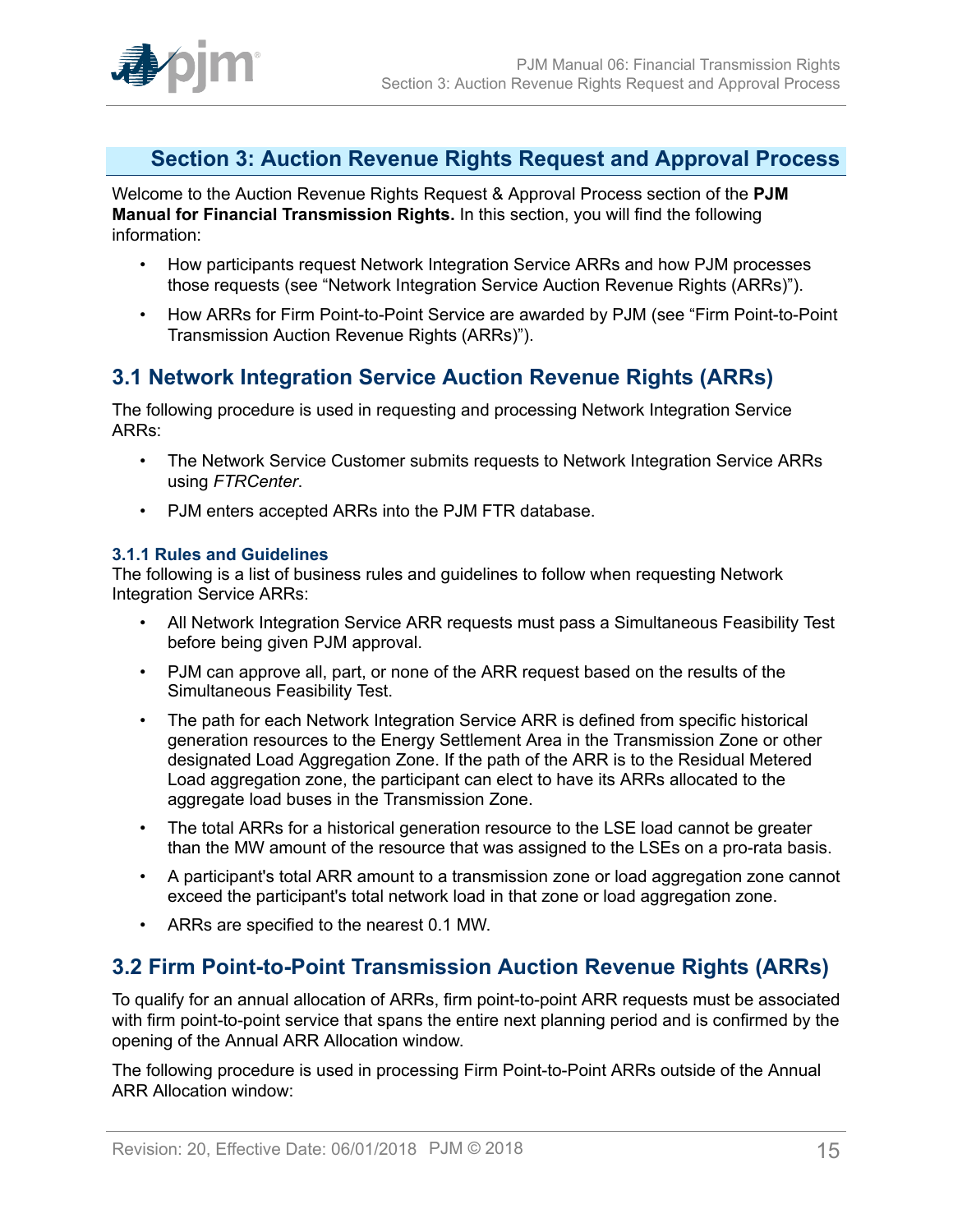# Section 3: Auction Revenue Rights Request and Approval Process

Welcome to the Auction Revenue Rights Request & Approval Process section of the **PJM Manual for Financial Transmission Rights.** In this section, you will find the following information:

- How participants request Network Integration Service ARRs and how PJM processes those requests (see "Network Integration Service Auction Revenue Rights (ARRs)").
- How ARRs for Firm Point-to-Point Service are awarded by PJM (see "Firm Point-to-Point Transmission Auction Revenue Rights (ARRs)").

## 3.1 Network Integration Service Auction Revenue Rights (ARRs)

The following procedure is used in requesting and processing Network Integration Service ARRs:

- The Network Service Customer submits requests to Network Integration Service ARRs using *FTRCenter*.
- PJM enters accepted ARRs into the PJM FTR database.

### 3.1.1 Rules and Guidelines

The following is a list of business rules and guidelines to follow when requesting Network Integration Service ARRs:

- All Network Integration Service ARR requests must pass a Simultaneous Feasibility Test before being given PJM approval.
- PJM can approve all, part, or none of the ARR request based on the results of the Simultaneous Feasibility Test.
- The path for each Network Integration Service ARR is defined from specific historical generation resources to the Energy Settlement Area in the Transmission Zone or other designated Load Aggregation Zone. If the path of the ARR is to the Residual Metered Load aggregation zone, the participant can elect to have its ARRs allocated to the aggregate load buses in the Transmission Zone.
- The total ARRs for a historical generation resource to the LSE load cannot be greater than the MW amount of the resource that was assigned to the LSEs on a pro-rata basis.
- A participant's total ARR amount to a transmission zone or load aggregation zone cannot exceed the participant's total network load in that zone or load aggregation zone.
- ARRs are specified to the nearest 0.1 MW.

## 3.2 Firm Point-to-Point Transmission Auction Revenue Rights (ARRs)

To qualify for an annual allocation of ARRs, firm point-to-point ARR requests must be associated with firm point-to-point service that spans the entire next planning period and is confirmed by the opening of the Annual ARR Allocation window.

The following procedure is used in processing Firm Point-to-Point ARRs outside of the Annual ARR Allocation window: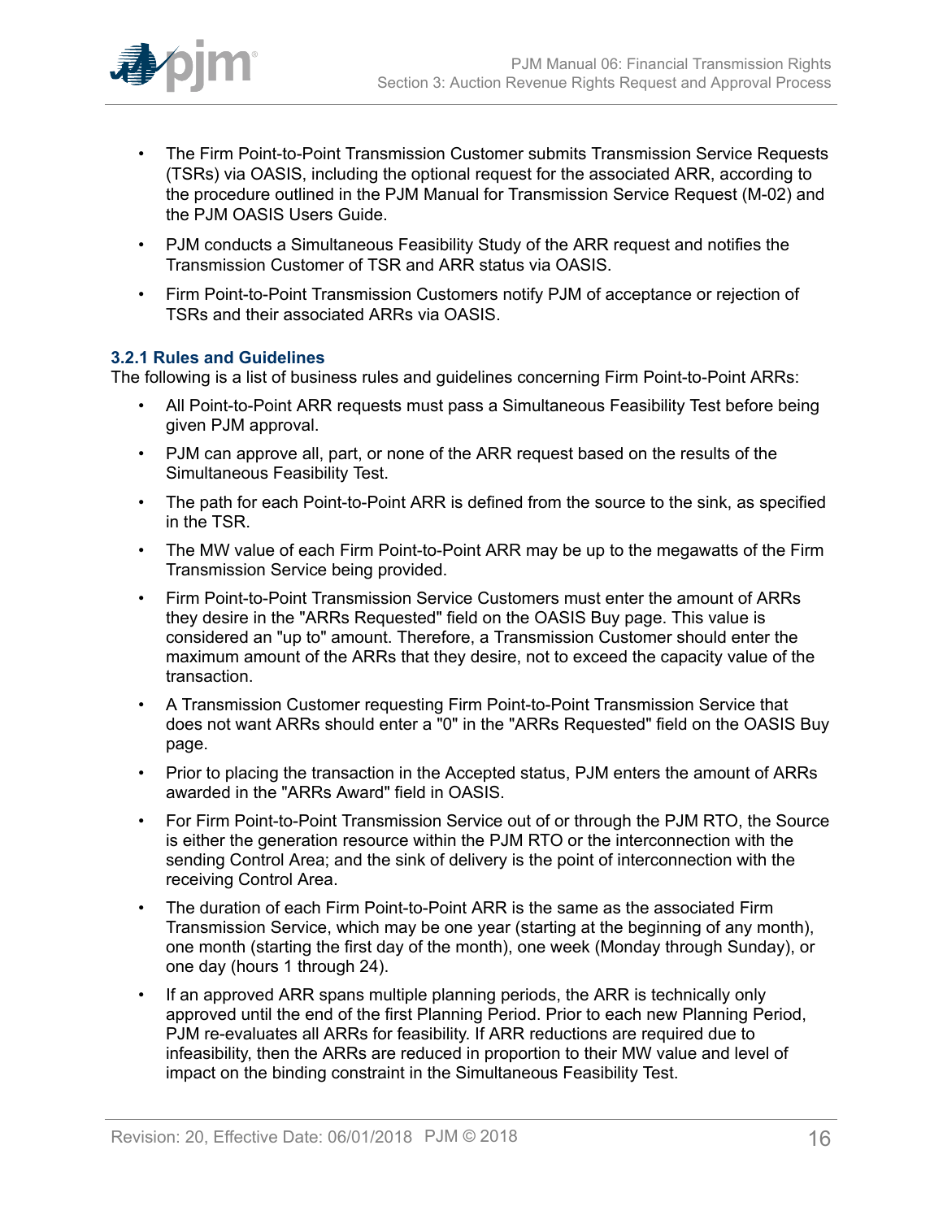- The Firm Point-to-Point Transmission Customer submits Transmission Service Requests (TSRs) via OASIS, including the optional request for the associated ARR, according to the procedure outlined in the PJM Manual for Transmission Service Request (M-02) and the PJM OASIS Users Guide.
- PJM conducts a Simultaneous Feasibility Study of the ARR request and notifies the Transmission Customer of TSR and ARR status via OASIS.
- Firm Point-to-Point Transmission Customers notify PJM of acceptance or rejection of TSRs and their associated ARRs via OASIS.

### 3.2.1 Rules and Guidelines

The following is a list of business rules and guidelines concerning Firm Point-to-Point ARRs:

- All Point-to-Point ARR requests must pass a Simultaneous Feasibility Test before being given PJM approval.
- PJM can approve all, part, or none of the ARR request based on the results of the Simultaneous Feasibility Test.
- The path for each Point-to-Point ARR is defined from the source to the sink, as specified in the TSR.
- The MW value of each Firm Point-to-Point ARR may be up to the megawatts of the Firm Transmission Service being provided.
- Firm Point-to-Point Transmission Service Customers must enter the amount of ARRs they desire in the "ARRs Requested" field on the OASIS Buy page. This value is considered an "up to" amount. Therefore, a Transmission Customer should enter the maximum amount of the ARRs that they desire, not to exceed the capacity value of the transaction.
- A Transmission Customer requesting Firm Point-to-Point Transmission Service that does not want ARRs should enter a "0" in the "ARRs Requested" field on the OASIS Buy page.
- Prior to placing the transaction in the Accepted status, PJM enters the amount of ARRs awarded in the "ARRs Award" field in OASIS.
- For Firm Point-to-Point Transmission Service out of or through the PJM RTO, the Source is either the generation resource within the PJM RTO or the interconnection with the sending Control Area; and the sink of delivery is the point of interconnection with the receiving Control Area.
- The duration of each Firm Point-to-Point ARR is the same as the associated Firm Transmission Service, which may be one year (starting at the beginning of any month), one month (starting the first day of the month), one week (Monday through Sunday), or one day (hours 1 through 24).
- If an approved ARR spans multiple planning periods, the ARR is technically only approved until the end of the first Planning Period. Prior to each new Planning Period, PJM re-evaluates all ARRs for feasibility. If ARR reductions are required due to infeasibility, then the ARRs are reduced in proportion to their MW value and level of impact on the binding constraint in the Simultaneous Feasibility Test.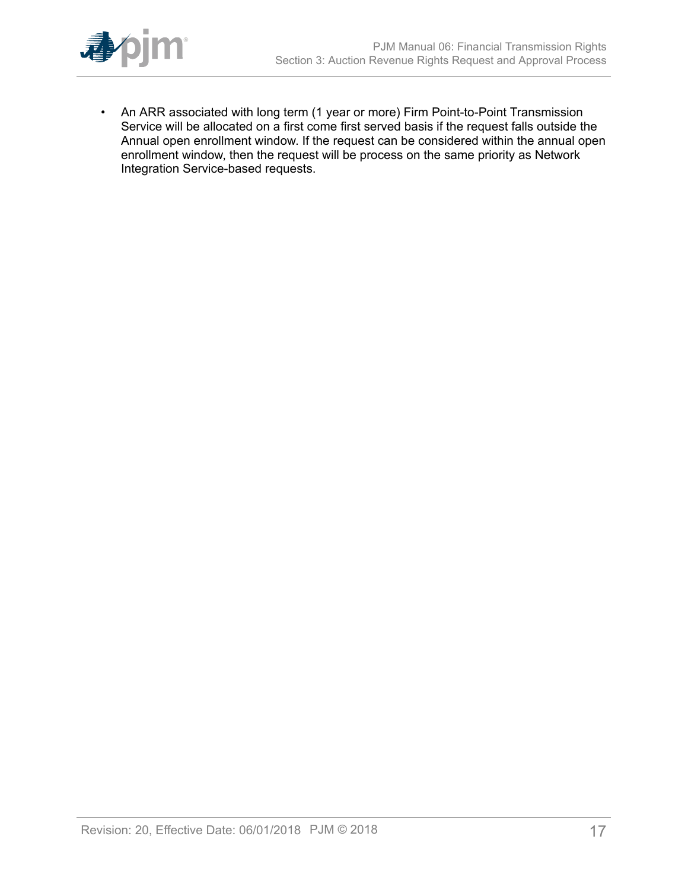- An ARR associated with long term (1 year or more) Firm Point-to-Point Transmission Service will be allocated on a first come first served basis if the request falls outside the Annual open enrollment window. If the request can be considered within the annual open enrollment window, then the request will be process on the same priority as Network Integration Service-based requests.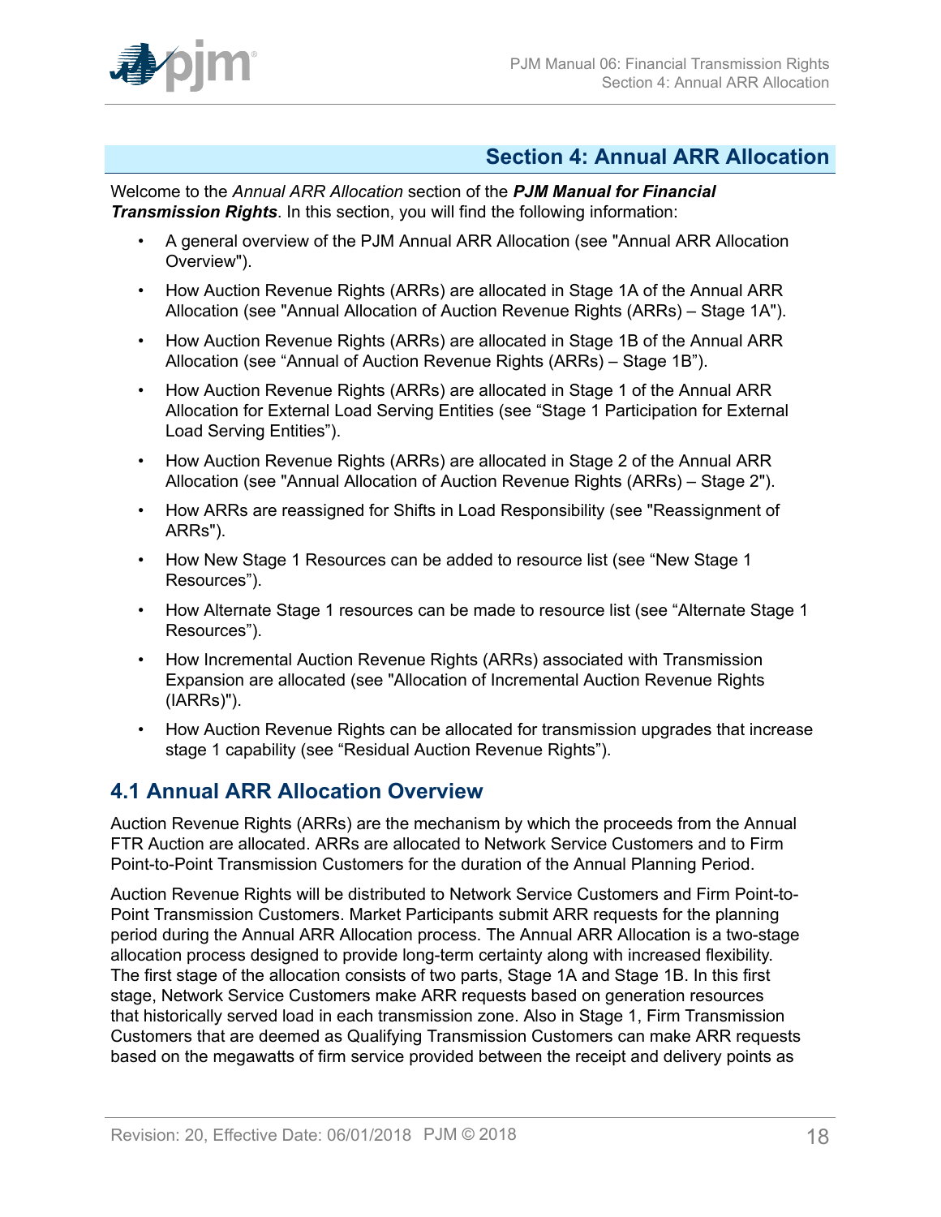## Section 4: Annual ARR Allocation

Welcome to the *Annual ARR Allocation* section of the ***PJM Manual for Financial Transmission Rights***. In this section, you will find the following information:

- A general overview of the PJM Annual ARR Allocation (see "Annual ARR Allocation Overview").
- How Auction Revenue Rights (ARRs) are allocated in Stage 1A of the Annual ARR Allocation (see "Annual Allocation of Auction Revenue Rights (ARRs) – Stage 1A").
- How Auction Revenue Rights (ARRs) are allocated in Stage 1B of the Annual ARR Allocation (see "Annual of Auction Revenue Rights (ARRs) – Stage 1B").
- How Auction Revenue Rights (ARRs) are allocated in Stage 1 of the Annual ARR Allocation for External Load Serving Entities (see "Stage 1 Participation for External Load Serving Entities").
- How Auction Revenue Rights (ARRs) are allocated in Stage 2 of the Annual ARR Allocation (see "Annual Allocation of Auction Revenue Rights (ARRs) – Stage 2").
- How ARRs are reassigned for Shifts in Load Responsibility (see "Reassignment of ARRs").
- How New Stage 1 Resources can be added to resource list (see "New Stage 1 Resources").
- How Alternate Stage 1 resources can be made to resource list (see "Alternate Stage 1 Resources").
- How Incremental Auction Revenue Rights (ARRs) associated with Transmission Expansion are allocated (see "Allocation of Incremental Auction Revenue Rights (IARRs)").
- How Auction Revenue Rights can be allocated for transmission upgrades that increase stage 1 capability (see "Residual Auction Revenue Rights").

## 4.1 Annual ARR Allocation Overview

Auction Revenue Rights (ARRs) are the mechanism by which the proceeds from the Annual FTR Auction are allocated. ARRs are allocated to Network Service Customers and to Firm Point-to-Point Transmission Customers for the duration of the Annual Planning Period.

Auction Revenue Rights will be distributed to Network Service Customers and Firm Point-to-Point Transmission Customers. Market Participants submit ARR requests for the planning period during the Annual ARR Allocation process. The Annual ARR Allocation is a two-stage allocation process designed to provide long-term certainty along with increased flexibility. The first stage of the allocation consists of two parts, Stage 1A and Stage 1B. In this first stage, Network Service Customers make ARR requests based on generation resources that historically served load in each transmission zone. Also in Stage 1, Firm Transmission Customers that are deemed as Qualifying Transmission Customers can make ARR requests based on the megawatts of firm service provided between the receipt and delivery points as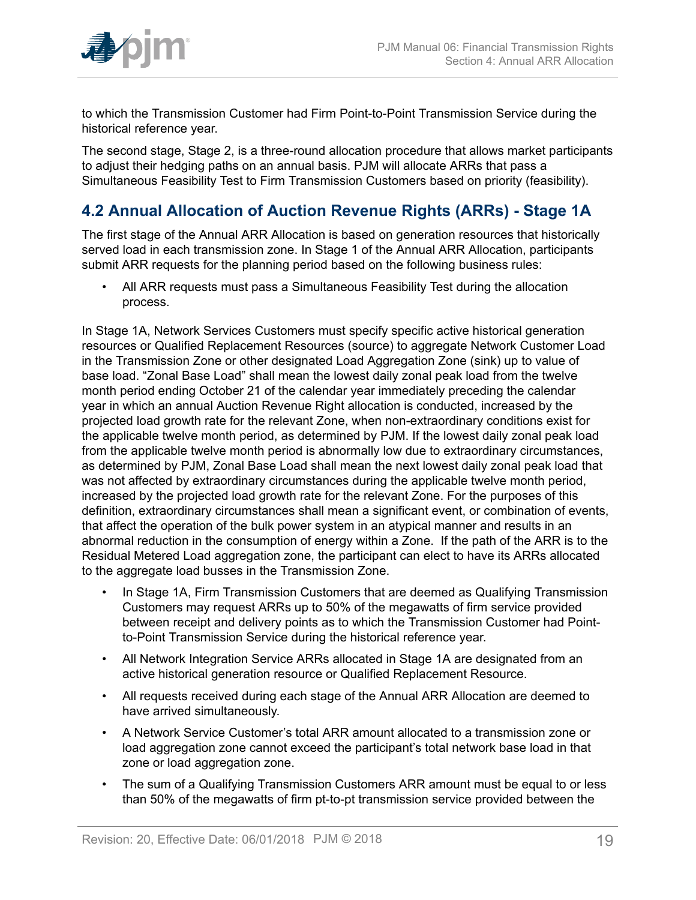to which the Transmission Customer had Firm Point-to-Point Transmission Service during the historical reference year.

The second stage, Stage 2, is a three-round allocation procedure that allows market participants to adjust their hedging paths on an annual basis. PJM will allocate ARRs that pass a Simultaneous Feasibility Test to Firm Transmission Customers based on priority (feasibility).

## 4.2 Annual Allocation of Auction Revenue Rights (ARRs) - Stage 1A

The first stage of the Annual ARR Allocation is based on generation resources that historically served load in each transmission zone. In Stage 1 of the Annual ARR Allocation, participants submit ARR requests for the planning period based on the following business rules:

- All ARR requests must pass a Simultaneous Feasibility Test during the allocation process.

In Stage 1A, Network Services Customers must specify specific active historical generation resources or Qualified Replacement Resources (source) to aggregate Network Customer Load in the Transmission Zone or other designated Load Aggregation Zone (sink) up to value of base load. "Zonal Base Load" shall mean the lowest daily zonal peak load from the twelve month period ending October 21 of the calendar year immediately preceding the calendar year in which an annual Auction Revenue Right allocation is conducted, increased by the projected load growth rate for the relevant Zone, when non-extraordinary conditions exist for the applicable twelve month period, as determined by PJM. If the lowest daily zonal peak load from the applicable twelve month period is abnormally low due to extraordinary circumstances, as determined by PJM, Zonal Base Load shall mean the next lowest daily zonal peak load that was not affected by extraordinary circumstances during the applicable twelve month period, increased by the projected load growth rate for the relevant Zone. For the purposes of this definition, extraordinary circumstances shall mean a significant event, or combination of events, that affect the operation of the bulk power system in an atypical manner and results in an abnormal reduction in the consumption of energy within a Zone. If the path of the ARR is to the Residual Metered Load aggregation zone, the participant can elect to have its ARRs allocated to the aggregate load busses in the Transmission Zone.

- In Stage 1A, Firm Transmission Customers that are deemed as Qualifying Transmission Customers may request ARRs up to 50% of the megawatts of firm service provided between receipt and delivery points as to which the Transmission Customer had Point-to-Point Transmission Service during the historical reference year.
- All Network Integration Service ARRs allocated in Stage 1A are designated from an active historical generation resource or Qualified Replacement Resource.
- All requests received during each stage of the Annual ARR Allocation are deemed to have arrived simultaneously.
- A Network Service Customer's total ARR amount allocated to a transmission zone or load aggregation zone cannot exceed the participant's total network base load in that zone or load aggregation zone.
- The sum of a Qualifying Transmission Customers ARR amount must be equal to or less than 50% of the megawatts of firm pt-to-pt transmission service provided between the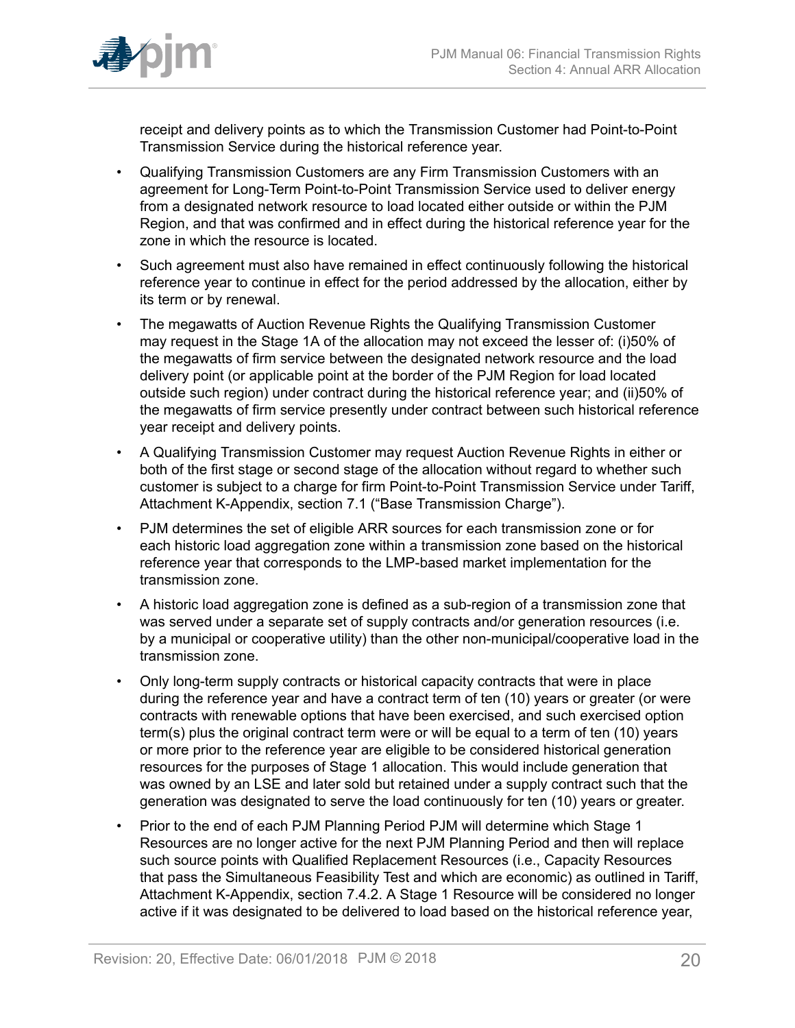receipt and delivery points as to which the Transmission Customer had Point-to-Point Transmission Service during the historical reference year.

- Qualifying Transmission Customers are any Firm Transmission Customers with an agreement for Long-Term Point-to-Point Transmission Service used to deliver energy from a designated network resource to load located either outside or within the PJM Region, and that was confirmed and in effect during the historical reference year for the zone in which the resource is located.
- Such agreement must also have remained in effect continuously following the historical reference year to continue in effect for the period addressed by the allocation, either by its term or by renewal.
- The megawatts of Auction Revenue Rights the Qualifying Transmission Customer may request in the Stage 1A of the allocation may not exceed the lesser of: (i)50% of the megawatts of firm service between the designated network resource and the load delivery point (or applicable point at the border of the PJM Region for load located outside such region) under contract during the historical reference year; and (ii)50% of the megawatts of firm service presently under contract between such historical reference year receipt and delivery points.
- A Qualifying Transmission Customer may request Auction Revenue Rights in either or both of the first stage or second stage of the allocation without regard to whether such customer is subject to a charge for firm Point-to-Point Transmission Service under Tariff, Attachment K-Appendix, section 7.1 ("Base Transmission Charge").
- PJM determines the set of eligible ARR sources for each transmission zone or for each historic load aggregation zone within a transmission zone based on the historical reference year that corresponds to the LMP-based market implementation for the transmission zone.
- A historic load aggregation zone is defined as a sub-region of a transmission zone that was served under a separate set of supply contracts and/or generation resources (i.e. by a municipal or cooperative utility) than the other non-municipal/cooperative load in the transmission zone.
- Only long-term supply contracts or historical capacity contracts that were in place during the reference year and have a contract term of ten (10) years or greater (or were contracts with renewable options that have been exercised, and such exercised option term(s) plus the original contract term were or will be equal to a term of ten (10) years or more prior to the reference year are eligible to be considered historical generation resources for the purposes of Stage 1 allocation. This would include generation that was owned by an LSE and later sold but retained under a supply contract such that the generation was designated to serve the load continuously for ten (10) years or greater.
- Prior to the end of each PJM Planning Period PJM will determine which Stage 1 Resources are no longer active for the next PJM Planning Period and then will replace such source points with Qualified Replacement Resources (i.e., Capacity Resources that pass the Simultaneous Feasibility Test and which are economic) as outlined in Tariff, Attachment K-Appendix, section 7.4.2. A Stage 1 Resource will be considered no longer active if it was designated to be delivered to load based on the historical reference year,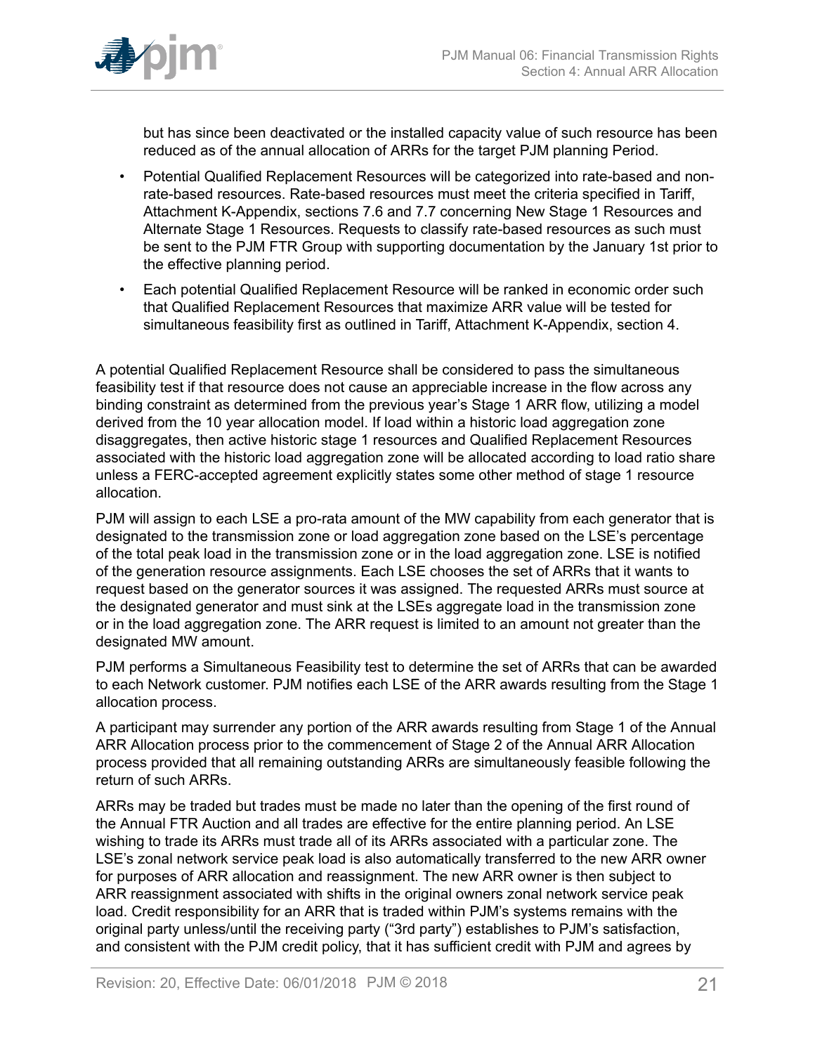but has since been deactivated or the installed capacity value of such resource has been reduced as of the annual allocation of ARRs for the target PJM planning Period.

- Potential Qualified Replacement Resources will be categorized into rate-based and non-rate-based resources. Rate-based resources must meet the criteria specified in Tariff, Attachment K-Appendix, sections 7.6 and 7.7 concerning New Stage 1 Resources and Alternate Stage 1 Resources. Requests to classify rate-based resources as such must be sent to the PJM FTR Group with supporting documentation by the January 1st prior to the effective planning period.
- Each potential Qualified Replacement Resource will be ranked in economic order such that Qualified Replacement Resources that maximize ARR value will be tested for simultaneous feasibility first as outlined in Tariff, Attachment K-Appendix, section 4.

A potential Qualified Replacement Resource shall be considered to pass the simultaneous feasibility test if that resource does not cause an appreciable increase in the flow across any binding constraint as determined from the previous year's Stage 1 ARR flow, utilizing a model derived from the 10 year allocation model. If load within a historic load aggregation zone disaggregates, then active historic stage 1 resources and Qualified Replacement Resources associated with the historic load aggregation zone will be allocated according to load ratio share unless a FERC-accepted agreement explicitly states some other method of stage 1 resource allocation.

PJM will assign to each LSE a pro-rata amount of the MW capability from each generator that is designated to the transmission zone or load aggregation zone based on the LSE's percentage of the total peak load in the transmission zone or in the load aggregation zone. LSE is notified of the generation resource assignments. Each LSE chooses the set of ARRs that it wants to request based on the generator sources it was assigned. The requested ARRs must source at the designated generator and must sink at the LSEs aggregate load in the transmission zone or in the load aggregation zone. The ARR request is limited to an amount not greater than the designated MW amount.

PJM performs a Simultaneous Feasibility test to determine the set of ARRs that can be awarded to each Network customer. PJM notifies each LSE of the ARR awards resulting from the Stage 1 allocation process.

A participant may surrender any portion of the ARR awards resulting from Stage 1 of the Annual ARR Allocation process prior to the commencement of Stage 2 of the Annual ARR Allocation process provided that all remaining outstanding ARRs are simultaneously feasible following the return of such ARRs.

ARRs may be traded but trades must be made no later than the opening of the first round of the Annual FTR Auction and all trades are effective for the entire planning period. An LSE wishing to trade its ARRs must trade all of its ARRs associated with a particular zone. The LSE's zonal network service peak load is also automatically transferred to the new ARR owner for purposes of ARR allocation and reassignment. The new ARR owner is then subject to ARR reassignment associated with shifts in the original owners zonal network service peak load. Credit responsibility for an ARR that is traded within PJM's systems remains with the original party unless/until the receiving party ("3rd party") establishes to PJM's satisfaction, and consistent with the PJM credit policy, that it has sufficient credit with PJM and agrees by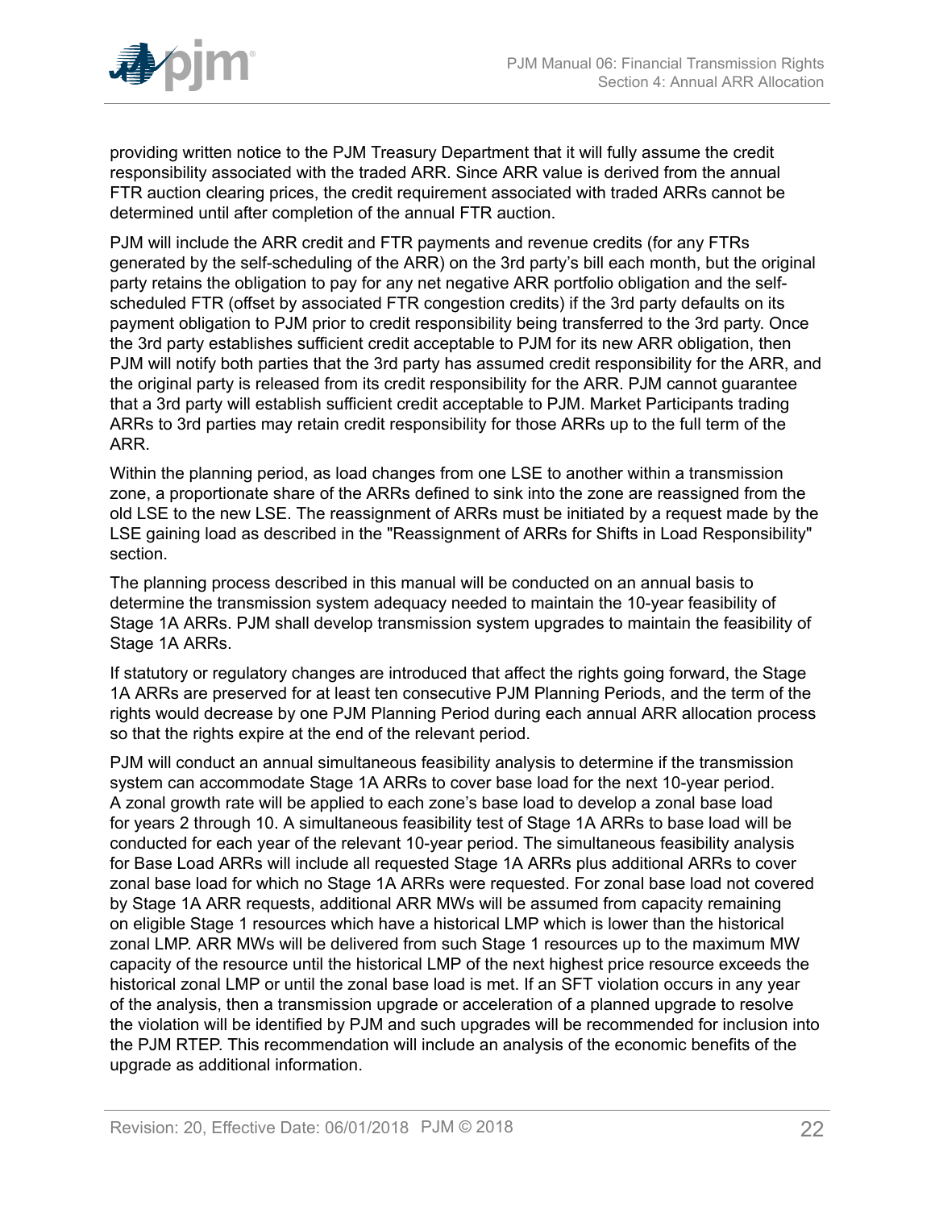providing written notice to the PJM Treasury Department that it will fully assume the credit responsibility associated with the traded ARR. Since ARR value is derived from the annual FTR auction clearing prices, the credit requirement associated with traded ARRs cannot be determined until after completion of the annual FTR auction.

PJM will include the ARR credit and FTR payments and revenue credits (for any FTRs generated by the self-scheduling of the ARR) on the 3rd party's bill each month, but the original party retains the obligation to pay for any net negative ARR portfolio obligation and the self-scheduled FTR (offset by associated FTR congestion credits) if the 3rd party defaults on its payment obligation to PJM prior to credit responsibility being transferred to the 3rd party. Once the 3rd party establishes sufficient credit acceptable to PJM for its new ARR obligation, then PJM will notify both parties that the 3rd party has assumed credit responsibility for the ARR, and the original party is released from its credit responsibility for the ARR. PJM cannot guarantee that a 3rd party will establish sufficient credit acceptable to PJM. Market Participants trading ARRs to 3rd parties may retain credit responsibility for those ARRs up to the full term of the ARR.

Within the planning period, as load changes from one LSE to another within a transmission zone, a proportionate share of the ARRs defined to sink into the zone are reassigned from the old LSE to the new LSE. The reassignment of ARRs must be initiated by a request made by the LSE gaining load as described in the "Reassignment of ARRs for Shifts in Load Responsibility" section.

The planning process described in this manual will be conducted on an annual basis to determine the transmission system adequacy needed to maintain the 10-year feasibility of Stage 1A ARRs. PJM shall develop transmission system upgrades to maintain the feasibility of Stage 1A ARRs.

If statutory or regulatory changes are introduced that affect the rights going forward, the Stage 1A ARRs are preserved for at least ten consecutive PJM Planning Periods, and the term of the rights would decrease by one PJM Planning Period during each annual ARR allocation process so that the rights expire at the end of the relevant period.

PJM will conduct an annual simultaneous feasibility analysis to determine if the transmission system can accommodate Stage 1A ARRs to cover base load for the next 10-year period. A zonal growth rate will be applied to each zone's base load to develop a zonal base load for years 2 through 10. A simultaneous feasibility test of Stage 1A ARRs to base load will be conducted for each year of the relevant 10-year period. The simultaneous feasibility analysis for Base Load ARRs will include all requested Stage 1A ARRs plus additional ARRs to cover zonal base load for which no Stage 1A ARRs were requested. For zonal base load not covered by Stage 1A ARR requests, additional ARR MWs will be assumed from capacity remaining on eligible Stage 1 resources which have a historical LMP which is lower than the historical zonal LMP. ARR MWs will be delivered from such Stage 1 resources up to the maximum MW capacity of the resource until the historical LMP of the next highest price resource exceeds the historical zonal LMP or until the zonal base load is met. If an SFT violation occurs in any year of the analysis, then a transmission upgrade or acceleration of a planned upgrade to resolve the violation will be identified by PJM and such upgrades will be recommended for inclusion into the PJM RTEP. This recommendation will include an analysis of the economic benefits of the upgrade as additional information.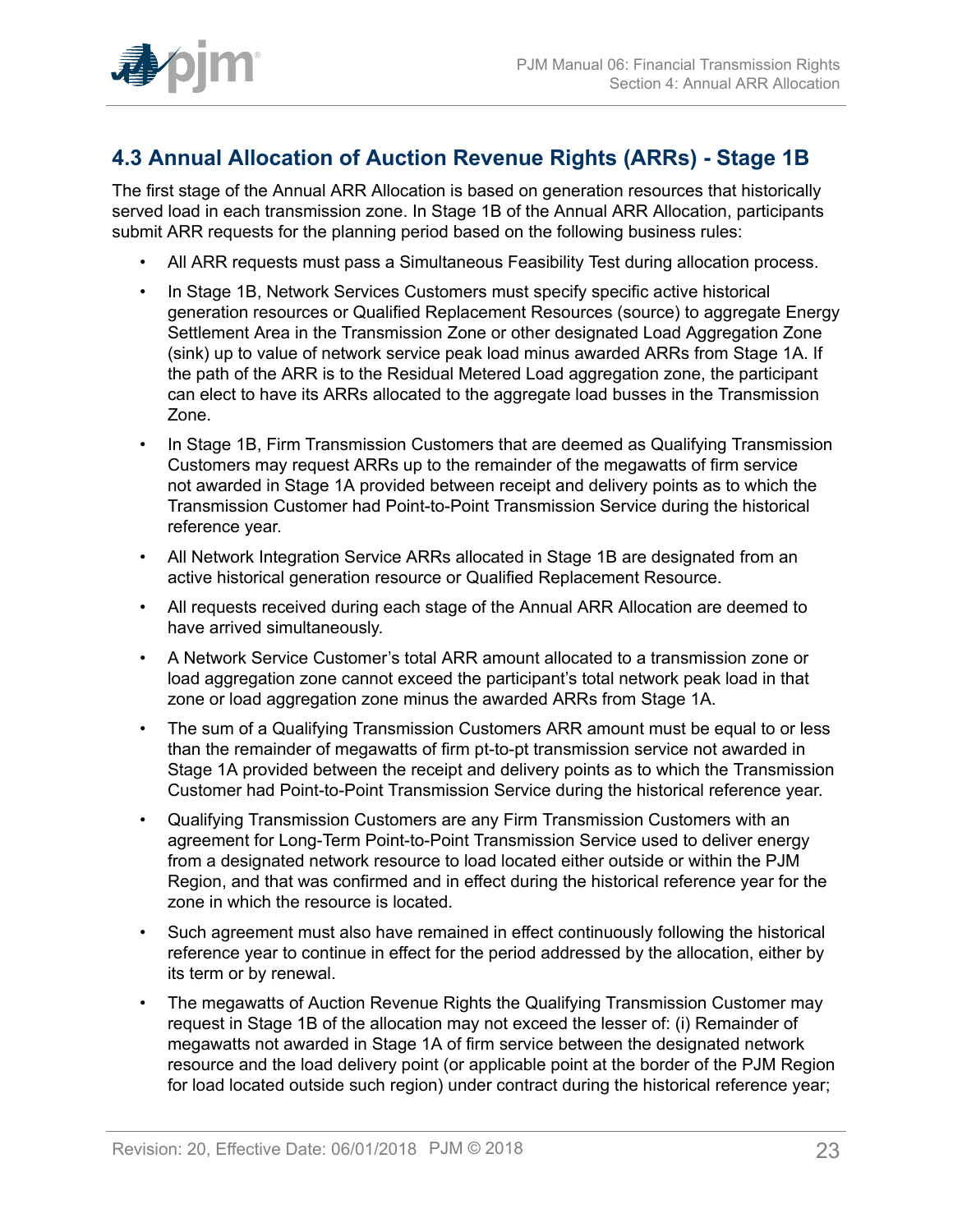## 4.3 Annual Allocation of Auction Revenue Rights (ARRs) - Stage 1B

The first stage of the Annual ARR Allocation is based on generation resources that historically served load in each transmission zone. In Stage 1B of the Annual ARR Allocation, participants submit ARR requests for the planning period based on the following business rules:

- All ARR requests must pass a Simultaneous Feasibility Test during allocation process.
- In Stage 1B, Network Services Customers must specify specific active historical generation resources or Qualified Replacement Resources (source) to aggregate Energy Settlement Area in the Transmission Zone or other designated Load Aggregation Zone (sink) up to value of network service peak load minus awarded ARRs from Stage 1A. If the path of the ARR is to the Residual Metered Load aggregation zone, the participant can elect to have its ARRs allocated to the aggregate load busses in the Transmission Zone.
- In Stage 1B, Firm Transmission Customers that are deemed as Qualifying Transmission Customers may request ARRs up to the remainder of the megawatts of firm service not awarded in Stage 1A provided between receipt and delivery points as to which the Transmission Customer had Point-to-Point Transmission Service during the historical reference year.
- All Network Integration Service ARRs allocated in Stage 1B are designated from an active historical generation resource or Qualified Replacement Resource.
- All requests received during each stage of the Annual ARR Allocation are deemed to have arrived simultaneously.
- A Network Service Customer's total ARR amount allocated to a transmission zone or load aggregation zone cannot exceed the participant's total network peak load in that zone or load aggregation zone minus the awarded ARRs from Stage 1A.
- The sum of a Qualifying Transmission Customers ARR amount must be equal to or less than the remainder of megawatts of firm pt-to-pt transmission service not awarded in Stage 1A provided between the receipt and delivery points as to which the Transmission Customer had Point-to-Point Transmission Service during the historical reference year.
- Qualifying Transmission Customers are any Firm Transmission Customers with an agreement for Long-Term Point-to-Point Transmission Service used to deliver energy from a designated network resource to load located either outside or within the PJM Region, and that was confirmed and in effect during the historical reference year for the zone in which the resource is located.
- Such agreement must also have remained in effect continuously following the historical reference year to continue in effect for the period addressed by the allocation, either by its term or by renewal.
- The megawatts of Auction Revenue Rights the Qualifying Transmission Customer may request in Stage 1B of the allocation may not exceed the lesser of: (i) Remainder of megawatts not awarded in Stage 1A of firm service between the designated network resource and the load delivery point (or applicable point at the border of the PJM Region for load located outside such region) under contract during the historical reference year;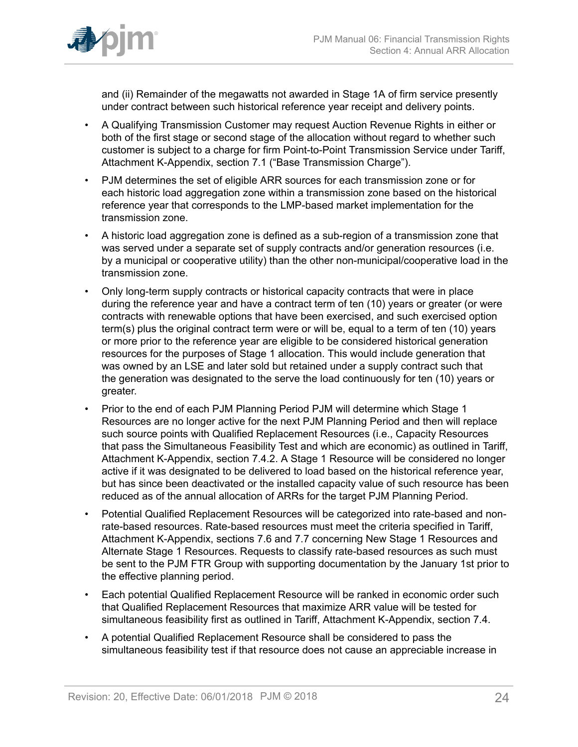and (ii) Remainder of the megawatts not awarded in Stage 1A of firm service presently under contract between such historical reference year receipt and delivery points.

- A Qualifying Transmission Customer may request Auction Revenue Rights in either or both of the first stage or second stage of the allocation without regard to whether such customer is subject to a charge for firm Point-to-Point Transmission Service under Tariff, Attachment K-Appendix, section 7.1 ("Base Transmission Charge").
- PJM determines the set of eligible ARR sources for each transmission zone or for each historic load aggregation zone within a transmission zone based on the historical reference year that corresponds to the LMP-based market implementation for the transmission zone.
- A historic load aggregation zone is defined as a sub-region of a transmission zone that was served under a separate set of supply contracts and/or generation resources (i.e. by a municipal or cooperative utility) than the other non-municipal/cooperative load in the transmission zone.
- Only long-term supply contracts or historical capacity contracts that were in place during the reference year and have a contract term of ten (10) years or greater (or were contracts with renewable options that have been exercised, and such exercised option term(s) plus the original contract term were or will be, equal to a term of ten (10) years or more prior to the reference year are eligible to be considered historical generation resources for the purposes of Stage 1 allocation. This would include generation that was owned by an LSE and later sold but retained under a supply contract such that the generation was designated to the serve the load continuously for ten (10) years or greater.
- Prior to the end of each PJM Planning Period PJM will determine which Stage 1 Resources are no longer active for the next PJM Planning Period and then will replace such source points with Qualified Replacement Resources (i.e., Capacity Resources that pass the Simultaneous Feasibility Test and which are economic) as outlined in Tariff, Attachment K-Appendix, section 7.4.2. A Stage 1 Resource will be considered no longer active if it was designated to be delivered to load based on the historical reference year, but has since been deactivated or the installed capacity value of such resource has been reduced as of the annual allocation of ARRs for the target PJM Planning Period.
- Potential Qualified Replacement Resources will be categorized into rate-based and non-rate-based resources. Rate-based resources must meet the criteria specified in Tariff, Attachment K-Appendix, sections 7.6 and 7.7 concerning New Stage 1 Resources and Alternate Stage 1 Resources. Requests to classify rate-based resources as such must be sent to the PJM FTR Group with supporting documentation by the January 1st prior to the effective planning period.
- Each potential Qualified Replacement Resource will be ranked in economic order such that Qualified Replacement Resources that maximize ARR value will be tested for simultaneous feasibility first as outlined in Tariff, Attachment K-Appendix, section 7.4.
- A potential Qualified Replacement Resource shall be considered to pass the simultaneous feasibility test if that resource does not cause an appreciable increase in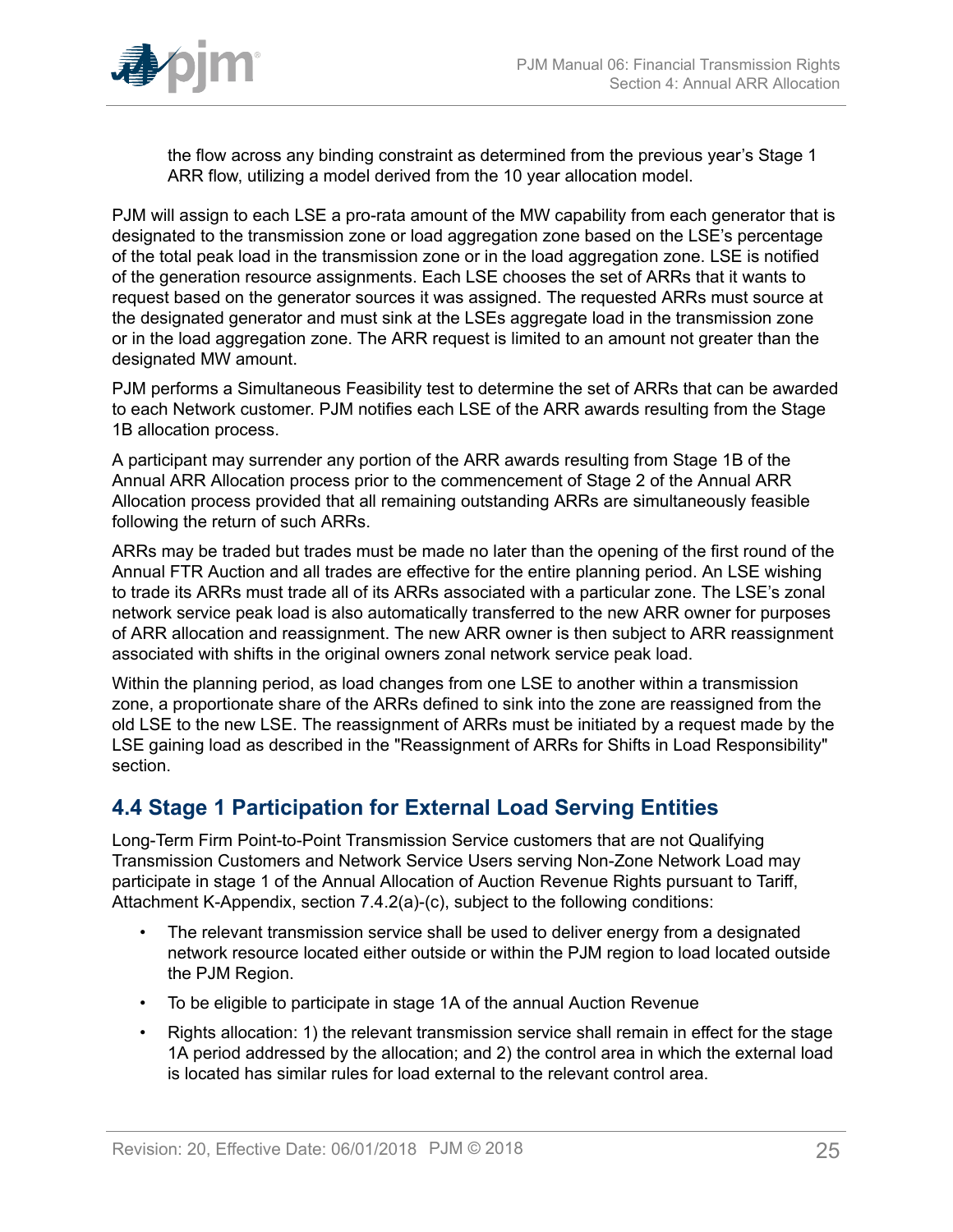the flow across any binding constraint as determined from the previous year's Stage 1 ARR flow, utilizing a model derived from the 10 year allocation model.

PJM will assign to each LSE a pro-rata amount of the MW capability from each generator that is designated to the transmission zone or load aggregation zone based on the LSE's percentage of the total peak load in the transmission zone or in the load aggregation zone. LSE is notified of the generation resource assignments. Each LSE chooses the set of ARRs that it wants to request based on the generator sources it was assigned. The requested ARRs must source at the designated generator and must sink at the LSEs aggregate load in the transmission zone or in the load aggregation zone. The ARR request is limited to an amount not greater than the designated MW amount.

PJM performs a Simultaneous Feasibility test to determine the set of ARRs that can be awarded to each Network customer. PJM notifies each LSE of the ARR awards resulting from the Stage 1B allocation process.

A participant may surrender any portion of the ARR awards resulting from Stage 1B of the Annual ARR Allocation process prior to the commencement of Stage 2 of the Annual ARR Allocation process provided that all remaining outstanding ARRs are simultaneously feasible following the return of such ARRs.

ARRs may be traded but trades must be made no later than the opening of the first round of the Annual FTR Auction and all trades are effective for the entire planning period. An LSE wishing to trade its ARRs must trade all of its ARRs associated with a particular zone. The LSE's zonal network service peak load is also automatically transferred to the new ARR owner for purposes of ARR allocation and reassignment. The new ARR owner is then subject to ARR reassignment associated with shifts in the original owners zonal network service peak load.

Within the planning period, as load changes from one LSE to another within a transmission zone, a proportionate share of the ARRs defined to sink into the zone are reassigned from the old LSE to the new LSE. The reassignment of ARRs must be initiated by a request made by the LSE gaining load as described in the "Reassignment of ARRs for Shifts in Load Responsibility" section.

## 4.4 Stage 1 Participation for External Load Serving Entities

Long-Term Firm Point-to-Point Transmission Service customers that are not Qualifying Transmission Customers and Network Service Users serving Non-Zone Network Load may participate in stage 1 of the Annual Allocation of Auction Revenue Rights pursuant to Tariff, Attachment K-Appendix, section 7.4.2(a)-(c), subject to the following conditions:

- The relevant transmission service shall be used to deliver energy from a designated network resource located either outside or within the PJM region to load located outside the PJM Region.
- To be eligible to participate in stage 1A of the annual Auction Revenue
- Rights allocation: 1) the relevant transmission service shall remain in effect for the stage 1A period addressed by the allocation; and 2) the control area in which the external load is located has similar rules for load external to the relevant control area.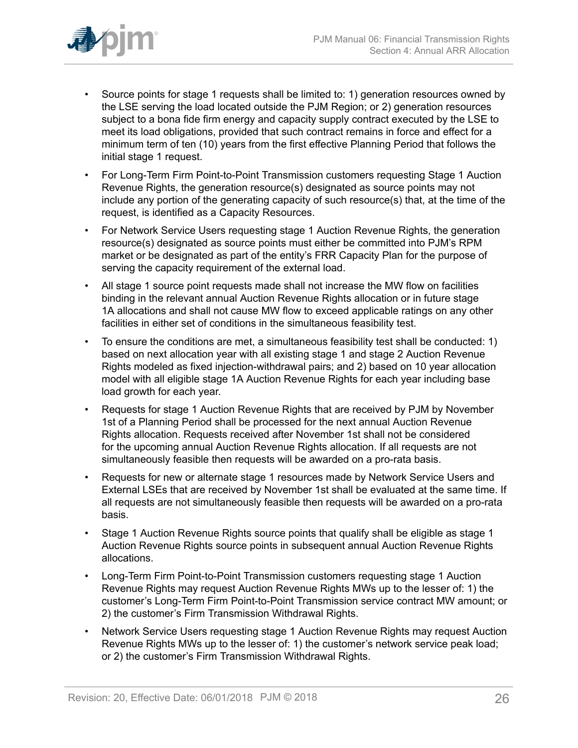- Source points for stage 1 requests shall be limited to: 1) generation resources owned by the LSE serving the load located outside the PJM Region; or 2) generation resources subject to a bona fide firm energy and capacity supply contract executed by the LSE to meet its load obligations, provided that such contract remains in force and effect for a minimum term of ten (10) years from the first effective Planning Period that follows the initial stage 1 request.
- For Long-Term Firm Point-to-Point Transmission customers requesting Stage 1 Auction Revenue Rights, the generation resource(s) designated as source points may not include any portion of the generating capacity of such resource(s) that, at the time of the request, is identified as a Capacity Resources.
- For Network Service Users requesting stage 1 Auction Revenue Rights, the generation resource(s) designated as source points must either be committed into PJM's RPM market or be designated as part of the entity's FRR Capacity Plan for the purpose of serving the capacity requirement of the external load.
- All stage 1 source point requests made shall not increase the MW flow on facilities binding in the relevant annual Auction Revenue Rights allocation or in future stage 1A allocations and shall not cause MW flow to exceed applicable ratings on any other facilities in either set of conditions in the simultaneous feasibility test.
- To ensure the conditions are met, a simultaneous feasibility test shall be conducted: 1) based on next allocation year with all existing stage 1 and stage 2 Auction Revenue Rights modeled as fixed injection-withdrawal pairs; and 2) based on 10 year allocation model with all eligible stage 1A Auction Revenue Rights for each year including base load growth for each year.
- Requests for stage 1 Auction Revenue Rights that are received by PJM by November 1st of a Planning Period shall be processed for the next annual Auction Revenue Rights allocation. Requests received after November 1st shall not be considered for the upcoming annual Auction Revenue Rights allocation. If all requests are not simultaneously feasible then requests will be awarded on a pro-rata basis.
- Requests for new or alternate stage 1 resources made by Network Service Users and External LSEs that are received by November 1st shall be evaluated at the same time. If all requests are not simultaneously feasible then requests will be awarded on a pro-rata basis.
- Stage 1 Auction Revenue Rights source points that qualify shall be eligible as stage 1 Auction Revenue Rights source points in subsequent annual Auction Revenue Rights allocations.
- Long-Term Firm Point-to-Point Transmission customers requesting stage 1 Auction Revenue Rights may request Auction Revenue Rights MWs up to the lesser of: 1) the customer's Long-Term Firm Point-to-Point Transmission service contract MW amount; or 2) the customer's Firm Transmission Withdrawal Rights.
- Network Service Users requesting stage 1 Auction Revenue Rights may request Auction Revenue Rights MWs up to the lesser of: 1) the customer's network service peak load; or 2) the customer's Firm Transmission Withdrawal Rights.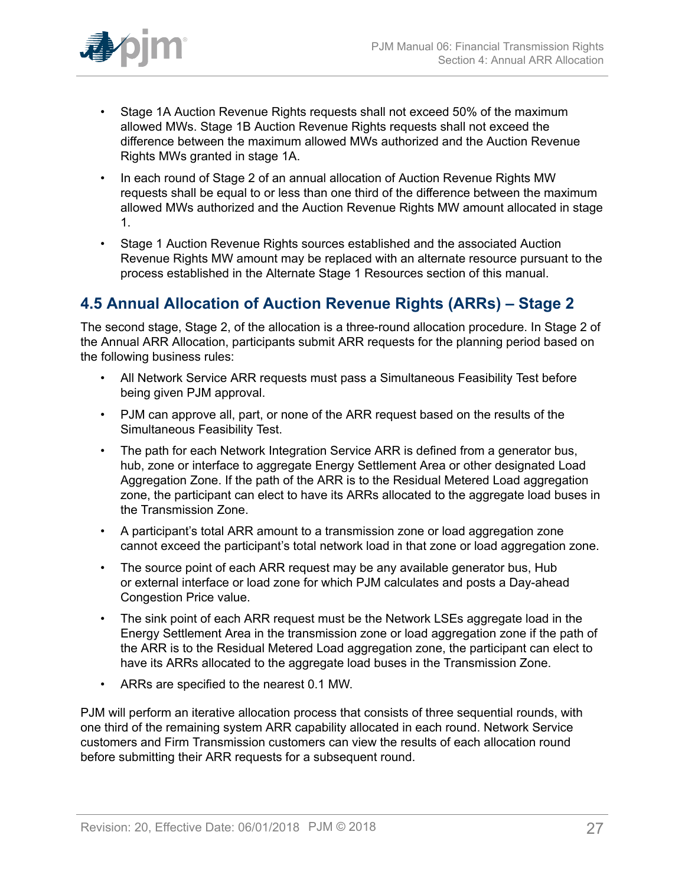- Stage 1A Auction Revenue Rights requests shall not exceed 50% of the maximum allowed MWs. Stage 1B Auction Revenue Rights requests shall not exceed the difference between the maximum allowed MWs authorized and the Auction Revenue Rights MWs granted in stage 1A.
- In each round of Stage 2 of an annual allocation of Auction Revenue Rights MW requests shall be equal to or less than one third of the difference between the maximum allowed MWs authorized and the Auction Revenue Rights MW amount allocated in stage 1.
- Stage 1 Auction Revenue Rights sources established and the associated Auction Revenue Rights MW amount may be replaced with an alternate resource pursuant to the process established in the Alternate Stage 1 Resources section of this manual.

## 4.5 Annual Allocation of Auction Revenue Rights (ARRs) – Stage 2

The second stage, Stage 2, of the allocation is a three-round allocation procedure. In Stage 2 of the Annual ARR Allocation, participants submit ARR requests for the planning period based on the following business rules:

- All Network Service ARR requests must pass a Simultaneous Feasibility Test before being given PJM approval.
- PJM can approve all, part, or none of the ARR request based on the results of the Simultaneous Feasibility Test.
- The path for each Network Integration Service ARR is defined from a generator bus, hub, zone or interface to aggregate Energy Settlement Area or other designated Load Aggregation Zone. If the path of the ARR is to the Residual Metered Load aggregation zone, the participant can elect to have its ARRs allocated to the aggregate load buses in the Transmission Zone.
- A participant's total ARR amount to a transmission zone or load aggregation zone cannot exceed the participant's total network load in that zone or load aggregation zone.
- The source point of each ARR request may be any available generator bus, Hub or external interface or load zone for which PJM calculates and posts a Day-ahead Congestion Price value.
- The sink point of each ARR request must be the Network LSEs aggregate load in the Energy Settlement Area in the transmission zone or load aggregation zone if the path of the ARR is to the Residual Metered Load aggregation zone, the participant can elect to have its ARRs allocated to the aggregate load buses in the Transmission Zone.
- ARRs are specified to the nearest 0.1 MW.

PJM will perform an iterative allocation process that consists of three sequential rounds, with one third of the remaining system ARR capability allocated in each round. Network Service customers and Firm Transmission customers can view the results of each allocation round before submitting their ARR requests for a subsequent round.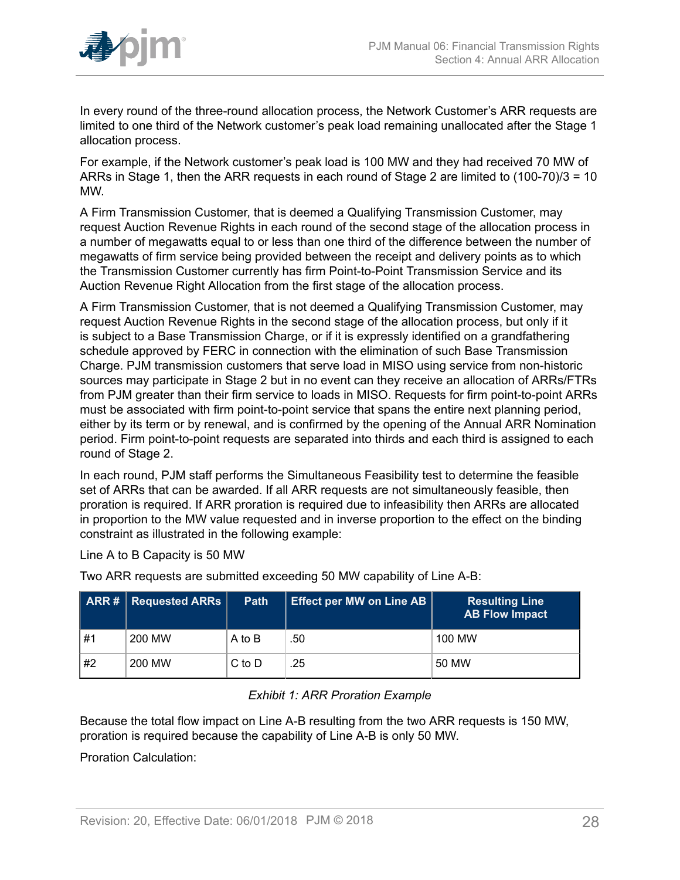In every round of the three-round allocation process, the Network Customer's ARR requests are limited to one third of the Network customer's peak load remaining unallocated after the Stage 1 allocation process.

For example, if the Network customer's peak load is 100 MW and they had received 70 MW of ARRs in Stage 1, then the ARR requests in each round of Stage 2 are limited to (100-70)/3 = 10 MW.

A Firm Transmission Customer, that is deemed a Qualifying Transmission Customer, may request Auction Revenue Rights in each round of the second stage of the allocation process in a number of megawatts equal to or less than one third of the difference between the number of megawatts of firm service being provided between the receipt and delivery points as to which the Transmission Customer currently has firm Point-to-Point Transmission Service and its Auction Revenue Right Allocation from the first stage of the allocation process.

A Firm Transmission Customer, that is not deemed a Qualifying Transmission Customer, may request Auction Revenue Rights in the second stage of the allocation process, but only if it is subject to a Base Transmission Charge, or if it is expressly identified on a grandfathering schedule approved by FERC in connection with the elimination of such Base Transmission Charge. PJM transmission customers that serve load in MISO using service from non-historic sources may participate in Stage 2 but in no event can they receive an allocation of ARRs/FTRs from PJM greater than their firm service to loads in MISO. Requests for firm point-to-point ARRs must be associated with firm point-to-point service that spans the entire next planning period, either by its term or by renewal, and is confirmed by the opening of the Annual ARR Nomination period. Firm point-to-point requests are separated into thirds and each third is assigned to each round of Stage 2.

In each round, PJM staff performs the Simultaneous Feasibility test to determine the feasible set of ARRs that can be awarded. If all ARR requests are not simultaneously feasible, then proration is required. If ARR proration is required due to infeasibility then ARRs are allocated in proportion to the MW value requested and in inverse proportion to the effect on the binding constraint as illustrated in the following example:

Line A to B Capacity is 50 MW

Two ARR requests are submitted exceeding 50 MW capability of Line A-B:

| ARR # | Requested ARRs | Path | Effect per MW on Line AB | Resulting Line AB Flow Impact |
|---|---|---|---|---|
| #1 | 200 MW | A to B | .50 | 100 MW |
| #2 | 200 MW | C to D | .25 | 50 MW |

*Exhibit 1: ARR Proration Example*

Because the total flow impact on Line A-B resulting from the two ARR requests is 150 MW, proration is required because the capability of Line A-B is only 50 MW.

Proration Calculation: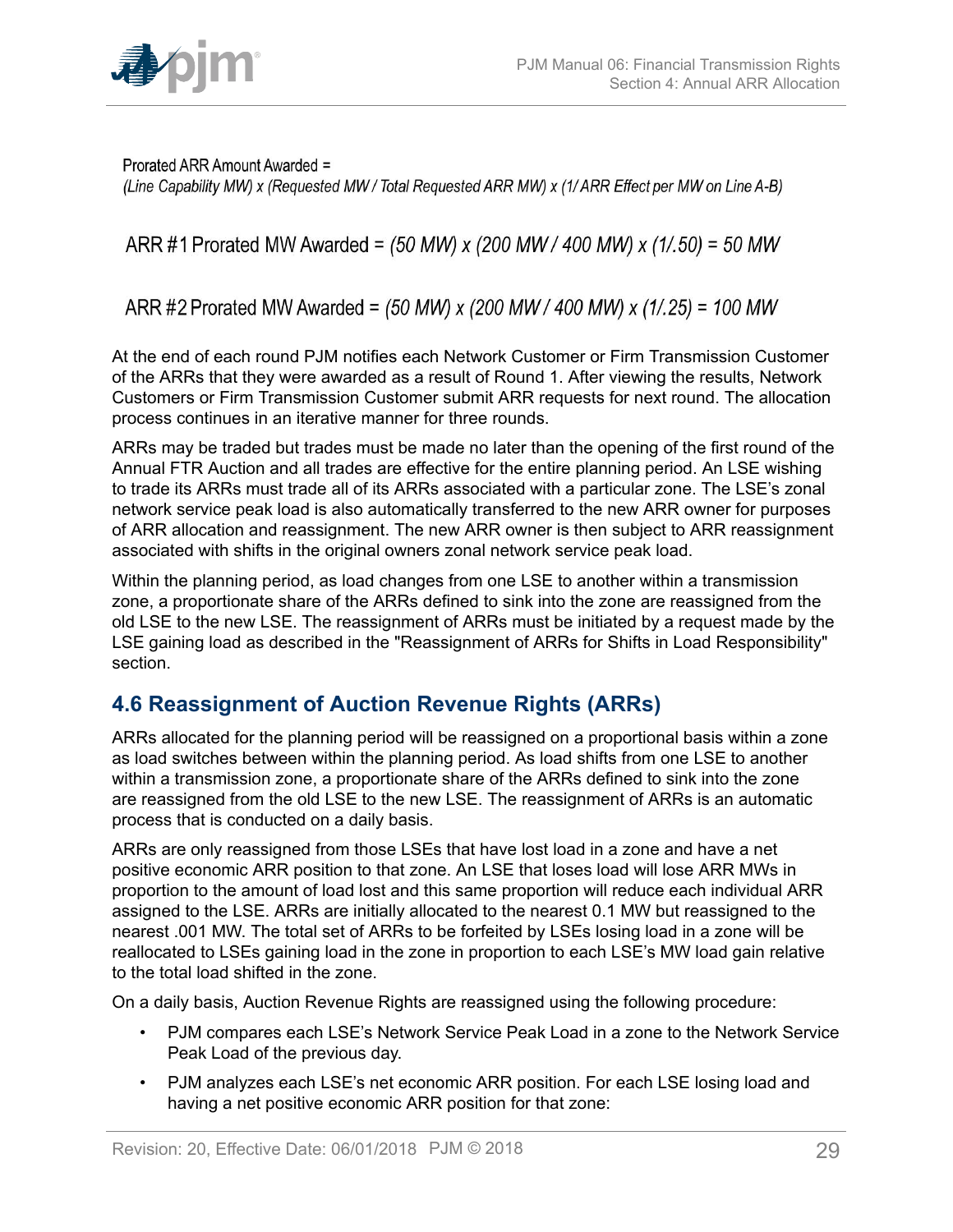Prorated ARR Amount Awarded =
*(Line Capability MW) x (Requested MW / Total Requested ARR MW) x (1/ ARR Effect per MW on Line A-B)*

ARR #1 Prorated MW Awarded = *(50 MW) x (200 MW / 400 MW) x (1/.50) = 50 MW*

ARR #2 Prorated MW Awarded = *(50 MW) x (200 MW / 400 MW) x (1/.25) = 100 MW*

At the end of each round PJM notifies each Network Customer or Firm Transmission Customer of the ARRs that they were awarded as a result of Round 1. After viewing the results, Network Customers or Firm Transmission Customer submit ARR requests for next round. The allocation process continues in an iterative manner for three rounds.

ARRs may be traded but trades must be made no later than the opening of the first round of the Annual FTR Auction and all trades are effective for the entire planning period. An LSE wishing to trade its ARRs must trade all of its ARRs associated with a particular zone. The LSE's zonal network service peak load is also automatically transferred to the new ARR owner for purposes of ARR allocation and reassignment. The new ARR owner is then subject to ARR reassignment associated with shifts in the original owners zonal network service peak load.

Within the planning period, as load changes from one LSE to another within a transmission zone, a proportionate share of the ARRs defined to sink into the zone are reassigned from the old LSE to the new LSE. The reassignment of ARRs must be initiated by a request made by the LSE gaining load as described in the "Reassignment of ARRs for Shifts in Load Responsibility" section.

## 4.6 Reassignment of Auction Revenue Rights (ARRs)

ARRs allocated for the planning period will be reassigned on a proportional basis within a zone as load switches between within the planning period. As load shifts from one LSE to another within a transmission zone, a proportionate share of the ARRs defined to sink into the zone are reassigned from the old LSE to the new LSE. The reassignment of ARRs is an automatic process that is conducted on a daily basis.

ARRs are only reassigned from those LSEs that have lost load in a zone and have a net positive economic ARR position to that zone. An LSE that loses load will lose ARR MWs in proportion to the amount of load lost and this same proportion will reduce each individual ARR assigned to the LSE. ARRs are initially allocated to the nearest 0.1 MW but reassigned to the nearest .001 MW. The total set of ARRs to be forfeited by LSEs losing load in a zone will be reallocated to LSEs gaining load in the zone in proportion to each LSE's MW load gain relative to the total load shifted in the zone.

On a daily basis, Auction Revenue Rights are reassigned using the following procedure:

- PJM compares each LSE's Network Service Peak Load in a zone to the Network Service Peak Load of the previous day.
- PJM analyzes each LSE's net economic ARR position. For each LSE losing load and having a net positive economic ARR position for that zone: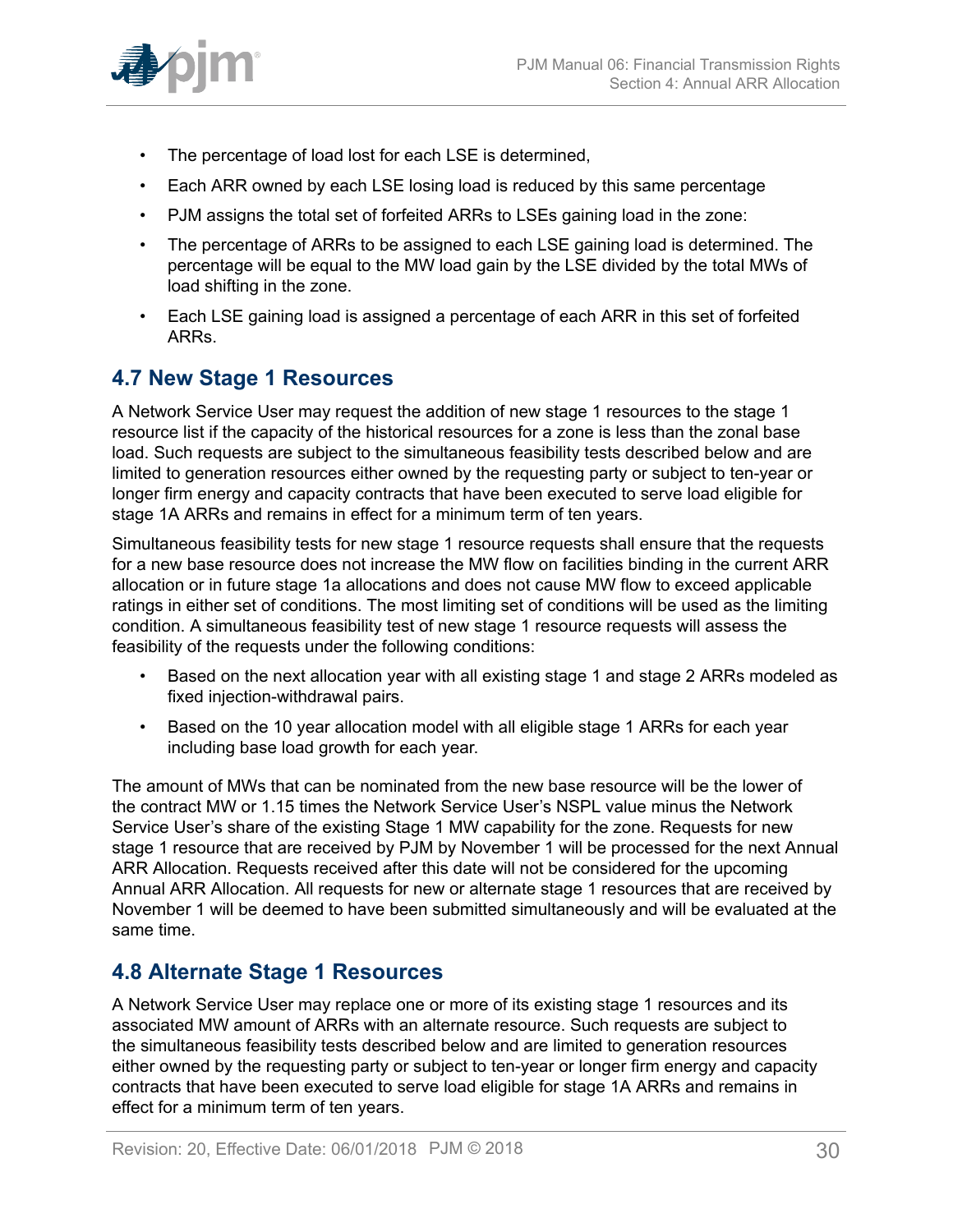- The percentage of load lost for each LSE is determined,
- Each ARR owned by each LSE losing load is reduced by this same percentage
- PJM assigns the total set of forfeited ARRs to LSEs gaining load in the zone:
- The percentage of ARRs to be assigned to each LSE gaining load is determined. The percentage will be equal to the MW load gain by the LSE divided by the total MWs of load shifting in the zone.
- Each LSE gaining load is assigned a percentage of each ARR in this set of forfeited ARRs.

## 4.7 New Stage 1 Resources

A Network Service User may request the addition of new stage 1 resources to the stage 1 resource list if the capacity of the historical resources for a zone is less than the zonal base load. Such requests are subject to the simultaneous feasibility tests described below and are limited to generation resources either owned by the requesting party or subject to ten-year or longer firm energy and capacity contracts that have been executed to serve load eligible for stage 1A ARRs and remains in effect for a minimum term of ten years.

Simultaneous feasibility tests for new stage 1 resource requests shall ensure that the requests for a new base resource does not increase the MW flow on facilities binding in the current ARR allocation or in future stage 1a allocations and does not cause MW flow to exceed applicable ratings in either set of conditions. The most limiting set of conditions will be used as the limiting condition. A simultaneous feasibility test of new stage 1 resource requests will assess the feasibility of the requests under the following conditions:

- Based on the next allocation year with all existing stage 1 and stage 2 ARRs modeled as fixed injection-withdrawal pairs.
- Based on the 10 year allocation model with all eligible stage 1 ARRs for each year including base load growth for each year.

The amount of MWs that can be nominated from the new base resource will be the lower of the contract MW or 1.15 times the Network Service User's NSPL value minus the Network Service User's share of the existing Stage 1 MW capability for the zone. Requests for new stage 1 resource that are received by PJM by November 1 will be processed for the next Annual ARR Allocation. Requests received after this date will not be considered for the upcoming Annual ARR Allocation. All requests for new or alternate stage 1 resources that are received by November 1 will be deemed to have been submitted simultaneously and will be evaluated at the same time.

## 4.8 Alternate Stage 1 Resources

A Network Service User may replace one or more of its existing stage 1 resources and its associated MW amount of ARRs with an alternate resource. Such requests are subject to the simultaneous feasibility tests described below and are limited to generation resources either owned by the requesting party or subject to ten-year or longer firm energy and capacity contracts that have been executed to serve load eligible for stage 1A ARRs and remains in effect for a minimum term of ten years.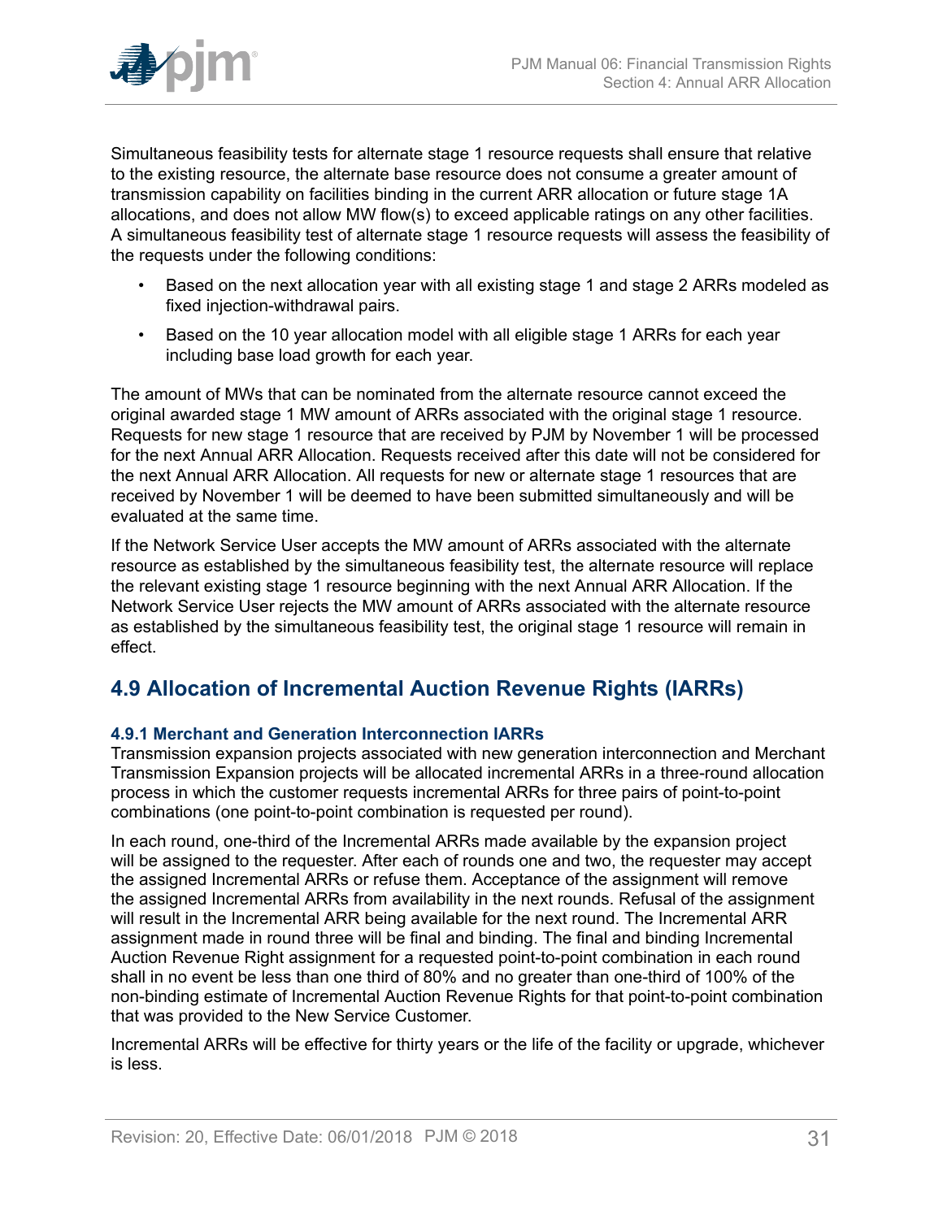Simultaneous feasibility tests for alternate stage 1 resource requests shall ensure that relative to the existing resource, the alternate base resource does not consume a greater amount of transmission capability on facilities binding in the current ARR allocation or future stage 1A allocations, and does not allow MW flow(s) to exceed applicable ratings on any other facilities. A simultaneous feasibility test of alternate stage 1 resource requests will assess the feasibility of the requests under the following conditions:

- Based on the next allocation year with all existing stage 1 and stage 2 ARRs modeled as fixed injection-withdrawal pairs.
- Based on the 10 year allocation model with all eligible stage 1 ARRs for each year including base load growth for each year.

The amount of MWs that can be nominated from the alternate resource cannot exceed the original awarded stage 1 MW amount of ARRs associated with the original stage 1 resource. Requests for new stage 1 resource that are received by PJM by November 1 will be processed for the next Annual ARR Allocation. Requests received after this date will not be considered for the next Annual ARR Allocation. All requests for new or alternate stage 1 resources that are received by November 1 will be deemed to have been submitted simultaneously and will be evaluated at the same time.

If the Network Service User accepts the MW amount of ARRs associated with the alternate resource as established by the simultaneous feasibility test, the alternate resource will replace the relevant existing stage 1 resource beginning with the next Annual ARR Allocation. If the Network Service User rejects the MW amount of ARRs associated with the alternate resource as established by the simultaneous feasibility test, the original stage 1 resource will remain in effect.

## 4.9 Allocation of Incremental Auction Revenue Rights (IARRs)

### 4.9.1 Merchant and Generation Interconnection IARRs

Transmission expansion projects associated with new generation interconnection and Merchant Transmission Expansion projects will be allocated incremental ARRs in a three-round allocation process in which the customer requests incremental ARRs for three pairs of point-to-point combinations (one point-to-point combination is requested per round).

In each round, one-third of the Incremental ARRs made available by the expansion project will be assigned to the requester. After each of rounds one and two, the requester may accept the assigned Incremental ARRs or refuse them. Acceptance of the assignment will remove the assigned Incremental ARRs from availability in the next rounds. Refusal of the assignment will result in the Incremental ARR being available for the next round. The Incremental ARR assignment made in round three will be final and binding. The final and binding Incremental Auction Revenue Right assignment for a requested point-to-point combination in each round shall in no event be less than one third of 80% and no greater than one-third of 100% of the non-binding estimate of Incremental Auction Revenue Rights for that point-to-point combination that was provided to the New Service Customer.

Incremental ARRs will be effective for thirty years or the life of the facility or upgrade, whichever is less.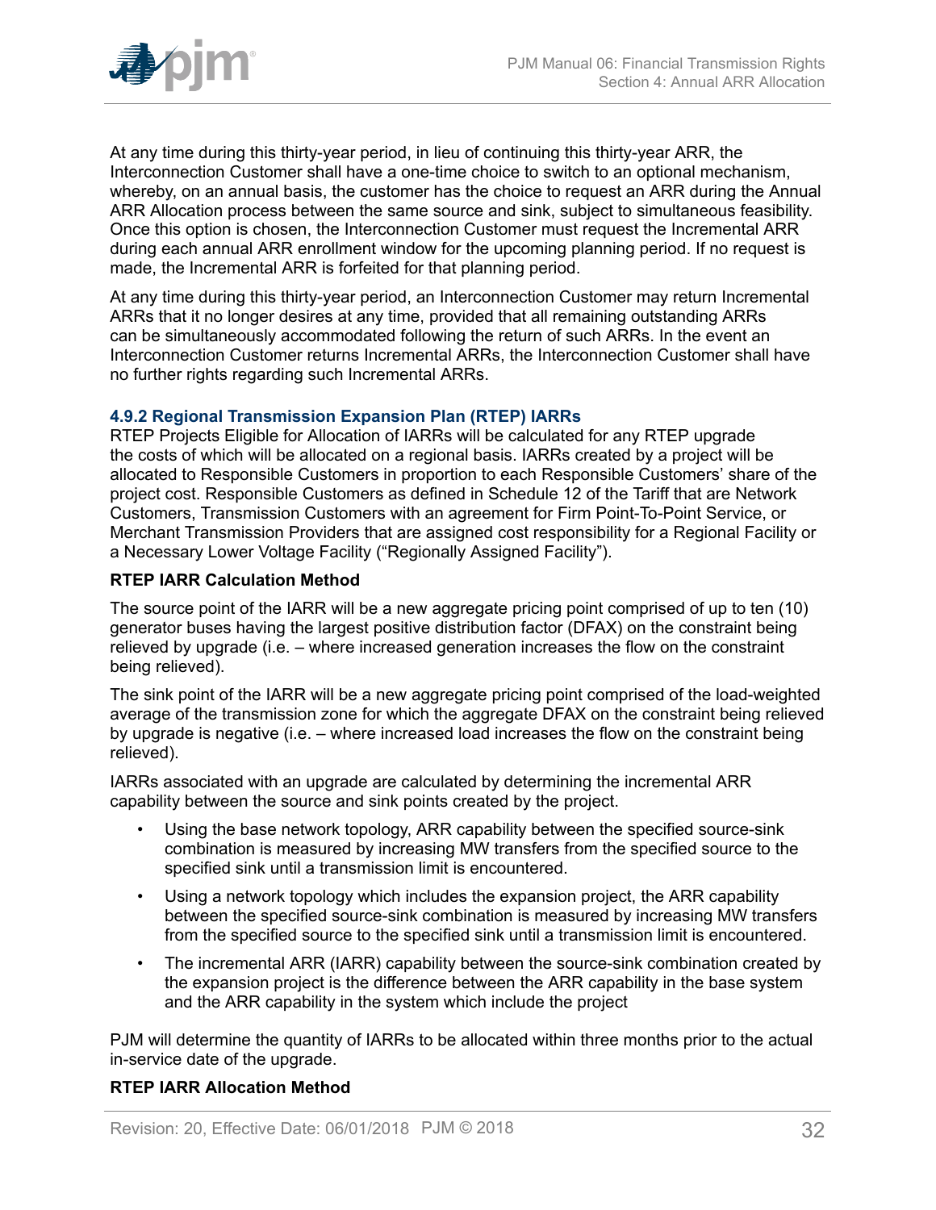At any time during this thirty-year period, in lieu of continuing this thirty-year ARR, the Interconnection Customer shall have a one-time choice to switch to an optional mechanism, whereby, on an annual basis, the customer has the choice to request an ARR during the Annual ARR Allocation process between the same source and sink, subject to simultaneous feasibility. Once this option is chosen, the Interconnection Customer must request the Incremental ARR during each annual ARR enrollment window for the upcoming planning period. If no request is made, the Incremental ARR is forfeited for that planning period.

At any time during this thirty-year period, an Interconnection Customer may return Incremental ARRs that it no longer desires at any time, provided that all remaining outstanding ARRs can be simultaneously accommodated following the return of such ARRs. In the event an Interconnection Customer returns Incremental ARRs, the Interconnection Customer shall have no further rights regarding such Incremental ARRs.

### 4.9.2 Regional Transmission Expansion Plan (RTEP) IARRs

RTEP Projects Eligible for Allocation of IARRs will be calculated for any RTEP upgrade the costs of which will be allocated on a regional basis. IARRs created by a project will be allocated to Responsible Customers in proportion to each Responsible Customers' share of the project cost. Responsible Customers as defined in Schedule 12 of the Tariff that are Network Customers, Transmission Customers with an agreement for Firm Point-To-Point Service, or Merchant Transmission Providers that are assigned cost responsibility for a Regional Facility or a Necessary Lower Voltage Facility ("Regionally Assigned Facility").

**RTEP IARR Calculation Method**

The source point of the IARR will be a new aggregate pricing point comprised of up to ten (10) generator buses having the largest positive distribution factor (DFAX) on the constraint being relieved by upgrade (i.e. – where increased generation increases the flow on the constraint being relieved).

The sink point of the IARR will be a new aggregate pricing point comprised of the load-weighted average of the transmission zone for which the aggregate DFAX on the constraint being relieved by upgrade is negative (i.e. – where increased load increases the flow on the constraint being relieved).

IARRs associated with an upgrade are calculated by determining the incremental ARR capability between the source and sink points created by the project.

- Using the base network topology, ARR capability between the specified source-sink combination is measured by increasing MW transfers from the specified source to the specified sink until a transmission limit is encountered.
- Using a network topology which includes the expansion project, the ARR capability between the specified source-sink combination is measured by increasing MW transfers from the specified source to the specified sink until a transmission limit is encountered.
- The incremental ARR (IARR) capability between the source-sink combination created by the expansion project is the difference between the ARR capability in the base system and the ARR capability in the system which include the project

PJM will determine the quantity of IARRs to be allocated within three months prior to the actual in-service date of the upgrade.

**RTEP IARR Allocation Method**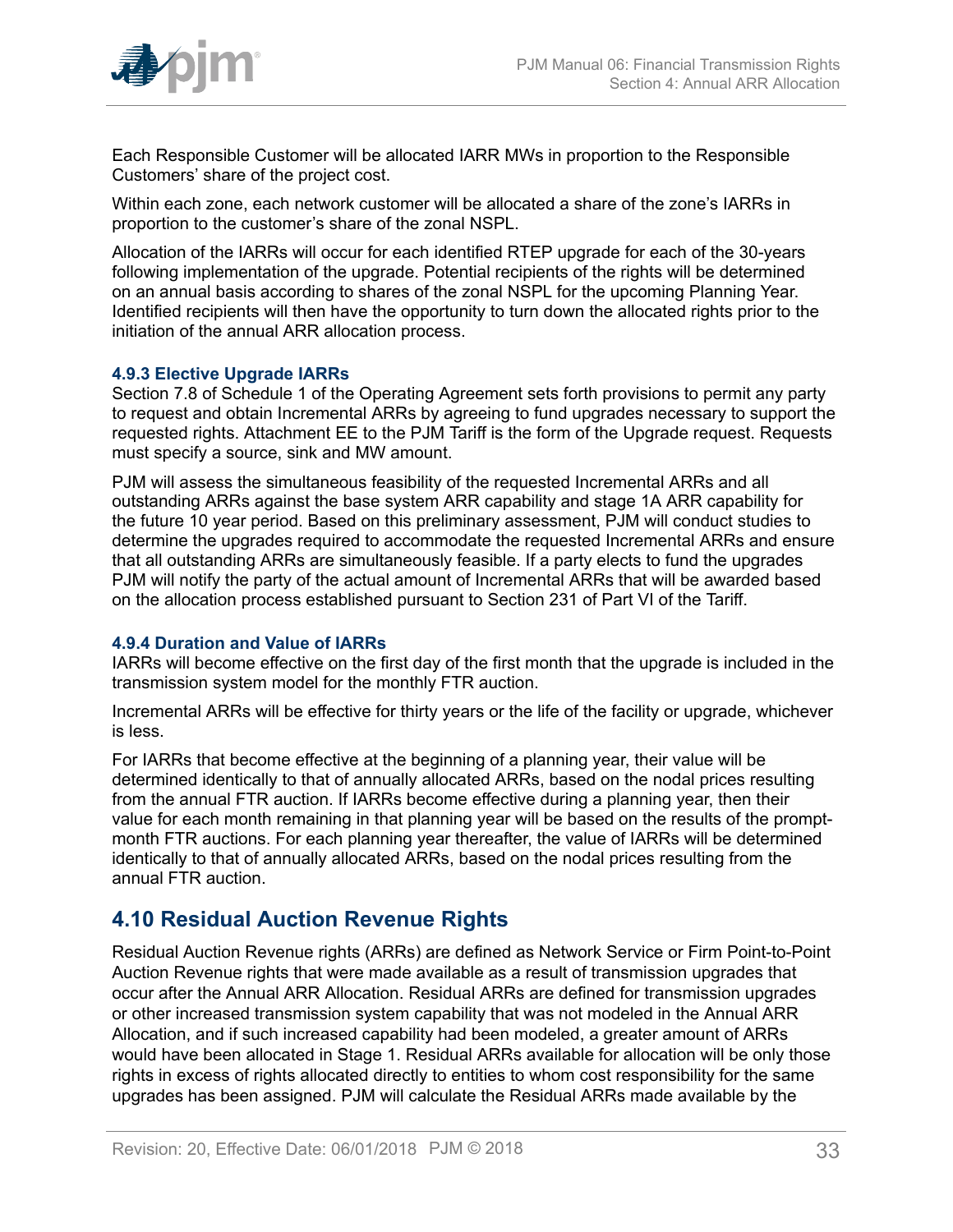Each Responsible Customer will be allocated IARR MWs in proportion to the Responsible Customers' share of the project cost.

Within each zone, each network customer will be allocated a share of the zone's IARRs in proportion to the customer's share of the zonal NSPL.

Allocation of the IARRs will occur for each identified RTEP upgrade for each of the 30-years following implementation of the upgrade. Potential recipients of the rights will be determined on an annual basis according to shares of the zonal NSPL for the upcoming Planning Year. Identified recipients will then have the opportunity to turn down the allocated rights prior to the initiation of the annual ARR allocation process.

### 4.9.3 Elective Upgrade IARRs

Section 7.8 of Schedule 1 of the Operating Agreement sets forth provisions to permit any party to request and obtain Incremental ARRs by agreeing to fund upgrades necessary to support the requested rights. Attachment EE to the PJM Tariff is the form of the Upgrade request. Requests must specify a source, sink and MW amount.

PJM will assess the simultaneous feasibility of the requested Incremental ARRs and all outstanding ARRs against the base system ARR capability and stage 1A ARR capability for the future 10 year period. Based on this preliminary assessment, PJM will conduct studies to determine the upgrades required to accommodate the requested Incremental ARRs and ensure that all outstanding ARRs are simultaneously feasible. If a party elects to fund the upgrades PJM will notify the party of the actual amount of Incremental ARRs that will be awarded based on the allocation process established pursuant to Section 231 of Part VI of the Tariff.

### 4.9.4 Duration and Value of IARRs

IARRs will become effective on the first day of the first month that the upgrade is included in the transmission system model for the monthly FTR auction.

Incremental ARRs will be effective for thirty years or the life of the facility or upgrade, whichever is less.

For IARRs that become effective at the beginning of a planning year, their value will be determined identically to that of annually allocated ARRs, based on the nodal prices resulting from the annual FTR auction. If IARRs become effective during a planning year, then their value for each month remaining in that planning year will be based on the results of the prompt-month FTR auctions. For each planning year thereafter, the value of IARRs will be determined identically to that of annually allocated ARRs, based on the nodal prices resulting from the annual FTR auction.

## 4.10 Residual Auction Revenue Rights

Residual Auction Revenue rights (ARRs) are defined as Network Service or Firm Point-to-Point Auction Revenue rights that were made available as a result of transmission upgrades that occur after the Annual ARR Allocation. Residual ARRs are defined for transmission upgrades or other increased transmission system capability that was not modeled in the Annual ARR Allocation, and if such increased capability had been modeled, a greater amount of ARRs would have been allocated in Stage 1. Residual ARRs available for allocation will be only those rights in excess of rights allocated directly to entities to whom cost responsibility for the same upgrades has been assigned. PJM will calculate the Residual ARRs made available by the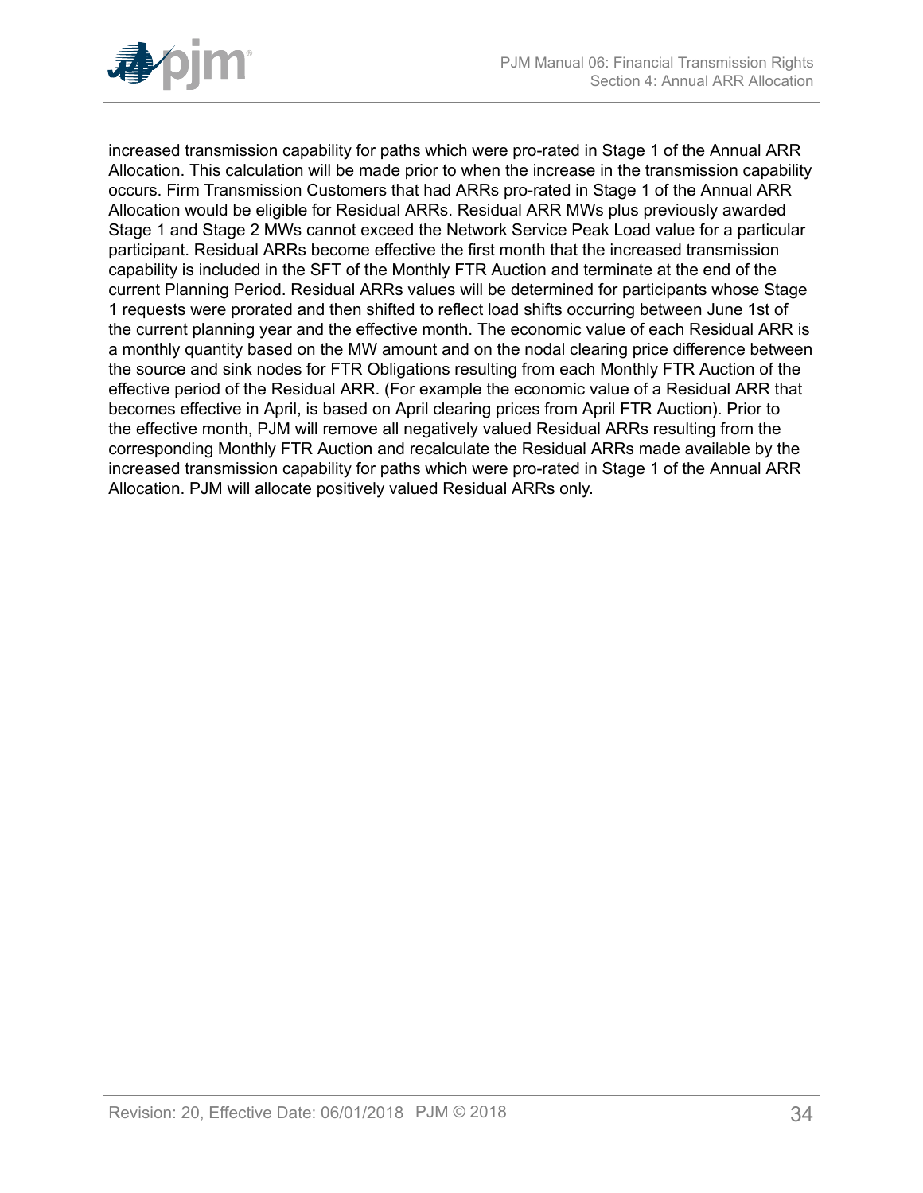increased transmission capability for paths which were pro-rated in Stage 1 of the Annual ARR Allocation. This calculation will be made prior to when the increase in the transmission capability occurs. Firm Transmission Customers that had ARRs pro-rated in Stage 1 of the Annual ARR Allocation would be eligible for Residual ARRs. Residual ARR MWs plus previously awarded Stage 1 and Stage 2 MWs cannot exceed the Network Service Peak Load value for a particular participant. Residual ARRs become effective the first month that the increased transmission capability is included in the SFT of the Monthly FTR Auction and terminate at the end of the current Planning Period. Residual ARRs values will be determined for participants whose Stage 1 requests were prorated and then shifted to reflect load shifts occurring between June 1st of the current planning year and the effective month. The economic value of each Residual ARR is a monthly quantity based on the MW amount and on the nodal clearing price difference between the source and sink nodes for FTR Obligations resulting from each Monthly FTR Auction of the effective period of the Residual ARR. (For example the economic value of a Residual ARR that becomes effective in April, is based on April clearing prices from April FTR Auction). Prior to the effective month, PJM will remove all negatively valued Residual ARRs resulting from the corresponding Monthly FTR Auction and recalculate the Residual ARRs made available by the increased transmission capability for paths which were pro-rated in Stage 1 of the Annual ARR Allocation. PJM will allocate positively valued Residual ARRs only.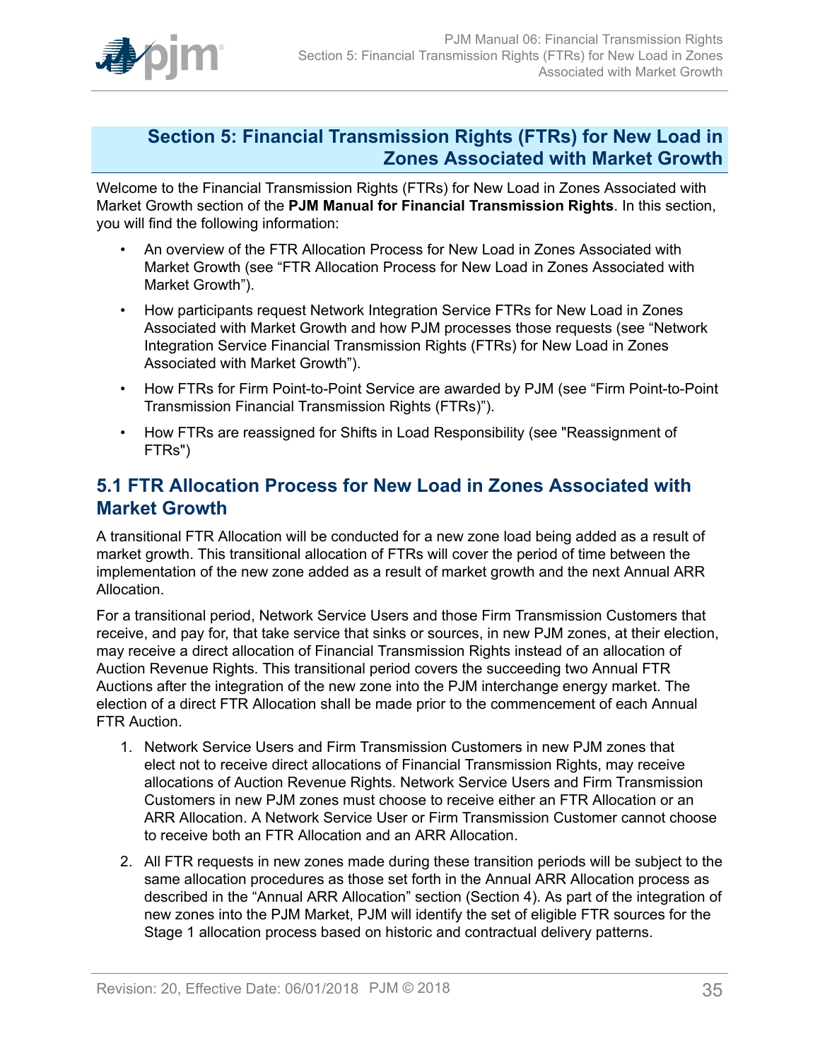# Section 5: Financial Transmission Rights (FTRs) for New Load in Zones Associated with Market Growth

Welcome to the Financial Transmission Rights (FTRs) for New Load in Zones Associated with Market Growth section of the **PJM Manual for Financial Transmission Rights**. In this section, you will find the following information:

- An overview of the FTR Allocation Process for New Load in Zones Associated with Market Growth (see "FTR Allocation Process for New Load in Zones Associated with Market Growth").
- How participants request Network Integration Service FTRs for New Load in Zones Associated with Market Growth and how PJM processes those requests (see "Network Integration Service Financial Transmission Rights (FTRs) for New Load in Zones Associated with Market Growth").
- How FTRs for Firm Point-to-Point Service are awarded by PJM (see "Firm Point-to-Point Transmission Financial Transmission Rights (FTRs)").
- How FTRs are reassigned for Shifts in Load Responsibility (see "Reassignment of FTRs")

## 5.1 FTR Allocation Process for New Load in Zones Associated with Market Growth

A transitional FTR Allocation will be conducted for a new zone load being added as a result of market growth. This transitional allocation of FTRs will cover the period of time between the implementation of the new zone added as a result of market growth and the next Annual ARR Allocation.

For a transitional period, Network Service Users and those Firm Transmission Customers that receive, and pay for, that take service that sinks or sources, in new PJM zones, at their election, may receive a direct allocation of Financial Transmission Rights instead of an allocation of Auction Revenue Rights. This transitional period covers the succeeding two Annual FTR Auctions after the integration of the new zone into the PJM interchange energy market. The election of a direct FTR Allocation shall be made prior to the commencement of each Annual FTR Auction.

1. Network Service Users and Firm Transmission Customers in new PJM zones that elect not to receive direct allocations of Financial Transmission Rights, may receive allocations of Auction Revenue Rights. Network Service Users and Firm Transmission Customers in new PJM zones must choose to receive either an FTR Allocation or an ARR Allocation. A Network Service User or Firm Transmission Customer cannot choose to receive both an FTR Allocation and an ARR Allocation.
2. All FTR requests in new zones made during these transition periods will be subject to the same allocation procedures as those set forth in the Annual ARR Allocation process as described in the "Annual ARR Allocation" section (Section 4). As part of the integration of new zones into the PJM Market, PJM will identify the set of eligible FTR sources for the Stage 1 allocation process based on historic and contractual delivery patterns.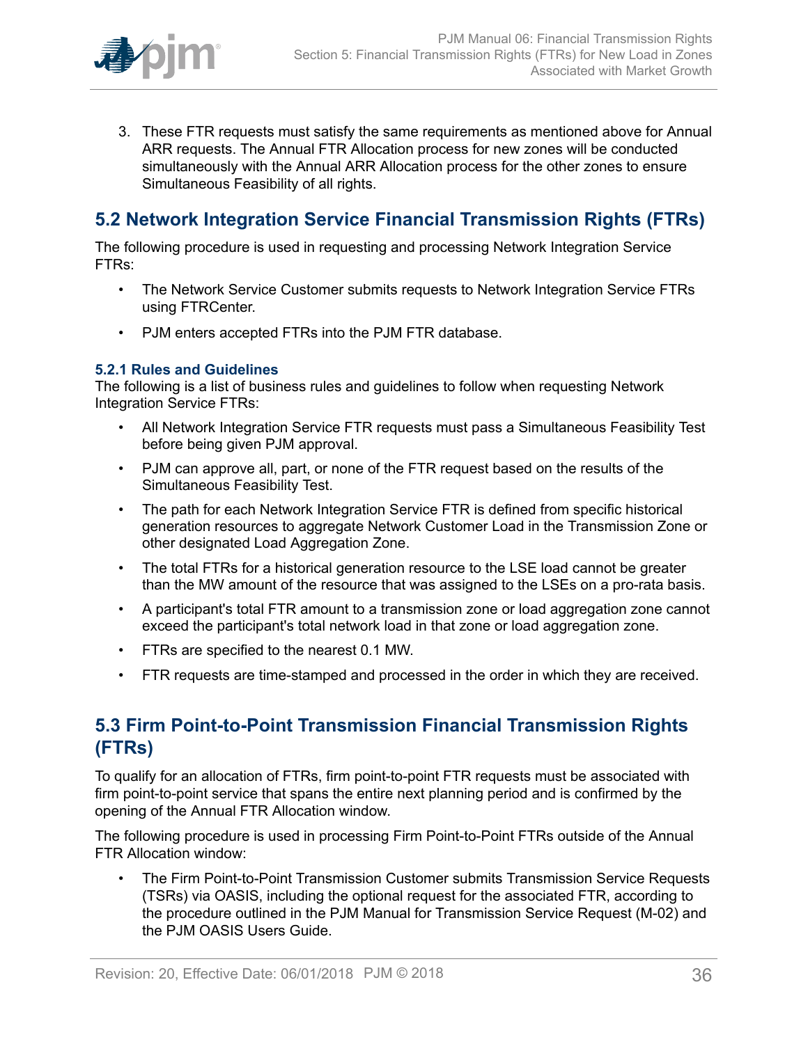3. These FTR requests must satisfy the same requirements as mentioned above for Annual ARR requests. The Annual FTR Allocation process for new zones will be conducted simultaneously with the Annual ARR Allocation process for the other zones to ensure Simultaneous Feasibility of all rights.

## 5.2 Network Integration Service Financial Transmission Rights (FTRs)

The following procedure is used in requesting and processing Network Integration Service FTRs:

- The Network Service Customer submits requests to Network Integration Service FTRs using FTRCenter.
- PJM enters accepted FTRs into the PJM FTR database.

### 5.2.1 Rules and Guidelines

The following is a list of business rules and guidelines to follow when requesting Network Integration Service FTRs:

- All Network Integration Service FTR requests must pass a Simultaneous Feasibility Test before being given PJM approval.
- PJM can approve all, part, or none of the FTR request based on the results of the Simultaneous Feasibility Test.
- The path for each Network Integration Service FTR is defined from specific historical generation resources to aggregate Network Customer Load in the Transmission Zone or other designated Load Aggregation Zone.
- The total FTRs for a historical generation resource to the LSE load cannot be greater than the MW amount of the resource that was assigned to the LSEs on a pro-rata basis.
- A participant's total FTR amount to a transmission zone or load aggregation zone cannot exceed the participant's total network load in that zone or load aggregation zone.
- FTRs are specified to the nearest 0.1 MW.
- FTR requests are time-stamped and processed in the order in which they are received.

## 5.3 Firm Point-to-Point Transmission Financial Transmission Rights (FTRs)

To qualify for an allocation of FTRs, firm point-to-point FTR requests must be associated with firm point-to-point service that spans the entire next planning period and is confirmed by the opening of the Annual FTR Allocation window.

The following procedure is used in processing Firm Point-to-Point FTRs outside of the Annual FTR Allocation window:

- The Firm Point-to-Point Transmission Customer submits Transmission Service Requests (TSRs) via OASIS, including the optional request for the associated FTR, according to the procedure outlined in the PJM Manual for Transmission Service Request (M-02) and the PJM OASIS Users Guide.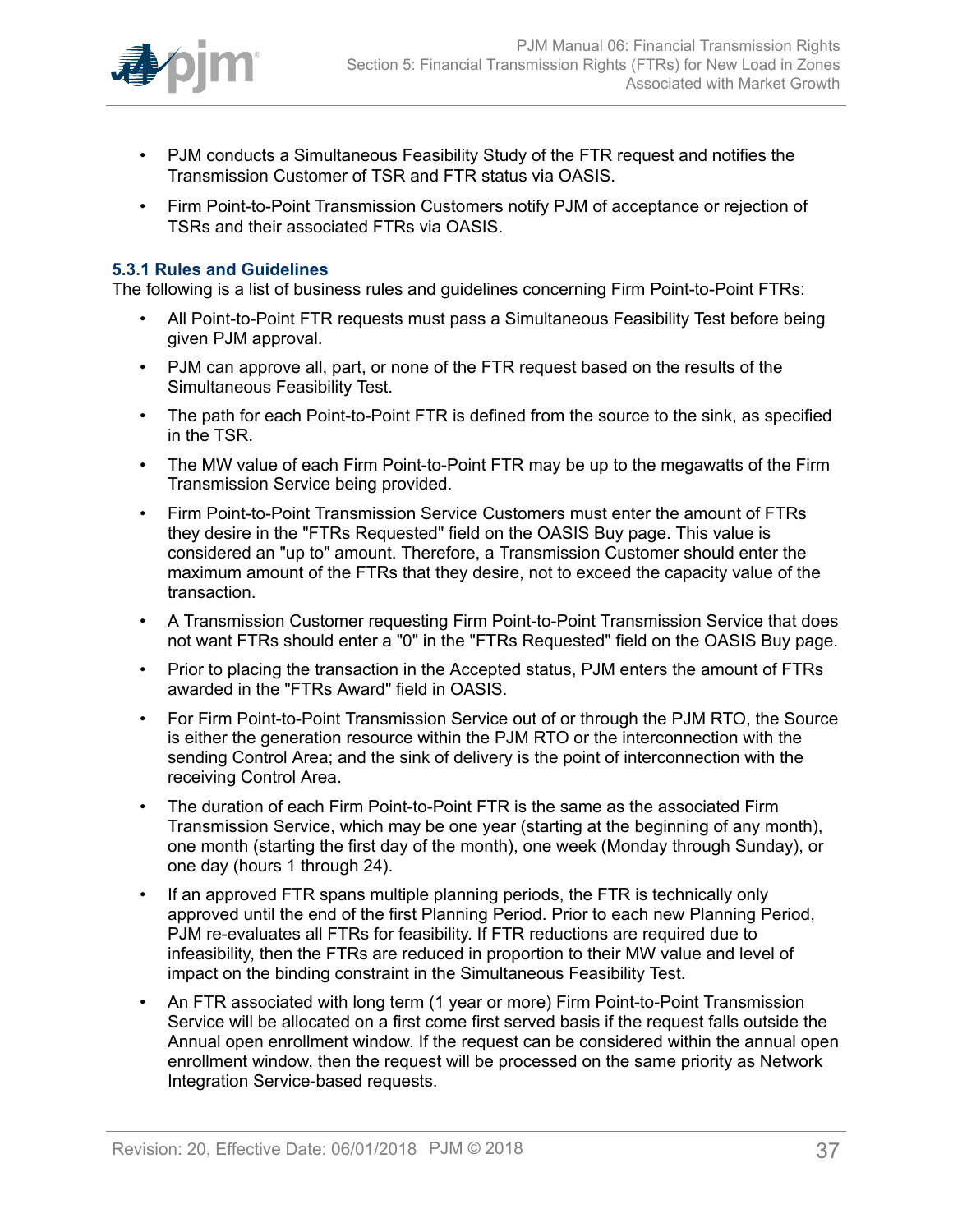- PJM conducts a Simultaneous Feasibility Study of the FTR request and notifies the Transmission Customer of TSR and FTR status via OASIS.
- Firm Point-to-Point Transmission Customers notify PJM of acceptance or rejection of TSRs and their associated FTRs via OASIS.

### 5.3.1 Rules and Guidelines

The following is a list of business rules and guidelines concerning Firm Point-to-Point FTRs:

- All Point-to-Point FTR requests must pass a Simultaneous Feasibility Test before being given PJM approval.
- PJM can approve all, part, or none of the FTR request based on the results of the Simultaneous Feasibility Test.
- The path for each Point-to-Point FTR is defined from the source to the sink, as specified in the TSR.
- The MW value of each Firm Point-to-Point FTR may be up to the megawatts of the Firm Transmission Service being provided.
- Firm Point-to-Point Transmission Service Customers must enter the amount of FTRs they desire in the "FTRs Requested" field on the OASIS Buy page. This value is considered an "up to" amount. Therefore, a Transmission Customer should enter the maximum amount of the FTRs that they desire, not to exceed the capacity value of the transaction.
- A Transmission Customer requesting Firm Point-to-Point Transmission Service that does not want FTRs should enter a "0" in the "FTRs Requested" field on the OASIS Buy page.
- Prior to placing the transaction in the Accepted status, PJM enters the amount of FTRs awarded in the "FTRs Award" field in OASIS.
- For Firm Point-to-Point Transmission Service out of or through the PJM RTO, the Source is either the generation resource within the PJM RTO or the interconnection with the sending Control Area; and the sink of delivery is the point of interconnection with the receiving Control Area.
- The duration of each Firm Point-to-Point FTR is the same as the associated Firm Transmission Service, which may be one year (starting at the beginning of any month), one month (starting the first day of the month), one week (Monday through Sunday), or one day (hours 1 through 24).
- If an approved FTR spans multiple planning periods, the FTR is technically only approved until the end of the first Planning Period. Prior to each new Planning Period, PJM re-evaluates all FTRs for feasibility. If FTR reductions are required due to infeasibility, then the FTRs are reduced in proportion to their MW value and level of impact on the binding constraint in the Simultaneous Feasibility Test.
- An FTR associated with long term (1 year or more) Firm Point-to-Point Transmission Service will be allocated on a first come first served basis if the request falls outside the Annual open enrollment window. If the request can be considered within the annual open enrollment window, then the request will be processed on the same priority as Network Integration Service-based requests.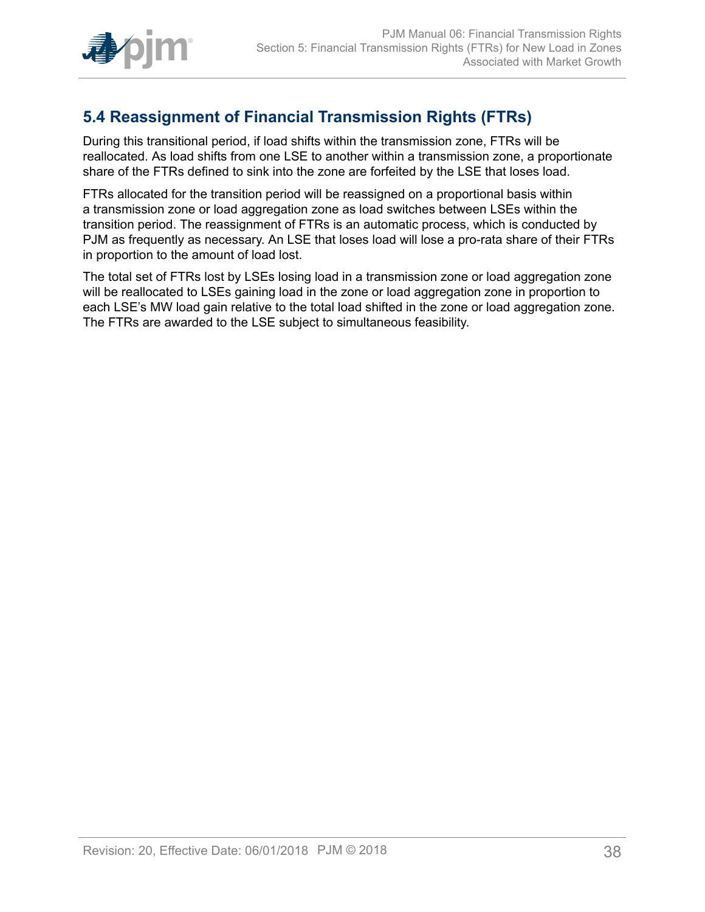## 5.4 Reassignment of Financial Transmission Rights (FTRs)

During this transitional period, if load shifts within the transmission zone, FTRs will be reallocated. As load shifts from one LSE to another within a transmission zone, a proportionate share of the FTRs defined to sink into the zone are forfeited by the LSE that loses load.

FTRs allocated for the transition period will be reassigned on a proportional basis within a transmission zone or load aggregation zone as load switches between LSEs within the transition period. The reassignment of FTRs is an automatic process, which is conducted by PJM as frequently as necessary. An LSE that loses load will lose a pro-rata share of their FTRs in proportion to the amount of load lost.

The total set of FTRs lost by LSEs losing load in a transmission zone or load aggregation zone will be reallocated to LSEs gaining load in the zone or load aggregation zone in proportion to each LSE's MW load gain relative to the total load shifted in the zone or load aggregation zone. The FTRs are awarded to the LSE subject to simultaneous feasibility.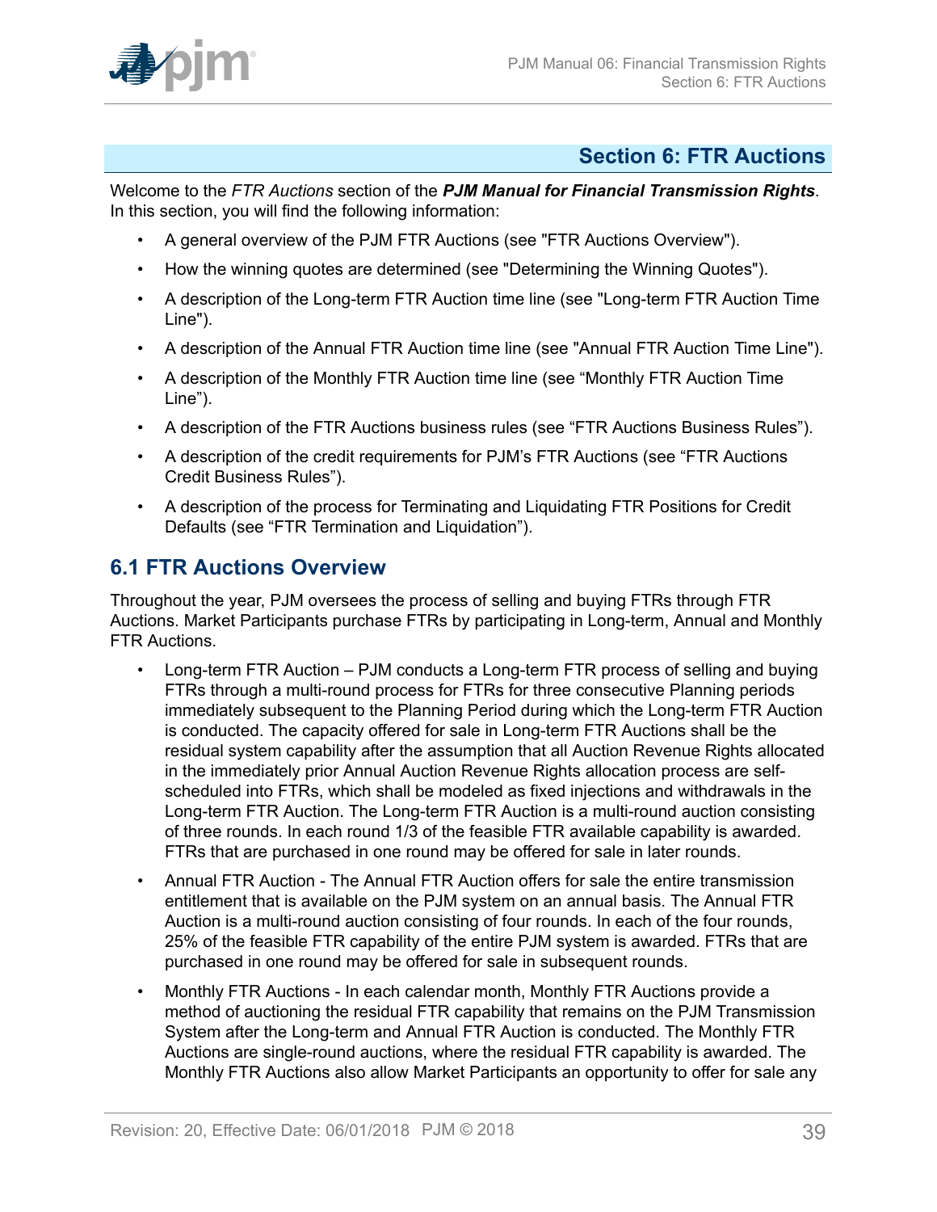## Section 6: FTR Auctions

Welcome to the *FTR Auctions* section of the ***PJM Manual for Financial Transmission Rights***. In this section, you will find the following information:

- A general overview of the PJM FTR Auctions (see "FTR Auctions Overview").
- How the winning quotes are determined (see "Determining the Winning Quotes").
- A description of the Long-term FTR Auction time line (see "Long-term FTR Auction Time Line").
- A description of the Annual FTR Auction time line (see "Annual FTR Auction Time Line").
- A description of the Monthly FTR Auction time line (see “Monthly FTR Auction Time Line”).
- A description of the FTR Auctions business rules (see “FTR Auctions Business Rules”).
- A description of the credit requirements for PJM’s FTR Auctions (see “FTR Auctions Credit Business Rules”).
- A description of the process for Terminating and Liquidating FTR Positions for Credit Defaults (see “FTR Termination and Liquidation”).

## 6.1 FTR Auctions Overview

Throughout the year, PJM oversees the process of selling and buying FTRs through FTR Auctions. Market Participants purchase FTRs by participating in Long-term, Annual and Monthly FTR Auctions.

- Long-term FTR Auction – PJM conducts a Long-term FTR process of selling and buying FTRs through a multi-round process for FTRs for three consecutive Planning periods immediately subsequent to the Planning Period during which the Long-term FTR Auction is conducted. The capacity offered for sale in Long-term FTR Auctions shall be the residual system capability after the assumption that all Auction Revenue Rights allocated in the immediately prior Annual Auction Revenue Rights allocation process are self-scheduled into FTRs, which shall be modeled as fixed injections and withdrawals in the Long-term FTR Auction. The Long-term FTR Auction is a multi-round auction consisting of three rounds. In each round 1/3 of the feasible FTR available capability is awarded. FTRs that are purchased in one round may be offered for sale in later rounds.
- Annual FTR Auction - The Annual FTR Auction offers for sale the entire transmission entitlement that is available on the PJM system on an annual basis. The Annual FTR Auction is a multi-round auction consisting of four rounds. In each of the four rounds, 25% of the feasible FTR capability of the entire PJM system is awarded. FTRs that are purchased in one round may be offered for sale in subsequent rounds.
- Monthly FTR Auctions - In each calendar month, Monthly FTR Auctions provide a method of auctioning the residual FTR capability that remains on the PJM Transmission System after the Long-term and Annual FTR Auction is conducted. The Monthly FTR Auctions are single-round auctions, where the residual FTR capability is awarded. The Monthly FTR Auctions also allow Market Participants an opportunity to offer for sale any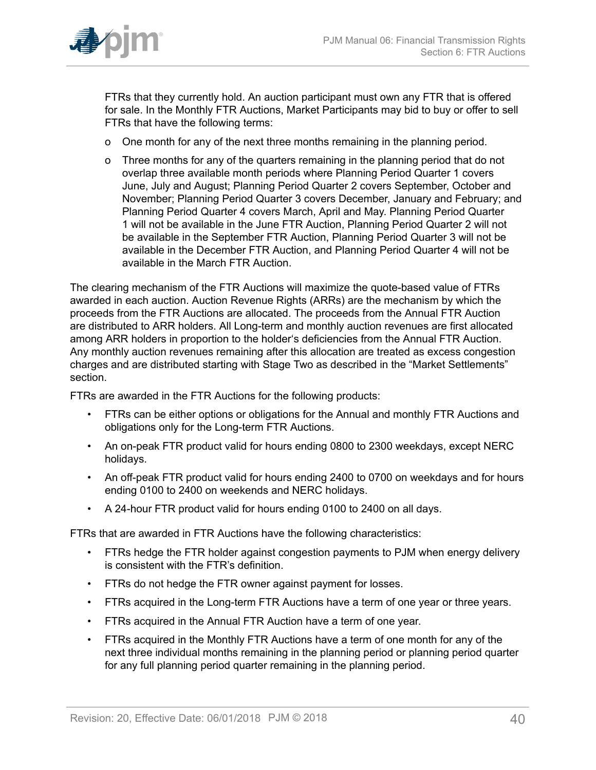FTRs that they currently hold. An auction participant must own any FTR that is offered for sale. In the Monthly FTR Auctions, Market Participants may bid to buy or offer to sell FTRs that have the following terms:

- o One month for any of the next three months remaining in the planning period.
- o Three months for any of the quarters remaining in the planning period that do not overlap three available month periods where Planning Period Quarter 1 covers June, July and August; Planning Period Quarter 2 covers September, October and November; Planning Period Quarter 3 covers December, January and February; and Planning Period Quarter 4 covers March, April and May. Planning Period Quarter 1 will not be available in the June FTR Auction, Planning Period Quarter 2 will not be available in the September FTR Auction, Planning Period Quarter 3 will not be available in the December FTR Auction, and Planning Period Quarter 4 will not be available in the March FTR Auction.

The clearing mechanism of the FTR Auctions will maximize the quote-based value of FTRs awarded in each auction. Auction Revenue Rights (ARRs) are the mechanism by which the proceeds from the FTR Auctions are allocated. The proceeds from the Annual FTR Auction are distributed to ARR holders. All Long-term and monthly auction revenues are first allocated among ARR holders in proportion to the holder's deficiencies from the Annual FTR Auction. Any monthly auction revenues remaining after this allocation are treated as excess congestion charges and are distributed starting with Stage Two as described in the "Market Settlements" section.

FTRs are awarded in the FTR Auctions for the following products:

- FTRs can be either options or obligations for the Annual and monthly FTR Auctions and obligations only for the Long-term FTR Auctions.
- An on-peak FTR product valid for hours ending 0800 to 2300 weekdays, except NERC holidays.
- An off-peak FTR product valid for hours ending 2400 to 0700 on weekdays and for hours ending 0100 to 2400 on weekends and NERC holidays.
- A 24-hour FTR product valid for hours ending 0100 to 2400 on all days.

FTRs that are awarded in FTR Auctions have the following characteristics:

- FTRs hedge the FTR holder against congestion payments to PJM when energy delivery is consistent with the FTR's definition.
- FTRs do not hedge the FTR owner against payment for losses.
- FTRs acquired in the Long-term FTR Auctions have a term of one year or three years.
- FTRs acquired in the Annual FTR Auction have a term of one year.
- FTRs acquired in the Monthly FTR Auctions have a term of one month for any of the next three individual months remaining in the planning period or planning period quarter for any full planning period quarter remaining in the planning period.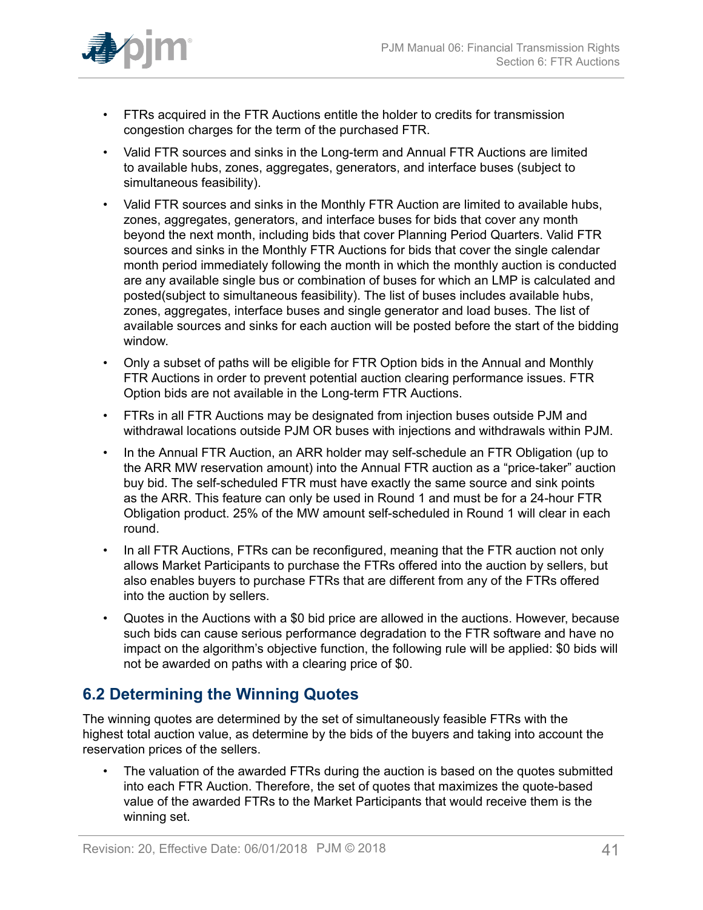- FTRs acquired in the FTR Auctions entitle the holder to credits for transmission congestion charges for the term of the purchased FTR.
- Valid FTR sources and sinks in the Long-term and Annual FTR Auctions are limited to available hubs, zones, aggregates, generators, and interface buses (subject to simultaneous feasibility).
- Valid FTR sources and sinks in the Monthly FTR Auction are limited to available hubs, zones, aggregates, generators, and interface buses for bids that cover any month beyond the next month, including bids that cover Planning Period Quarters. Valid FTR sources and sinks in the Monthly FTR Auctions for bids that cover the single calendar month period immediately following the month in which the monthly auction is conducted are any available single bus or combination of buses for which an LMP is calculated and posted(subject to simultaneous feasibility). The list of buses includes available hubs, zones, aggregates, interface buses and single generator and load buses. The list of available sources and sinks for each auction will be posted before the start of the bidding window.
- Only a subset of paths will be eligible for FTR Option bids in the Annual and Monthly FTR Auctions in order to prevent potential auction clearing performance issues. FTR Option bids are not available in the Long-term FTR Auctions.
- FTRs in all FTR Auctions may be designated from injection buses outside PJM and withdrawal locations outside PJM OR buses with injections and withdrawals within PJM.
- In the Annual FTR Auction, an ARR holder may self-schedule an FTR Obligation (up to the ARR MW reservation amount) into the Annual FTR auction as a "price-taker" auction buy bid. The self-scheduled FTR must have exactly the same source and sink points as the ARR. This feature can only be used in Round 1 and must be for a 24-hour FTR Obligation product. 25% of the MW amount self-scheduled in Round 1 will clear in each round.
- In all FTR Auctions, FTRs can be reconfigured, meaning that the FTR auction not only allows Market Participants to purchase the FTRs offered into the auction by sellers, but also enables buyers to purchase FTRs that are different from any of the FTRs offered into the auction by sellers.
- Quotes in the Auctions with a $0 bid price are allowed in the auctions. However, because such bids can cause serious performance degradation to the FTR software and have no impact on the algorithm's objective function, the following rule will be applied: $0 bids will not be awarded on paths with a clearing price of $0.

## 6.2 Determining the Winning Quotes

The winning quotes are determined by the set of simultaneously feasible FTRs with the highest total auction value, as determine by the bids of the buyers and taking into account the reservation prices of the sellers.

- The valuation of the awarded FTRs during the auction is based on the quotes submitted into each FTR Auction. Therefore, the set of quotes that maximizes the quote-based value of the awarded FTRs to the Market Participants that would receive them is the winning set.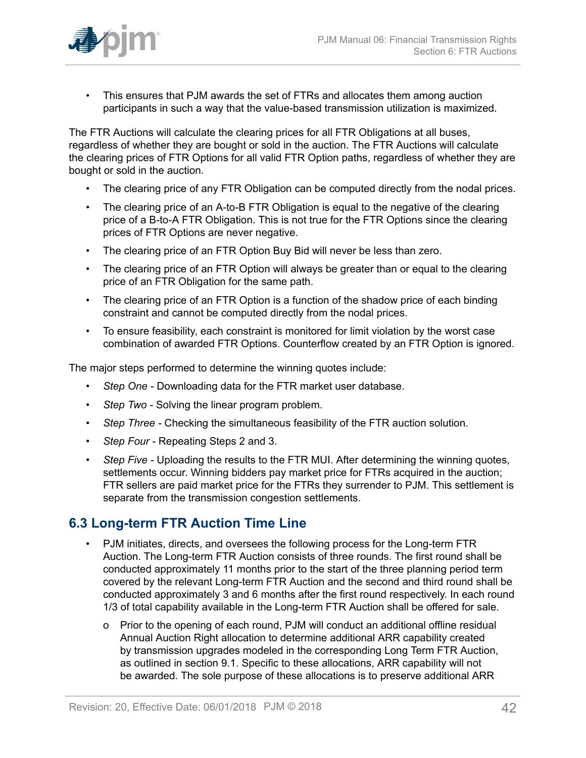- This ensures that PJM awards the set of FTRs and allocates them among auction participants in such a way that the value-based transmission utilization is maximized.

The FTR Auctions will calculate the clearing prices for all FTR Obligations at all buses, regardless of whether they are bought or sold in the auction. The FTR Auctions will calculate the clearing prices of FTR Options for all valid FTR Option paths, regardless of whether they are bought or sold in the auction.

- The clearing price of any FTR Obligation can be computed directly from the nodal prices.
- The clearing price of an A-to-B FTR Obligation is equal to the negative of the clearing price of a B-to-A FTR Obligation. This is not true for the FTR Options since the clearing prices of FTR Options are never negative.
- The clearing price of an FTR Option Buy Bid will never be less than zero.
- The clearing price of an FTR Option will always be greater than or equal to the clearing price of an FTR Obligation for the same path.
- The clearing price of an FTR Option is a function of the shadow price of each binding constraint and cannot be computed directly from the nodal prices.
- To ensure feasibility, each constraint is monitored for limit violation by the worst case combination of awarded FTR Options. Counterflow created by an FTR Option is ignored.

The major steps performed to determine the winning quotes include:

- *Step One* - Downloading data for the FTR market user database.
- *Step Two* - Solving the linear program problem.
- *Step Three* - Checking the simultaneous feasibility of the FTR auction solution.
- *Step Four* - Repeating Steps 2 and 3.
- *Step Five* - Uploading the results to the FTR MUI. After determining the winning quotes, settlements occur. Winning bidders pay market price for FTRs acquired in the auction; FTR sellers are paid market price for the FTRs they surrender to PJM. This settlement is separate from the transmission congestion settlements.

## 6.3 Long-term FTR Auction Time Line

- PJM initiates, directs, and oversees the following process for the Long-term FTR Auction. The Long-term FTR Auction consists of three rounds. The first round shall be conducted approximately 11 months prior to the start of the three planning period term covered by the relevant Long-term FTR Auction and the second and third round shall be conducted approximately 3 and 6 months after the first round respectively. In each round 1/3 of total capability available in the Long-term FTR Auction shall be offered for sale.
    - o Prior to the opening of each round, PJM will conduct an additional offline residual Annual Auction Right allocation to determine additional ARR capability created by transmission upgrades modeled in the corresponding Long Term FTR Auction, as outlined in section 9.1. Specific to these allocations, ARR capability will not be awarded. The sole purpose of these allocations is to preserve additional ARR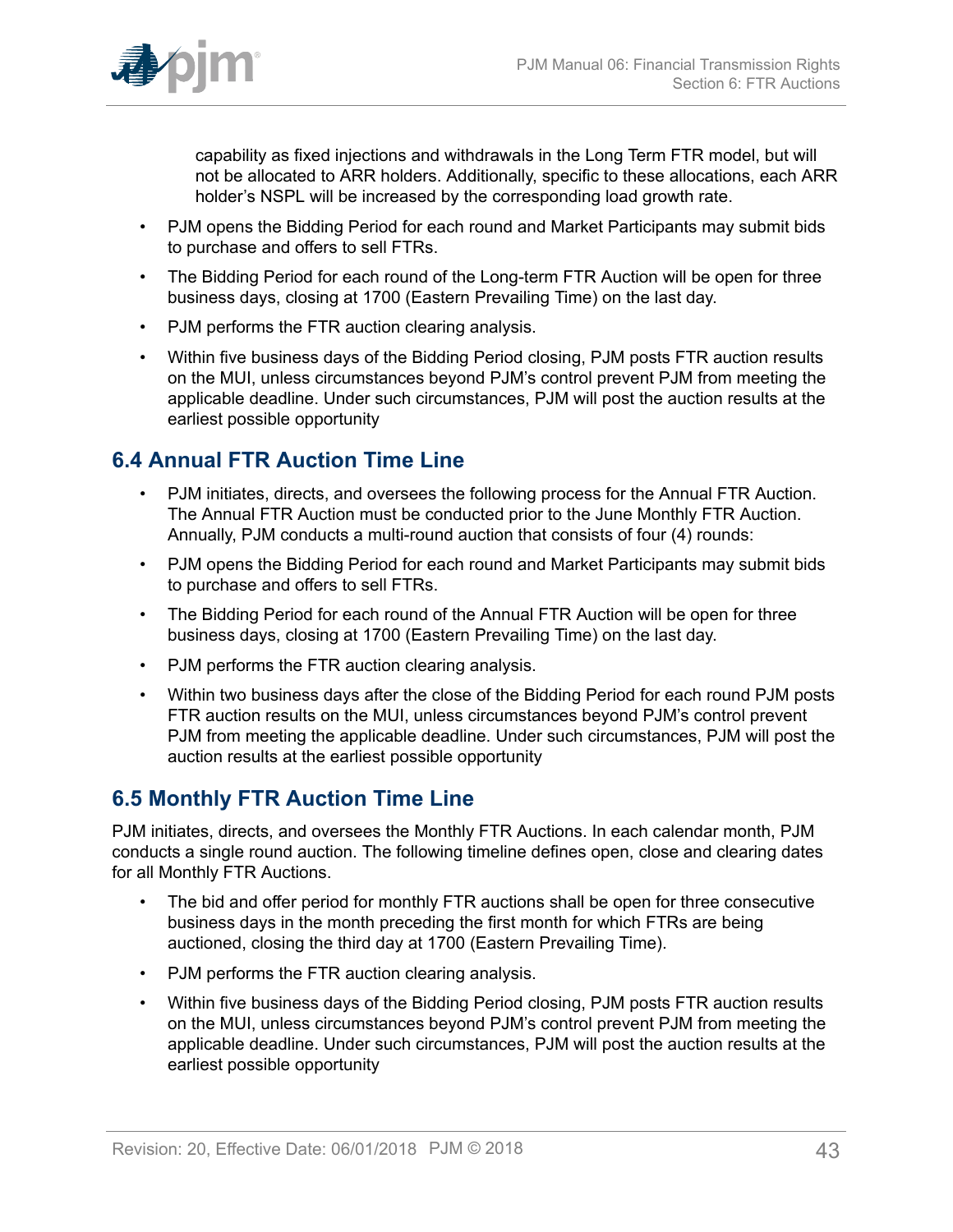capability as fixed injections and withdrawals in the Long Term FTR model, but will not be allocated to ARR holders. Additionally, specific to these allocations, each ARR holder's NSPL will be increased by the corresponding load growth rate.

- PJM opens the Bidding Period for each round and Market Participants may submit bids to purchase and offers to sell FTRs.
- The Bidding Period for each round of the Long-term FTR Auction will be open for three business days, closing at 1700 (Eastern Prevailing Time) on the last day.
- PJM performs the FTR auction clearing analysis.
- Within five business days of the Bidding Period closing, PJM posts FTR auction results on the MUI, unless circumstances beyond PJM's control prevent PJM from meeting the applicable deadline. Under such circumstances, PJM will post the auction results at the earliest possible opportunity

## 6.4 Annual FTR Auction Time Line

- PJM initiates, directs, and oversees the following process for the Annual FTR Auction. The Annual FTR Auction must be conducted prior to the June Monthly FTR Auction. Annually, PJM conducts a multi-round auction that consists of four (4) rounds:
- PJM opens the Bidding Period for each round and Market Participants may submit bids to purchase and offers to sell FTRs.
- The Bidding Period for each round of the Annual FTR Auction will be open for three business days, closing at 1700 (Eastern Prevailing Time) on the last day.
- PJM performs the FTR auction clearing analysis.
- Within two business days after the close of the Bidding Period for each round PJM posts FTR auction results on the MUI, unless circumstances beyond PJM's control prevent PJM from meeting the applicable deadline. Under such circumstances, PJM will post the auction results at the earliest possible opportunity

## 6.5 Monthly FTR Auction Time Line

PJM initiates, directs, and oversees the Monthly FTR Auctions. In each calendar month, PJM conducts a single round auction. The following timeline defines open, close and clearing dates for all Monthly FTR Auctions.

- The bid and offer period for monthly FTR auctions shall be open for three consecutive business days in the month preceding the first month for which FTRs are being auctioned, closing the third day at 1700 (Eastern Prevailing Time).
- PJM performs the FTR auction clearing analysis.
- Within five business days of the Bidding Period closing, PJM posts FTR auction results on the MUI, unless circumstances beyond PJM's control prevent PJM from meeting the applicable deadline. Under such circumstances, PJM will post the auction results at the earliest possible opportunity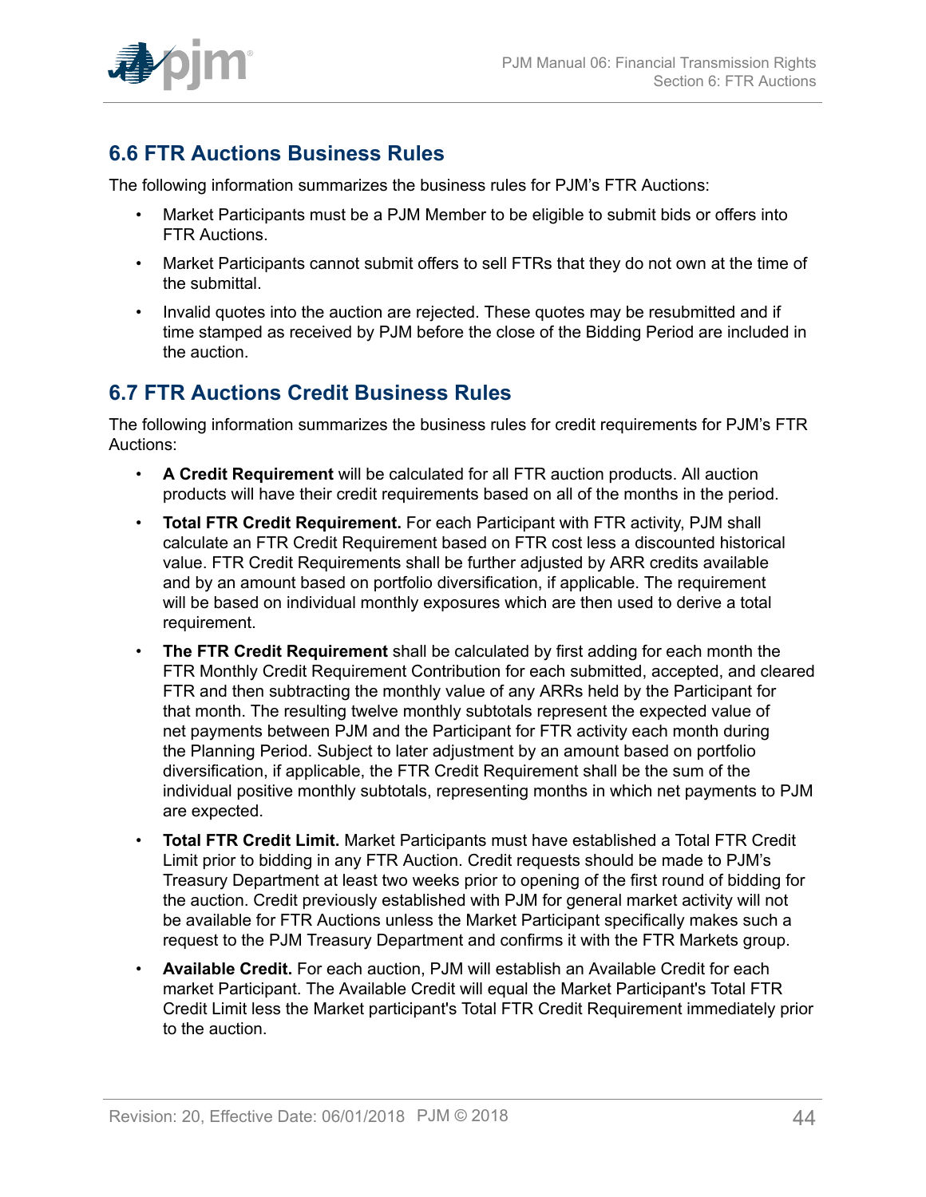## 6.6 FTR Auctions Business Rules

The following information summarizes the business rules for PJM's FTR Auctions:

- Market Participants must be a PJM Member to be eligible to submit bids or offers into FTR Auctions.
- Market Participants cannot submit offers to sell FTRs that they do not own at the time of the submittal.
- Invalid quotes into the auction are rejected. These quotes may be resubmitted and if time stamped as received by PJM before the close of the Bidding Period are included in the auction.

## 6.7 FTR Auctions Credit Business Rules

The following information summarizes the business rules for credit requirements for PJM's FTR Auctions:

- **A Credit Requirement** will be calculated for all FTR auction products. All auction products will have their credit requirements based on all of the months in the period.
- **Total FTR Credit Requirement.** For each Participant with FTR activity, PJM shall calculate an FTR Credit Requirement based on FTR cost less a discounted historical value. FTR Credit Requirements shall be further adjusted by ARR credits available and by an amount based on portfolio diversification, if applicable. The requirement will be based on individual monthly exposures which are then used to derive a total requirement.
- **The FTR Credit Requirement** shall be calculated by first adding for each month the FTR Monthly Credit Requirement Contribution for each submitted, accepted, and cleared FTR and then subtracting the monthly value of any ARRs held by the Participant for that month. The resulting twelve monthly subtotals represent the expected value of net payments between PJM and the Participant for FTR activity each month during the Planning Period. Subject to later adjustment by an amount based on portfolio diversification, if applicable, the FTR Credit Requirement shall be the sum of the individual positive monthly subtotals, representing months in which net payments to PJM are expected.
- **Total FTR Credit Limit.** Market Participants must have established a Total FTR Credit Limit prior to bidding in any FTR Auction. Credit requests should be made to PJM's Treasury Department at least two weeks prior to opening of the first round of bidding for the auction. Credit previously established with PJM for general market activity will not be available for FTR Auctions unless the Market Participant specifically makes such a request to the PJM Treasury Department and confirms it with the FTR Markets group.
- **Available Credit.** For each auction, PJM will establish an Available Credit for each market Participant. The Available Credit will equal the Market Participant's Total FTR Credit Limit less the Market participant's Total FTR Credit Requirement immediately prior to the auction.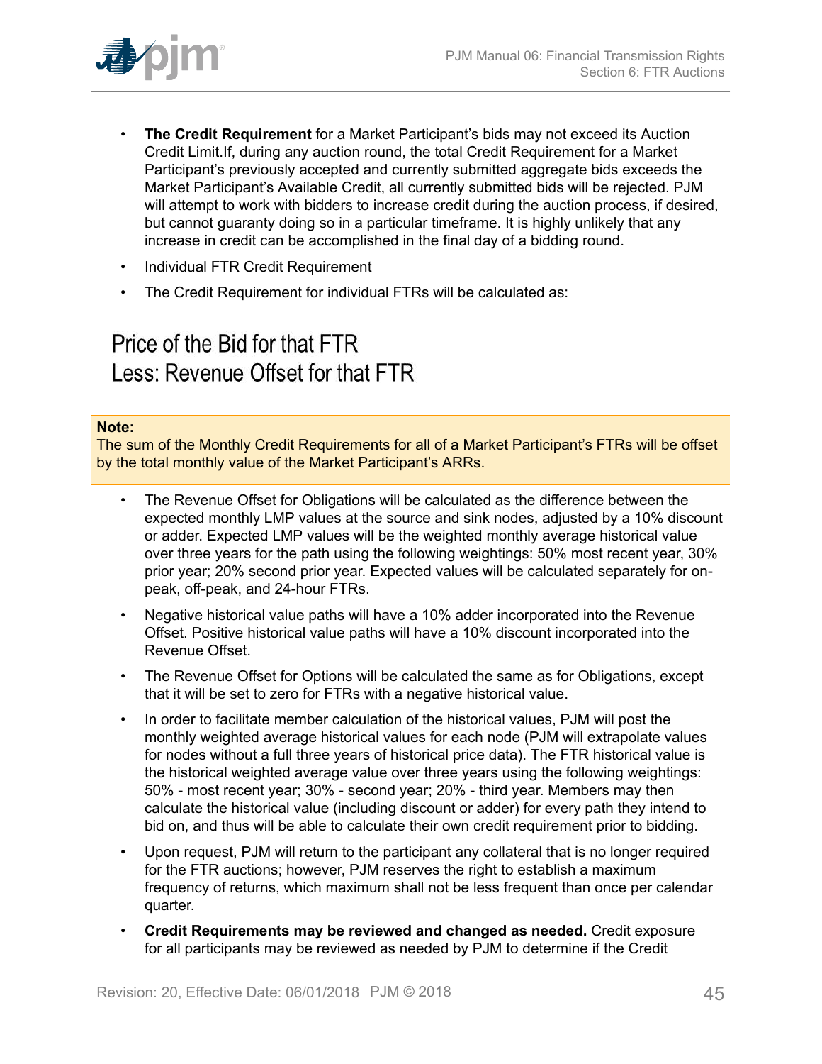- **The Credit Requirement** for a Market Participant's bids may not exceed its Auction Credit Limit.If, during any auction round, the total Credit Requirement for a Market Participant's previously accepted and currently submitted aggregate bids exceeds the Market Participant's Available Credit, all currently submitted bids will be rejected. PJM will attempt to work with bidders to increase credit during the auction process, if desired, but cannot guaranty doing so in a particular timeframe. It is highly unlikely that any increase in credit can be accomplished in the final day of a bidding round.
- Individual FTR Credit Requirement
- The Credit Requirement for individual FTRs will be calculated as:

Price of the Bid for that FTR
Less: Revenue Offset for that FTR

**Note:**
The sum of the Monthly Credit Requirements for all of a Market Participant's FTRs will be offset by the total monthly value of the Market Participant's ARRs.

- The Revenue Offset for Obligations will be calculated as the difference between the expected monthly LMP values at the source and sink nodes, adjusted by a 10% discount or adder. Expected LMP values will be the weighted monthly average historical value over three years for the path using the following weightings: 50% most recent year, 30% prior year; 20% second prior year. Expected values will be calculated separately for on-peak, off-peak, and 24-hour FTRs.
- Negative historical value paths will have a 10% adder incorporated into the Revenue Offset. Positive historical value paths will have a 10% discount incorporated into the Revenue Offset.
- The Revenue Offset for Options will be calculated the same as for Obligations, except that it will be set to zero for FTRs with a negative historical value.
- In order to facilitate member calculation of the historical values, PJM will post the monthly weighted average historical values for each node (PJM will extrapolate values for nodes without a full three years of historical price data). The FTR historical value is the historical weighted average value over three years using the following weightings: 50% - most recent year; 30% - second year; 20% - third year. Members may then calculate the historical value (including discount or adder) for every path they intend to bid on, and thus will be able to calculate their own credit requirement prior to bidding.
- Upon request, PJM will return to the participant any collateral that is no longer required for the FTR auctions; however, PJM reserves the right to establish a maximum frequency of returns, which maximum shall not be less frequent than once per calendar quarter.
- **Credit Requirements may be reviewed and changed as needed.** Credit exposure for all participants may be reviewed as needed by PJM to determine if the Credit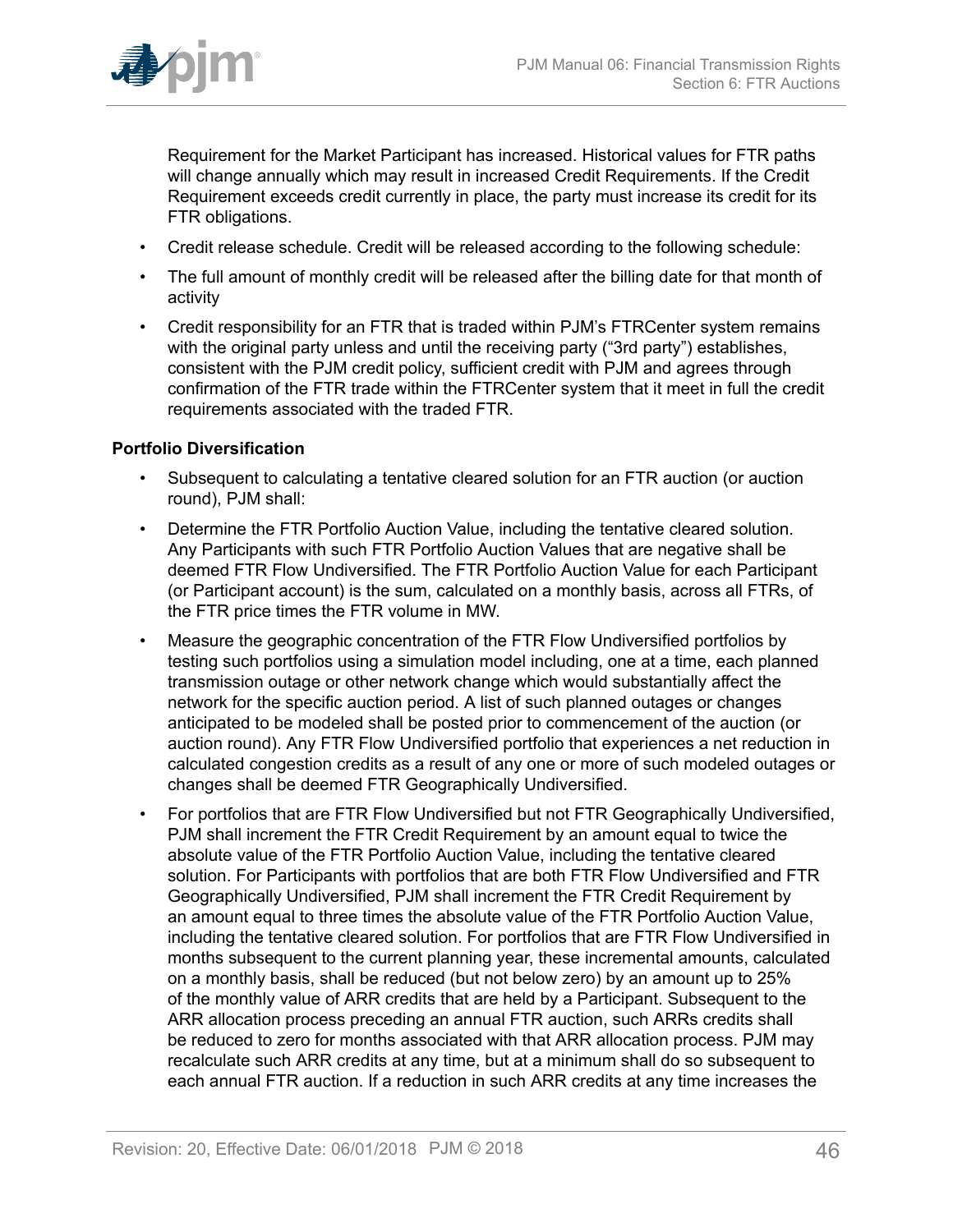Requirement for the Market Participant has increased. Historical values for FTR paths will change annually which may result in increased Credit Requirements. If the Credit Requirement exceeds credit currently in place, the party must increase its credit for its FTR obligations.

- Credit release schedule. Credit will be released according to the following schedule:
- The full amount of monthly credit will be released after the billing date for that month of activity
- Credit responsibility for an FTR that is traded within PJM's FTRCenter system remains with the original party unless and until the receiving party ("3rd party") establishes, consistent with the PJM credit policy, sufficient credit with PJM and agrees through confirmation of the FTR trade within the FTRCenter system that it meet in full the credit requirements associated with the traded FTR.

**Portfolio Diversification**

- Subsequent to calculating a tentative cleared solution for an FTR auction (or auction round), PJM shall:
- Determine the FTR Portfolio Auction Value, including the tentative cleared solution. Any Participants with such FTR Portfolio Auction Values that are negative shall be deemed FTR Flow Undiversified. The FTR Portfolio Auction Value for each Participant (or Participant account) is the sum, calculated on a monthly basis, across all FTRs, of the FTR price times the FTR volume in MW.
- Measure the geographic concentration of the FTR Flow Undiversified portfolios by testing such portfolios using a simulation model including, one at a time, each planned transmission outage or other network change which would substantially affect the network for the specific auction period. A list of such planned outages or changes anticipated to be modeled shall be posted prior to commencement of the auction (or auction round). Any FTR Flow Undiversified portfolio that experiences a net reduction in calculated congestion credits as a result of any one or more of such modeled outages or changes shall be deemed FTR Geographically Undiversified.
- For portfolios that are FTR Flow Undiversified but not FTR Geographically Undiversified, PJM shall increment the FTR Credit Requirement by an amount equal to twice the absolute value of the FTR Portfolio Auction Value, including the tentative cleared solution. For Participants with portfolios that are both FTR Flow Undiversified and FTR Geographically Undiversified, PJM shall increment the FTR Credit Requirement by an amount equal to three times the absolute value of the FTR Portfolio Auction Value, including the tentative cleared solution. For portfolios that are FTR Flow Undiversified in months subsequent to the current planning year, these incremental amounts, calculated on a monthly basis, shall be reduced (but not below zero) by an amount up to 25% of the monthly value of ARR credits that are held by a Participant. Subsequent to the ARR allocation process preceding an annual FTR auction, such ARRs credits shall be reduced to zero for months associated with that ARR allocation process. PJM may recalculate such ARR credits at any time, but at a minimum shall do so subsequent to each annual FTR auction. If a reduction in such ARR credits at any time increases the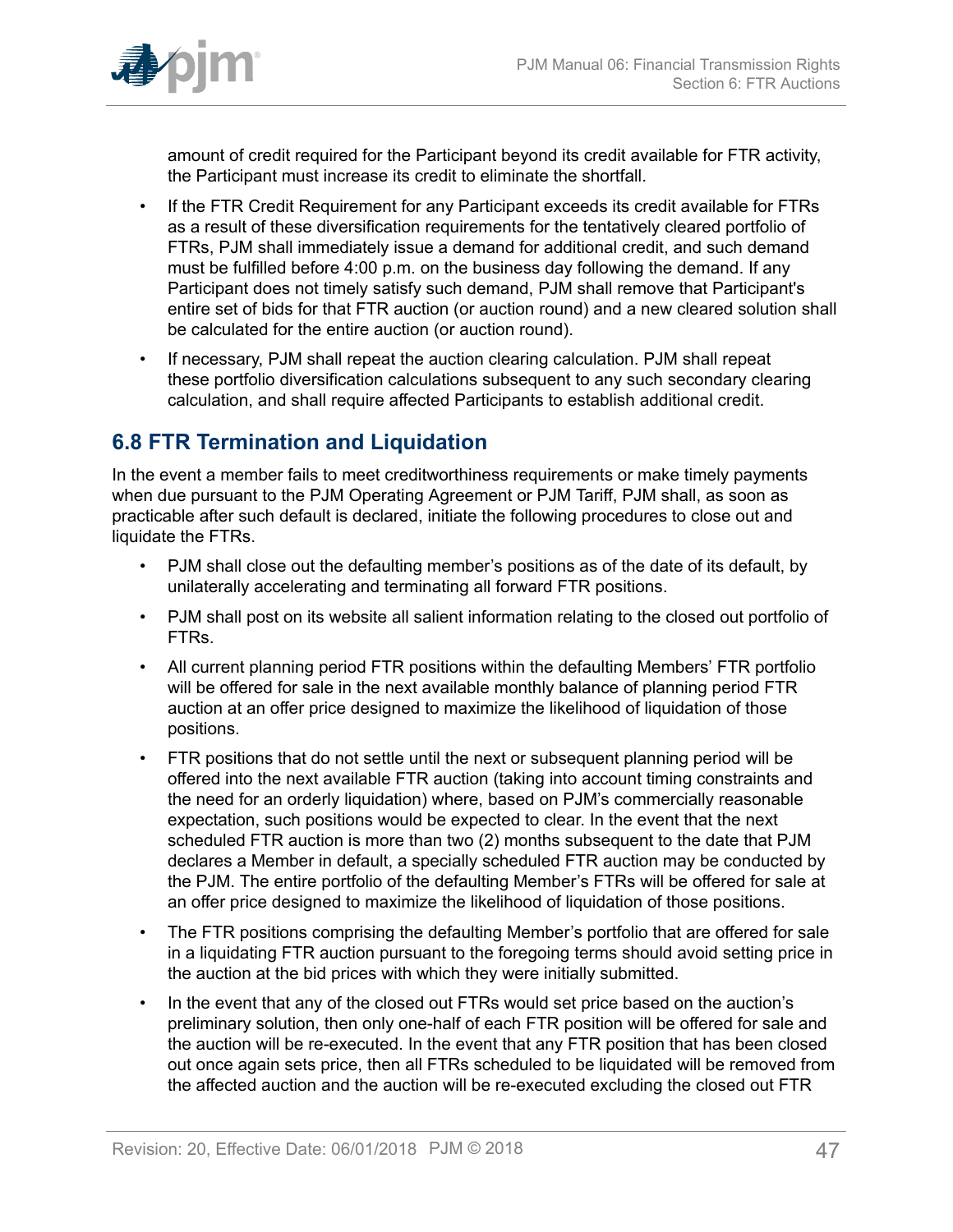amount of credit required for the Participant beyond its credit available for FTR activity, the Participant must increase its credit to eliminate the shortfall.

- If the FTR Credit Requirement for any Participant exceeds its credit available for FTRs as a result of these diversification requirements for the tentatively cleared portfolio of FTRs, PJM shall immediately issue a demand for additional credit, and such demand must be fulfilled before 4:00 p.m. on the business day following the demand. If any Participant does not timely satisfy such demand, PJM shall remove that Participant's entire set of bids for that FTR auction (or auction round) and a new cleared solution shall be calculated for the entire auction (or auction round).
- If necessary, PJM shall repeat the auction clearing calculation. PJM shall repeat these portfolio diversification calculations subsequent to any such secondary clearing calculation, and shall require affected Participants to establish additional credit.

## 6.8 FTR Termination and Liquidation

In the event a member fails to meet creditworthiness requirements or make timely payments when due pursuant to the PJM Operating Agreement or PJM Tariff, PJM shall, as soon as practicable after such default is declared, initiate the following procedures to close out and liquidate the FTRs.

- PJM shall close out the defaulting member's positions as of the date of its default, by unilaterally accelerating and terminating all forward FTR positions.
- PJM shall post on its website all salient information relating to the closed out portfolio of FTRs.
- All current planning period FTR positions within the defaulting Members' FTR portfolio will be offered for sale in the next available monthly balance of planning period FTR auction at an offer price designed to maximize the likelihood of liquidation of those positions.
- FTR positions that do not settle until the next or subsequent planning period will be offered into the next available FTR auction (taking into account timing constraints and the need for an orderly liquidation) where, based on PJM's commercially reasonable expectation, such positions would be expected to clear. In the event that the next scheduled FTR auction is more than two (2) months subsequent to the date that PJM declares a Member in default, a specially scheduled FTR auction may be conducted by the PJM. The entire portfolio of the defaulting Member's FTRs will be offered for sale at an offer price designed to maximize the likelihood of liquidation of those positions.
- The FTR positions comprising the defaulting Member's portfolio that are offered for sale in a liquidating FTR auction pursuant to the foregoing terms should avoid setting price in the auction at the bid prices with which they were initially submitted.
- In the event that any of the closed out FTRs would set price based on the auction's preliminary solution, then only one-half of each FTR position will be offered for sale and the auction will be re-executed. In the event that any FTR position that has been closed out once again sets price, then all FTRs scheduled to be liquidated will be removed from the affected auction and the auction will be re-executed excluding the closed out FTR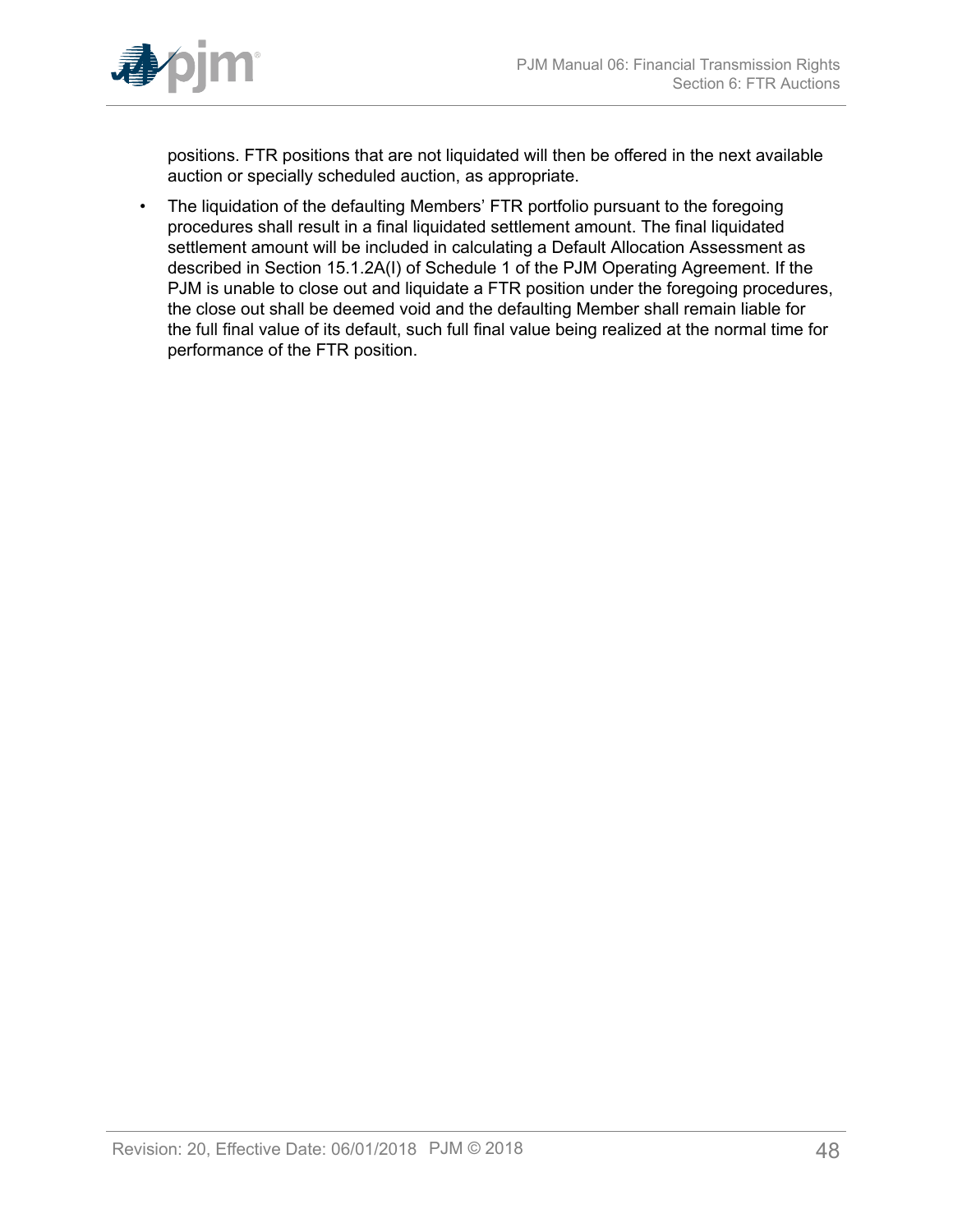positions. FTR positions that are not liquidated will then be offered in the next available auction or specially scheduled auction, as appropriate.

- The liquidation of the defaulting Members' FTR portfolio pursuant to the foregoing procedures shall result in a final liquidated settlement amount. The final liquidated settlement amount will be included in calculating a Default Allocation Assessment as described in Section 15.1.2A(I) of Schedule 1 of the PJM Operating Agreement. If the PJM is unable to close out and liquidate a FTR position under the foregoing procedures, the close out shall be deemed void and the defaulting Member shall remain liable for the full final value of its default, such full final value being realized at the normal time for performance of the FTR position.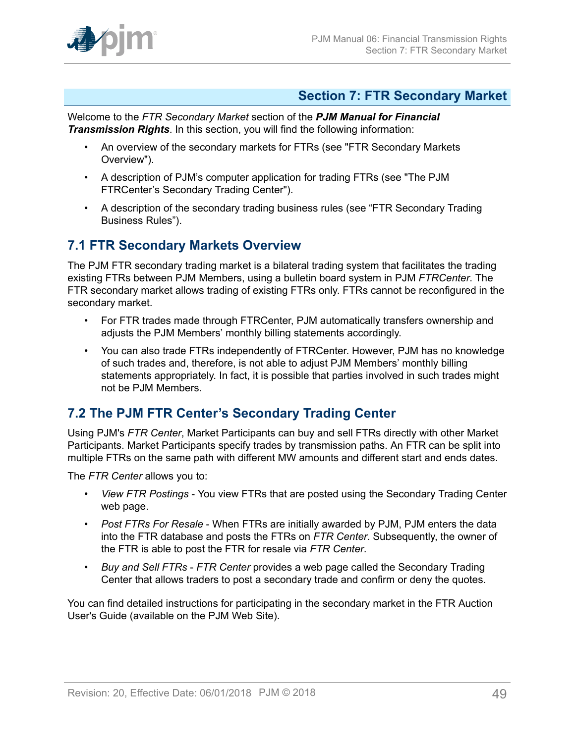# Section 7: FTR Secondary Market

Welcome to the *FTR Secondary Market* section of the ***PJM Manual for Financial Transmission Rights***. In this section, you will find the following information:

- An overview of the secondary markets for FTRs (see "FTR Secondary Markets Overview").
- A description of PJM's computer application for trading FTRs (see "The PJM FTRCenter's Secondary Trading Center").
- A description of the secondary trading business rules (see "FTR Secondary Trading Business Rules").

## 7.1 FTR Secondary Markets Overview

The PJM FTR secondary trading market is a bilateral trading system that facilitates the trading existing FTRs between PJM Members, using a bulletin board system in PJM *FTRCenter*. The FTR secondary market allows trading of existing FTRs only. FTRs cannot be reconfigured in the secondary market.

- For FTR trades made through FTRCenter, PJM automatically transfers ownership and adjusts the PJM Members' monthly billing statements accordingly.
- You can also trade FTRs independently of FTRCenter. However, PJM has no knowledge of such trades and, therefore, is not able to adjust PJM Members' monthly billing statements appropriately. In fact, it is possible that parties involved in such trades might not be PJM Members.

## 7.2 The PJM FTR Center's Secondary Trading Center

Using PJM's *FTR Center*, Market Participants can buy and sell FTRs directly with other Market Participants. Market Participants specify trades by transmission paths. An FTR can be split into multiple FTRs on the same path with different MW amounts and different start and ends dates.

The *FTR Center* allows you to:

- *View FTR Postings* - You view FTRs that are posted using the Secondary Trading Center web page.
- *Post FTRs For Resale* - When FTRs are initially awarded by PJM, PJM enters the data into the FTR database and posts the FTRs on *FTR Center*. Subsequently, the owner of the FTR is able to post the FTR for resale via *FTR Center*.
- *Buy and Sell FTRs* - *FTR Center* provides a web page called the Secondary Trading Center that allows traders to post a secondary trade and confirm or deny the quotes.

You can find detailed instructions for participating in the secondary market in the FTR Auction User's Guide (available on the PJM Web Site).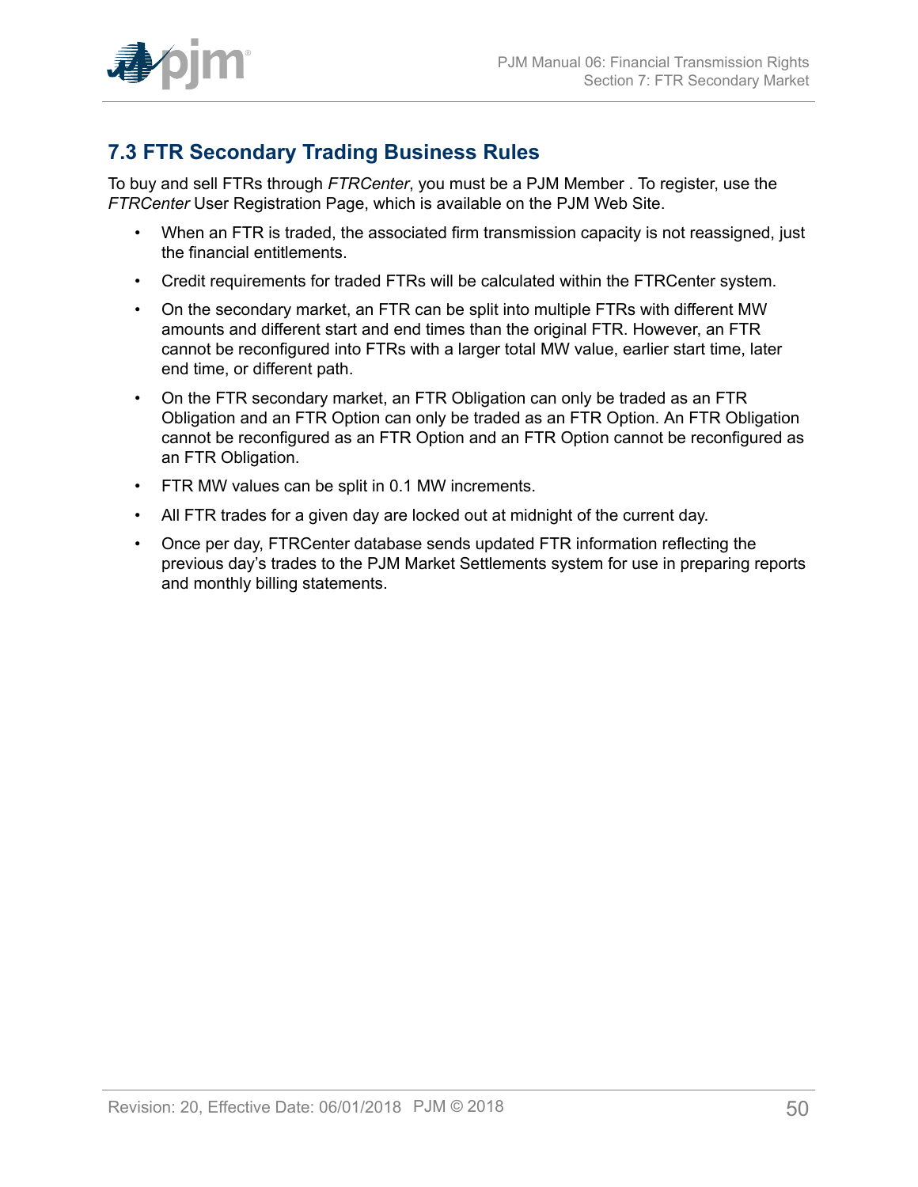## 7.3 FTR Secondary Trading Business Rules

To buy and sell FTRs through *FTRCenter*, you must be a PJM Member . To register, use the *FTRCenter* User Registration Page, which is available on the PJM Web Site.

- When an FTR is traded, the associated firm transmission capacity is not reassigned, just the financial entitlements.
- Credit requirements for traded FTRs will be calculated within the FTRCenter system.
- On the secondary market, an FTR can be split into multiple FTRs with different MW amounts and different start and end times than the original FTR. However, an FTR cannot be reconfigured into FTRs with a larger total MW value, earlier start time, later end time, or different path.
- On the FTR secondary market, an FTR Obligation can only be traded as an FTR Obligation and an FTR Option can only be traded as an FTR Option. An FTR Obligation cannot be reconfigured as an FTR Option and an FTR Option cannot be reconfigured as an FTR Obligation.
- FTR MW values can be split in 0.1 MW increments.
- All FTR trades for a given day are locked out at midnight of the current day.
- Once per day, FTRCenter database sends updated FTR information reflecting the previous day's trades to the PJM Market Settlements system for use in preparing reports and monthly billing statements.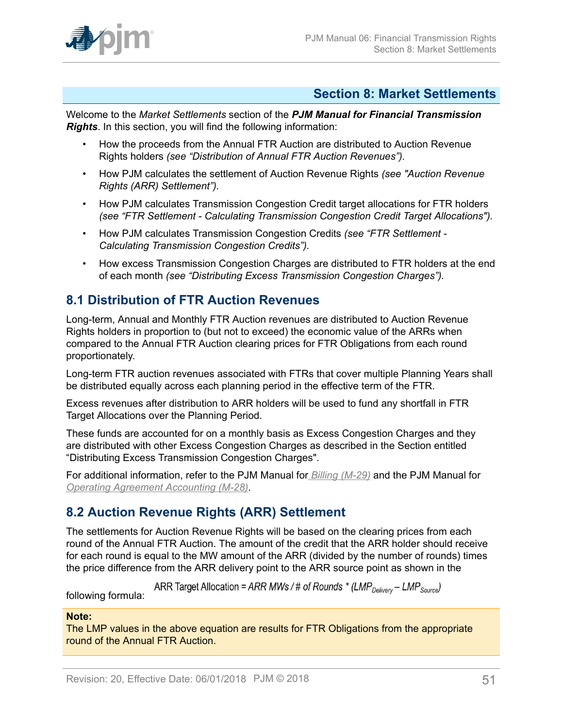## Section 8: Market Settlements

Welcome to the *Market Settlements* section of the ***PJM Manual for Financial Transmission Rights***. In this section, you will find the following information:

- How the proceeds from the Annual FTR Auction are distributed to Auction Revenue Rights holders *(see "Distribution of Annual FTR Auction Revenues").*
- How PJM calculates the settlement of Auction Revenue Rights *(see "Auction Revenue Rights (ARR) Settlement").*
- How PJM calculates Transmission Congestion Credit target allocations for FTR holders *(see "FTR Settlement - Calculating Transmission Congestion Credit Target Allocations").*
- How PJM calculates Transmission Congestion Credits *(see "FTR Settlement - Calculating Transmission Congestion Credits").*
- How excess Transmission Congestion Charges are distributed to FTR holders at the end of each month *(see "Distributing Excess Transmission Congestion Charges").*

## 8.1 Distribution of FTR Auction Revenues

Long-term, Annual and Monthly FTR Auction revenues are distributed to Auction Revenue Rights holders in proportion to (but not to exceed) the economic value of the ARRs when compared to the Annual FTR Auction clearing prices for FTR Obligations from each round proportionately.

Long-term FTR auction revenues associated with FTRs that cover multiple Planning Years shall be distributed equally across each planning period in the effective term of the FTR.

Excess revenues after distribution to ARR holders will be used to fund any shortfall in FTR Target Allocations over the Planning Period.

These funds are accounted for on a monthly basis as Excess Congestion Charges and they are distributed with other Excess Congestion Charges as described in the Section entitled "Distributing Excess Transmission Congestion Charges".

For additional information, refer to the PJM Manual for *Billing (M-29)* and the PJM Manual for *Operating Agreement Accounting (M-28)*.

## 8.2 Auction Revenue Rights (ARR) Settlement

The settlements for Auction Revenue Rights will be based on the clearing prices from each round of the Annual FTR Auction. The amount of the credit that the ARR holder should receive for each round is equal to the MW amount of the ARR (divided by the number of rounds) times the price difference from the ARR delivery point to the ARR source point as shown in the following formula:

$$\text{ARR Target Allocation} = \text{ARR MWs} / \text{\# of Rounds} * (LMP_{Delivery} - LMP_{Source})$$

**Note:**
The LMP values in the above equation are results for FTR Obligations from the appropriate round of the Annual FTR Auction.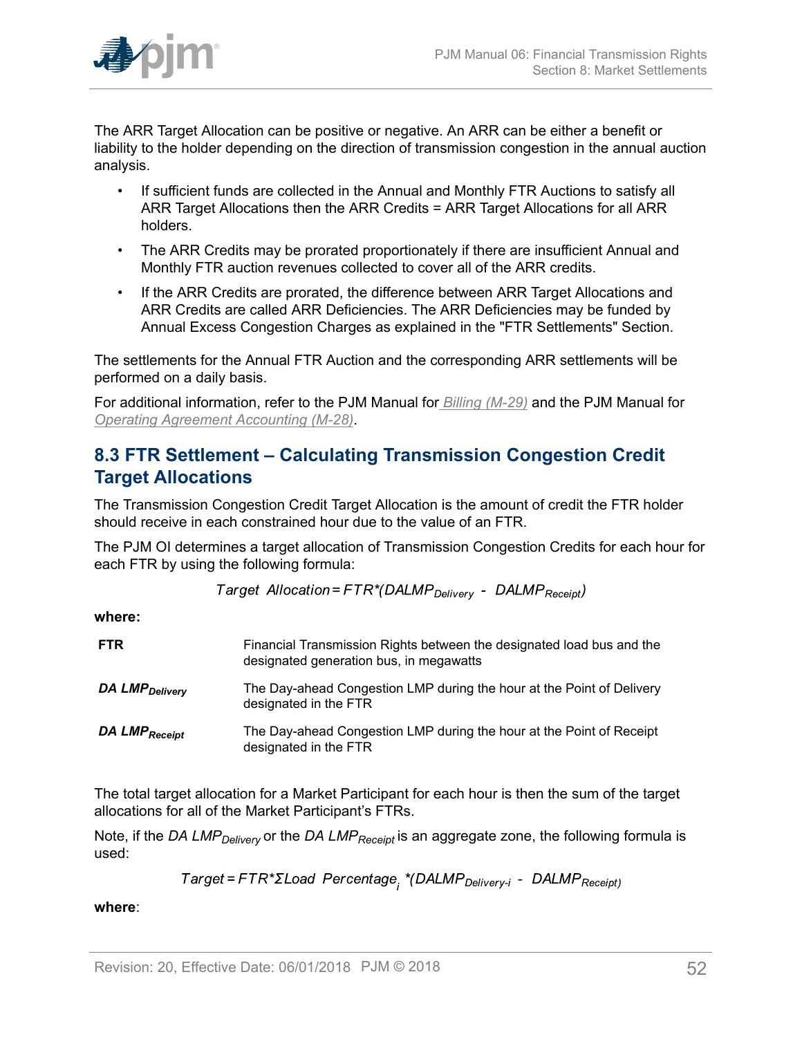The ARR Target Allocation can be positive or negative. An ARR can be either a benefit or liability to the holder depending on the direction of transmission congestion in the annual auction analysis.

- If sufficient funds are collected in the Annual and Monthly FTR Auctions to satisfy all ARR Target Allocations then the ARR Credits = ARR Target Allocations for all ARR holders.
- The ARR Credits may be prorated proportionately if there are insufficient Annual and Monthly FTR auction revenues collected to cover all of the ARR credits.
- If the ARR Credits are prorated, the difference between ARR Target Allocations and ARR Credits are called ARR Deficiencies. The ARR Deficiencies may be funded by Annual Excess Congestion Charges as explained in the "FTR Settlements" Section.

The settlements for the Annual FTR Auction and the corresponding ARR settlements will be performed on a daily basis.

For additional information, refer to the PJM Manual for *Billing (M-29)* and the PJM Manual for *Operating Agreement Accounting (M-28)*.

## 8.3 FTR Settlement – Calculating Transmission Congestion Credit Target Allocations

The Transmission Congestion Credit Target Allocation is the amount of credit the FTR holder should receive in each constrained hour due to the value of an FTR.

The PJM OI determines a target allocation of Transmission Congestion Credits for each hour for each FTR by using the following formula:

$$Target\ \ Allocation = FTR*(DALMP_{Delivery}\ -\ DALMP_{Receipt})$$

**where:**

| | |
|---|---|
| **FTR** | Financial Transmission Rights between the designated load bus and the designated generation bus, in megawatts |
| ***DA $LMP_{Delivery}$*** | The Day-ahead Congestion LMP during the hour at the Point of Delivery designated in the FTR |
| ***DA $LMP_{Receipt}$*** | The Day-ahead Congestion LMP during the hour at the Point of Receipt designated in the FTR |

The total target allocation for a Market Participant for each hour is then the sum of the target allocations for all of the Market Participant's FTRs.

Note, if the *DA $LMP_{Delivery}$* or the *DA $LMP_{Receipt}$* is an aggregate zone, the following formula is used:

$$Target = FTR*\Sigma Load\ \ Percentage_i\ *(DALMP_{Delivery\text{-}i}\ -\ DALMP_{Receipt})$$

**where**: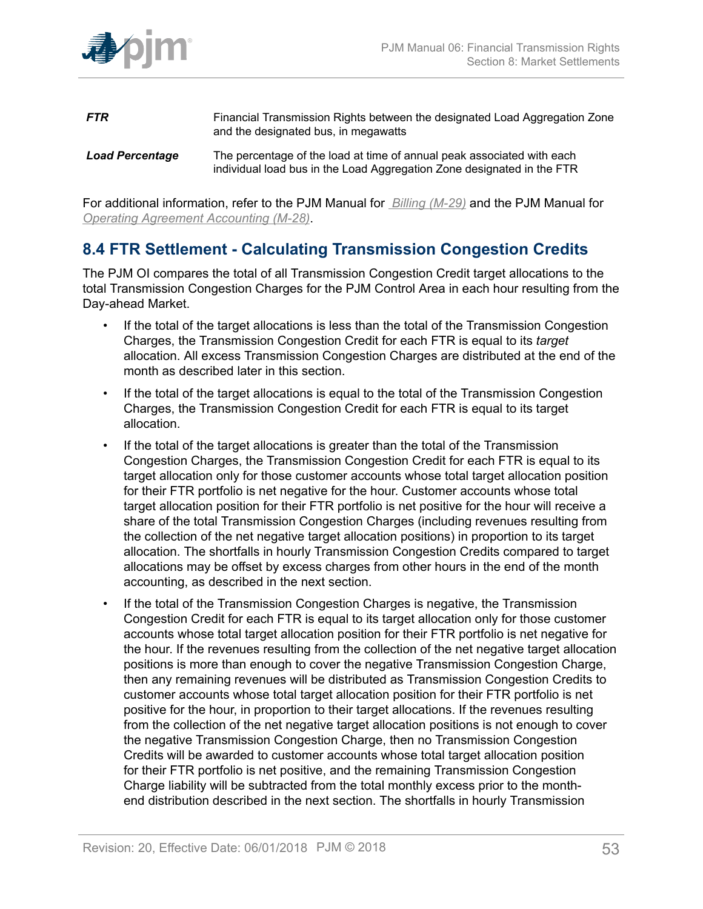| | |
|---|---|
| ***FTR*** | Financial Transmission Rights between the designated Load Aggregation Zone and the designated bus, in megawatts |
| ***Load Percentage*** | The percentage of the load at time of annual peak associated with each individual load bus in the Load Aggregation Zone designated in the FTR |

For additional information, refer to the PJM Manual for *Billing (M-29)* and the PJM Manual for *Operating Agreement Accounting (M-28)*.

## 8.4 FTR Settlement - Calculating Transmission Congestion Credits

The PJM OI compares the total of all Transmission Congestion Credit target allocations to the total Transmission Congestion Charges for the PJM Control Area in each hour resulting from the Day-ahead Market.

- If the total of the target allocations is less than the total of the Transmission Congestion Charges, the Transmission Congestion Credit for each FTR is equal to its *target* allocation. All excess Transmission Congestion Charges are distributed at the end of the month as described later in this section.
- If the total of the target allocations is equal to the total of the Transmission Congestion Charges, the Transmission Congestion Credit for each FTR is equal to its target allocation.
- If the total of the target allocations is greater than the total of the Transmission Congestion Charges, the Transmission Congestion Credit for each FTR is equal to its target allocation only for those customer accounts whose total target allocation position for their FTR portfolio is net negative for the hour. Customer accounts whose total target allocation position for their FTR portfolio is net positive for the hour will receive a share of the total Transmission Congestion Charges (including revenues resulting from the collection of the net negative target allocation positions) in proportion to its target allocation. The shortfalls in hourly Transmission Congestion Credits compared to target allocations may be offset by excess charges from other hours in the end of the month accounting, as described in the next section.
- If the total of the Transmission Congestion Charges is negative, the Transmission Congestion Credit for each FTR is equal to its target allocation only for those customer accounts whose total target allocation position for their FTR portfolio is net negative for the hour. If the revenues resulting from the collection of the net negative target allocation positions is more than enough to cover the negative Transmission Congestion Charge, then any remaining revenues will be distributed as Transmission Congestion Credits to customer accounts whose total target allocation position for their FTR portfolio is net positive for the hour, in proportion to their target allocations. If the revenues resulting from the collection of the net negative target allocation positions is not enough to cover the negative Transmission Congestion Charge, then no Transmission Congestion Credits will be awarded to customer accounts whose total target allocation position for their FTR portfolio is net positive, and the remaining Transmission Congestion Charge liability will be subtracted from the total monthly excess prior to the month-end distribution described in the next section. The shortfalls in hourly Transmission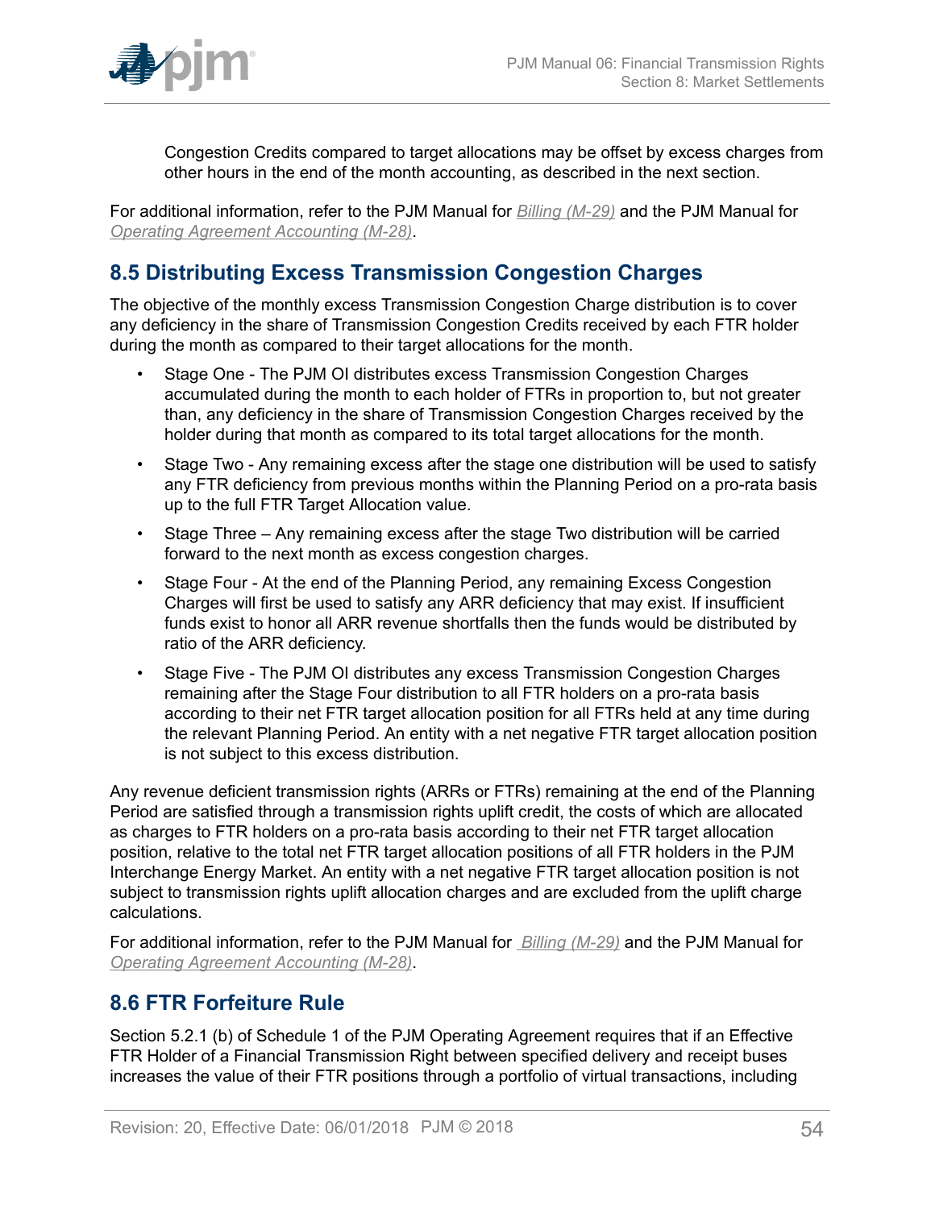Congestion Credits compared to target allocations may be offset by excess charges from other hours in the end of the month accounting, as described in the next section.

For additional information, refer to the PJM Manual for *Billing (M-29)* and the PJM Manual for *Operating Agreement Accounting (M-28)*.

## 8.5 Distributing Excess Transmission Congestion Charges

The objective of the monthly excess Transmission Congestion Charge distribution is to cover any deficiency in the share of Transmission Congestion Credits received by each FTR holder during the month as compared to their target allocations for the month.

- Stage One - The PJM OI distributes excess Transmission Congestion Charges accumulated during the month to each holder of FTRs in proportion to, but not greater than, any deficiency in the share of Transmission Congestion Charges received by the holder during that month as compared to its total target allocations for the month.
- Stage Two - Any remaining excess after the stage one distribution will be used to satisfy any FTR deficiency from previous months within the Planning Period on a pro-rata basis up to the full FTR Target Allocation value.
- Stage Three – Any remaining excess after the stage Two distribution will be carried forward to the next month as excess congestion charges.
- Stage Four - At the end of the Planning Period, any remaining Excess Congestion Charges will first be used to satisfy any ARR deficiency that may exist. If insufficient funds exist to honor all ARR revenue shortfalls then the funds would be distributed by ratio of the ARR deficiency.
- Stage Five - The PJM OI distributes any excess Transmission Congestion Charges remaining after the Stage Four distribution to all FTR holders on a pro-rata basis according to their net FTR target allocation position for all FTRs held at any time during the relevant Planning Period. An entity with a net negative FTR target allocation position is not subject to this excess distribution.

Any revenue deficient transmission rights (ARRs or FTRs) remaining at the end of the Planning Period are satisfied through a transmission rights uplift credit, the costs of which are allocated as charges to FTR holders on a pro-rata basis according to their net FTR target allocation position, relative to the total net FTR target allocation positions of all FTR holders in the PJM Interchange Energy Market. An entity with a net negative FTR target allocation position is not subject to transmission rights uplift allocation charges and are excluded from the uplift charge calculations.

For additional information, refer to the PJM Manual for *Billing (M-29)* and the PJM Manual for *Operating Agreement Accounting (M-28)*.

## 8.6 FTR Forfeiture Rule

Section 5.2.1 (b) of Schedule 1 of the PJM Operating Agreement requires that if an Effective FTR Holder of a Financial Transmission Right between specified delivery and receipt buses increases the value of their FTR positions through a portfolio of virtual transactions, including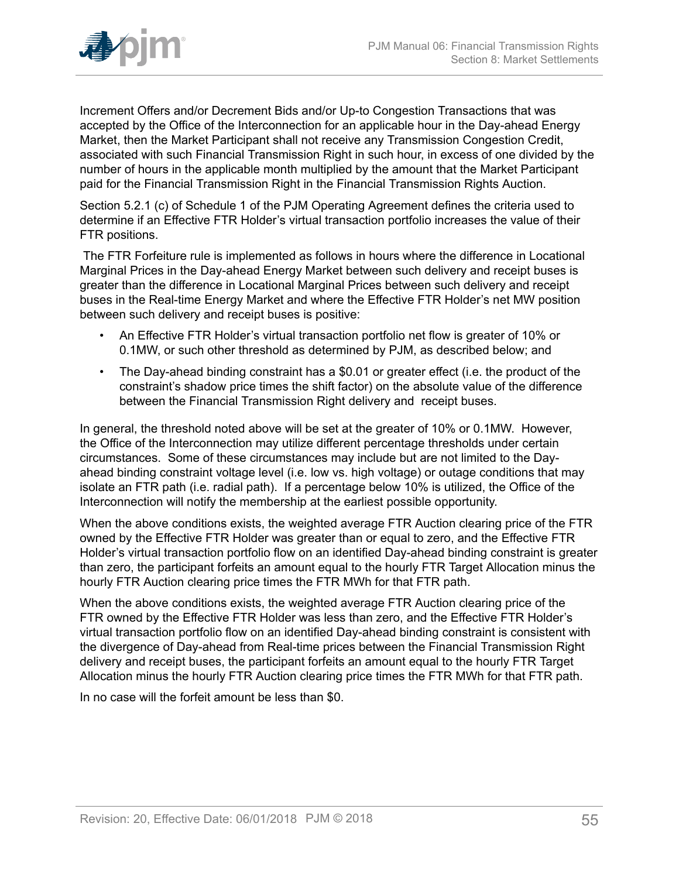Increment Offers and/or Decrement Bids and/or Up-to Congestion Transactions that was accepted by the Office of the Interconnection for an applicable hour in the Day-ahead Energy Market, then the Market Participant shall not receive any Transmission Congestion Credit, associated with such Financial Transmission Right in such hour, in excess of one divided by the number of hours in the applicable month multiplied by the amount that the Market Participant paid for the Financial Transmission Right in the Financial Transmission Rights Auction.

Section 5.2.1 (c) of Schedule 1 of the PJM Operating Agreement defines the criteria used to determine if an Effective FTR Holder's virtual transaction portfolio increases the value of their FTR positions.

The FTR Forfeiture rule is implemented as follows in hours where the difference in Locational Marginal Prices in the Day-ahead Energy Market between such delivery and receipt buses is greater than the difference in Locational Marginal Prices between such delivery and receipt buses in the Real-time Energy Market and where the Effective FTR Holder's net MW position between such delivery and receipt buses is positive:

- An Effective FTR Holder's virtual transaction portfolio net flow is greater of 10% or 0.1MW, or such other threshold as determined by PJM, as described below; and
- The Day-ahead binding constraint has a $0.01 or greater effect (i.e. the product of the constraint's shadow price times the shift factor) on the absolute value of the difference between the Financial Transmission Right delivery and receipt buses.

In general, the threshold noted above will be set at the greater of 10% or 0.1MW. However, the Office of the Interconnection may utilize different percentage thresholds under certain circumstances. Some of these circumstances may include but are not limited to the Day-ahead binding constraint voltage level (i.e. low vs. high voltage) or outage conditions that may isolate an FTR path (i.e. radial path). If a percentage below 10% is utilized, the Office of the Interconnection will notify the membership at the earliest possible opportunity.

When the above conditions exists, the weighted average FTR Auction clearing price of the FTR owned by the Effective FTR Holder was greater than or equal to zero, and the Effective FTR Holder's virtual transaction portfolio flow on an identified Day-ahead binding constraint is greater than zero, the participant forfeits an amount equal to the hourly FTR Target Allocation minus the hourly FTR Auction clearing price times the FTR MWh for that FTR path.

When the above conditions exists, the weighted average FTR Auction clearing price of the FTR owned by the Effective FTR Holder was less than zero, and the Effective FTR Holder's virtual transaction portfolio flow on an identified Day-ahead binding constraint is consistent with the divergence of Day-ahead from Real-time prices between the Financial Transmission Right delivery and receipt buses, the participant forfeits an amount equal to the hourly FTR Target Allocation minus the hourly FTR Auction clearing price times the FTR MWh for that FTR path.

In no case will the forfeit amount be less than $0.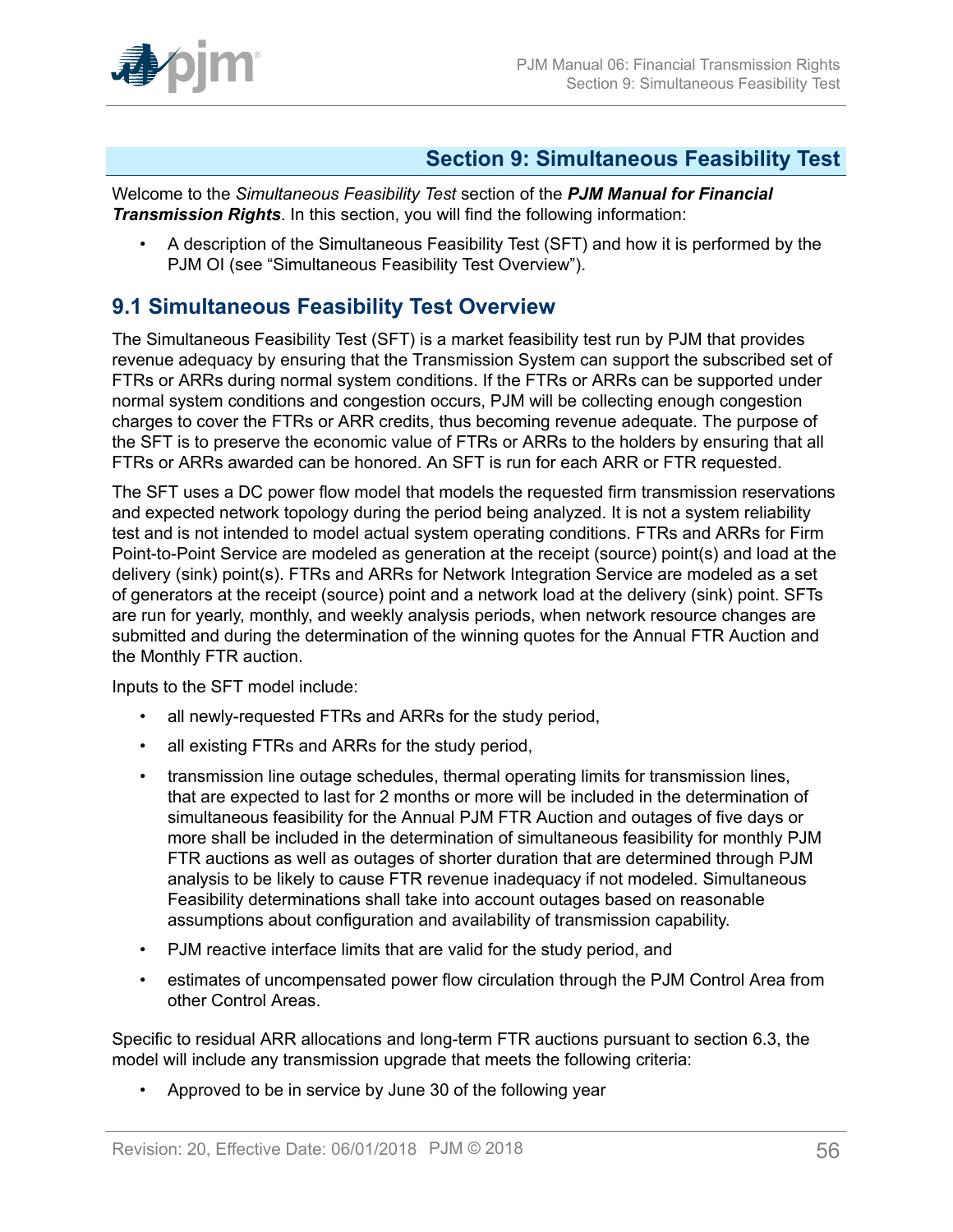## Section 9: Simultaneous Feasibility Test

Welcome to the *Simultaneous Feasibility Test* section of the ***PJM Manual for Financial Transmission Rights***. In this section, you will find the following information:

- A description of the Simultaneous Feasibility Test (SFT) and how it is performed by the PJM OI (see "Simultaneous Feasibility Test Overview").

### 9.1 Simultaneous Feasibility Test Overview

The Simultaneous Feasibility Test (SFT) is a market feasibility test run by PJM that provides revenue adequacy by ensuring that the Transmission System can support the subscribed set of FTRs or ARRs during normal system conditions. If the FTRs or ARRs can be supported under normal system conditions and congestion occurs, PJM will be collecting enough congestion charges to cover the FTRs or ARR credits, thus becoming revenue adequate. The purpose of the SFT is to preserve the economic value of FTRs or ARRs to the holders by ensuring that all FTRs or ARRs awarded can be honored. An SFT is run for each ARR or FTR requested.

The SFT uses a DC power flow model that models the requested firm transmission reservations and expected network topology during the period being analyzed. It is not a system reliability test and is not intended to model actual system operating conditions. FTRs and ARRs for Firm Point-to-Point Service are modeled as generation at the receipt (source) point(s) and load at the delivery (sink) point(s). FTRs and ARRs for Network Integration Service are modeled as a set of generators at the receipt (source) point and a network load at the delivery (sink) point. SFTs are run for yearly, monthly, and weekly analysis periods, when network resource changes are submitted and during the determination of the winning quotes for the Annual FTR Auction and the Monthly FTR auction.

Inputs to the SFT model include:

- all newly-requested FTRs and ARRs for the study period,
- all existing FTRs and ARRs for the study period,
- transmission line outage schedules, thermal operating limits for transmission lines, that are expected to last for 2 months or more will be included in the determination of simultaneous feasibility for the Annual PJM FTR Auction and outages of five days or more shall be included in the determination of simultaneous feasibility for monthly PJM FTR auctions as well as outages of shorter duration that are determined through PJM analysis to be likely to cause FTR revenue inadequacy if not modeled. Simultaneous Feasibility determinations shall take into account outages based on reasonable assumptions about configuration and availability of transmission capability.
- PJM reactive interface limits that are valid for the study period, and
- estimates of uncompensated power flow circulation through the PJM Control Area from other Control Areas.

Specific to residual ARR allocations and long-term FTR auctions pursuant to section 6.3, the model will include any transmission upgrade that meets the following criteria:

- Approved to be in service by June 30 of the following year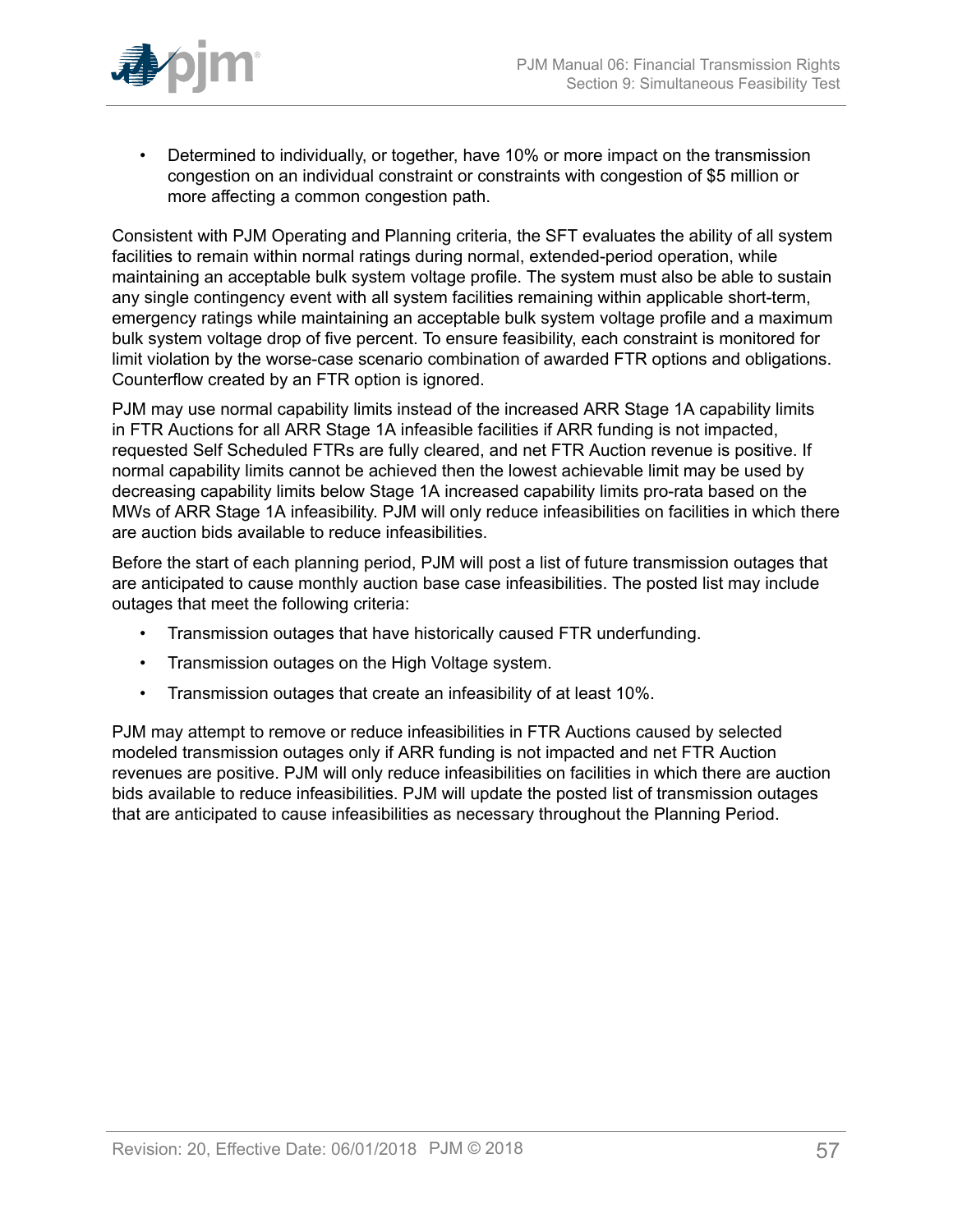- Determined to individually, or together, have 10% or more impact on the transmission congestion on an individual constraint or constraints with congestion of $5 million or more affecting a common congestion path.

Consistent with PJM Operating and Planning criteria, the SFT evaluates the ability of all system facilities to remain within normal ratings during normal, extended-period operation, while maintaining an acceptable bulk system voltage profile. The system must also be able to sustain any single contingency event with all system facilities remaining within applicable short-term, emergency ratings while maintaining an acceptable bulk system voltage profile and a maximum bulk system voltage drop of five percent. To ensure feasibility, each constraint is monitored for limit violation by the worse-case scenario combination of awarded FTR options and obligations. Counterflow created by an FTR option is ignored.

PJM may use normal capability limits instead of the increased ARR Stage 1A capability limits in FTR Auctions for all ARR Stage 1A infeasible facilities if ARR funding is not impacted, requested Self Scheduled FTRs are fully cleared, and net FTR Auction revenue is positive. If normal capability limits cannot be achieved then the lowest achievable limit may be used by decreasing capability limits below Stage 1A increased capability limits pro-rata based on the MWs of ARR Stage 1A infeasibility. PJM will only reduce infeasibilities on facilities in which there are auction bids available to reduce infeasibilities.

Before the start of each planning period, PJM will post a list of future transmission outages that are anticipated to cause monthly auction base case infeasibilities. The posted list may include outages that meet the following criteria:

- Transmission outages that have historically caused FTR underfunding.
- Transmission outages on the High Voltage system.
- Transmission outages that create an infeasibility of at least 10%.

PJM may attempt to remove or reduce infeasibilities in FTR Auctions caused by selected modeled transmission outages only if ARR funding is not impacted and net FTR Auction revenues are positive. PJM will only reduce infeasibilities on facilities in which there are auction bids available to reduce infeasibilities. PJM will update the posted list of transmission outages that are anticipated to cause infeasibilities as necessary throughout the Planning Period.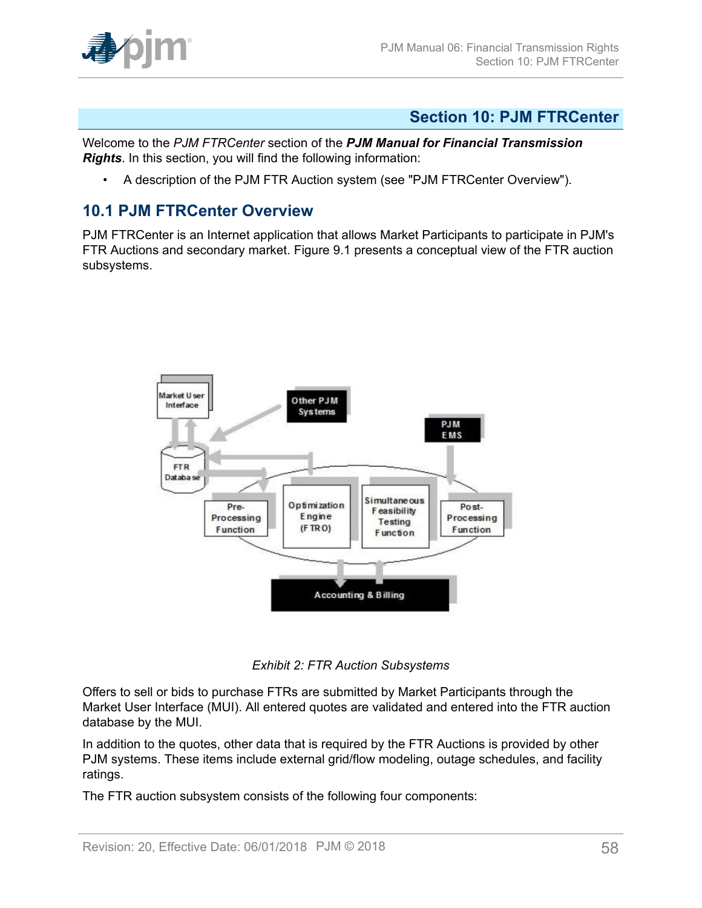# Section 10: PJM FTRCenter

Welcome to the *PJM FTRCenter* section of the ***PJM Manual for Financial Transmission Rights***. In this section, you will find the following information:

- A description of the PJM FTR Auction system (see "PJM FTRCenter Overview").

## 10.1 PJM FTRCenter Overview

PJM FTRCenter is an Internet application that allows Market Participants to participate in PJM's FTR Auctions and secondary market. Figure 9.1 presents a conceptual view of the FTR auction subsystems.

*Exhibit 2: FTR Auction Subsystems*

Offers to sell or bids to purchase FTRs are submitted by Market Participants through the Market User Interface (MUI). All entered quotes are validated and entered into the FTR auction database by the MUI.

In addition to the quotes, other data that is required by the FTR Auctions is provided by other PJM systems. These items include external grid/flow modeling, outage schedules, and facility ratings.

The FTR auction subsystem consists of the following four components: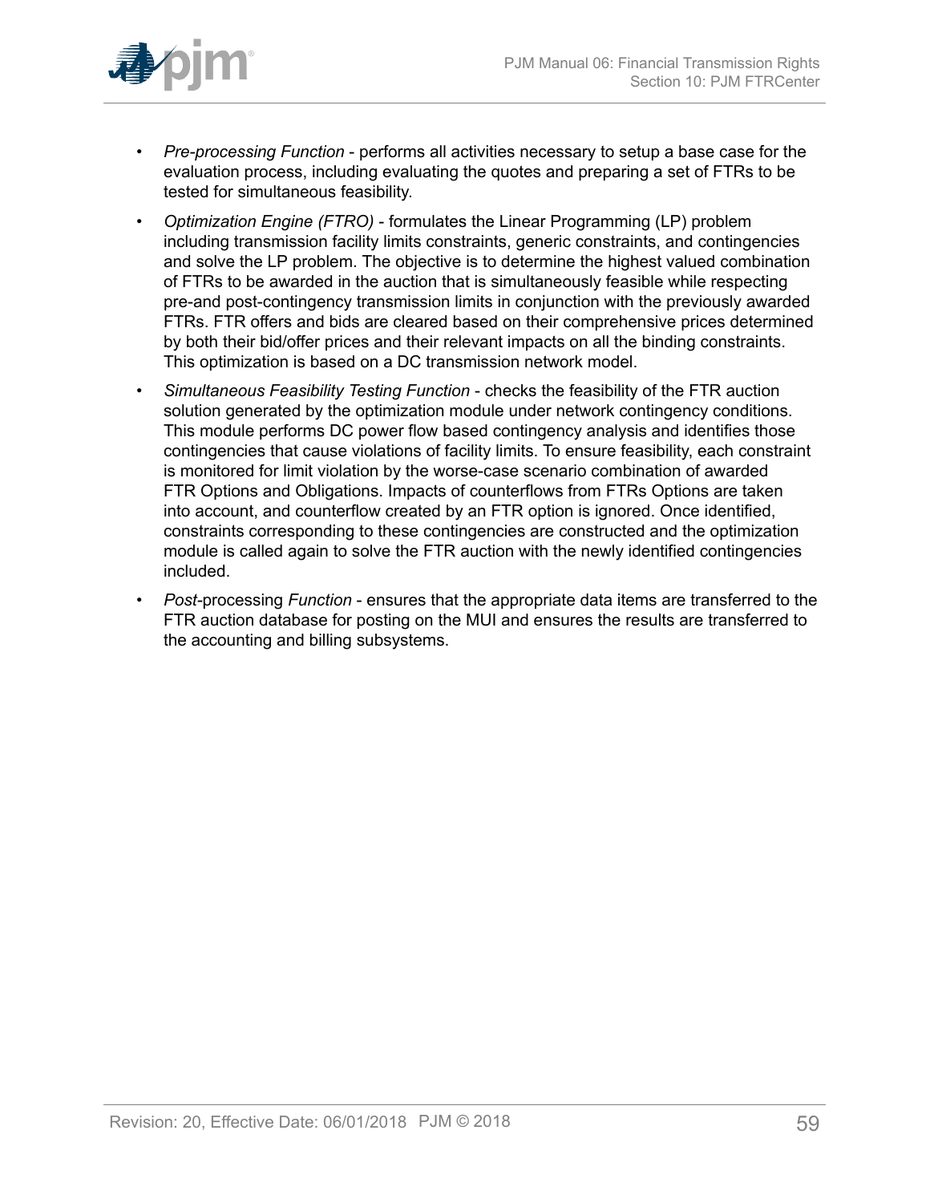- *Pre-processing Function* - performs all activities necessary to setup a base case for the evaluation process, including evaluating the quotes and preparing a set of FTRs to be tested for simultaneous feasibility.
- *Optimization Engine (FTRO)* - formulates the Linear Programming (LP) problem including transmission facility limits constraints, generic constraints, and contingencies and solve the LP problem. The objective is to determine the highest valued combination of FTRs to be awarded in the auction that is simultaneously feasible while respecting pre-and post-contingency transmission limits in conjunction with the previously awarded FTRs. FTR offers and bids are cleared based on their comprehensive prices determined by both their bid/offer prices and their relevant impacts on all the binding constraints. This optimization is based on a DC transmission network model.
- *Simultaneous Feasibility Testing Function* - checks the feasibility of the FTR auction solution generated by the optimization module under network contingency conditions. This module performs DC power flow based contingency analysis and identifies those contingencies that cause violations of facility limits. To ensure feasibility, each constraint is monitored for limit violation by the worse-case scenario combination of awarded FTR Options and Obligations. Impacts of counterflows from FTRs Options are taken into account, and counterflow created by an FTR option is ignored. Once identified, constraints corresponding to these contingencies are constructed and the optimization module is called again to solve the FTR auction with the newly identified contingencies included.
- *Post*-processing *Function* - ensures that the appropriate data items are transferred to the FTR auction database for posting on the MUI and ensures the results are transferred to the accounting and billing subsystems.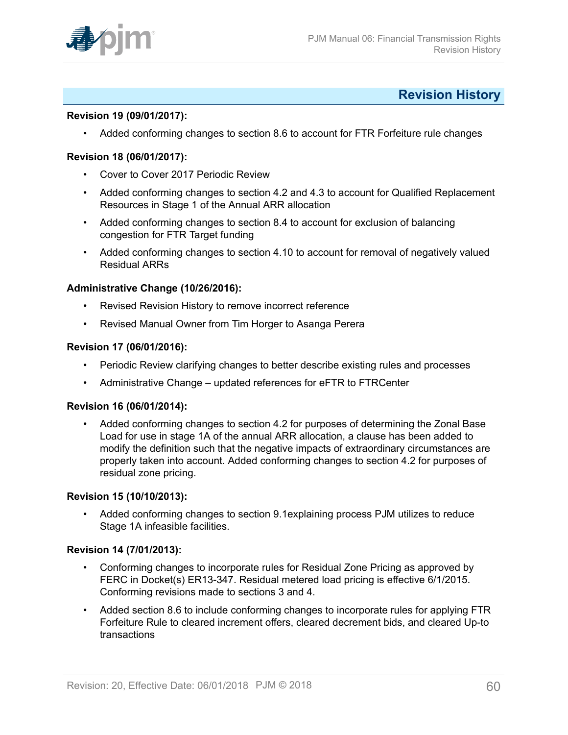# Revision History

**Revision 19 (09/01/2017):**

- Added conforming changes to section 8.6 to account for FTR Forfeiture rule changes

**Revision 18 (06/01/2017):**

- Cover to Cover 2017 Periodic Review
- Added conforming changes to section 4.2 and 4.3 to account for Qualified Replacement Resources in Stage 1 of the Annual ARR allocation
- Added conforming changes to section 8.4 to account for exclusion of balancing congestion for FTR Target funding
- Added conforming changes to section 4.10 to account for removal of negatively valued Residual ARRs

**Administrative Change (10/26/2016):**

- Revised Revision History to remove incorrect reference
- Revised Manual Owner from Tim Horger to Asanga Perera

**Revision 17 (06/01/2016):**

- Periodic Review clarifying changes to better describe existing rules and processes
- Administrative Change – updated references for eFTR to FTRCenter

**Revision 16 (06/01/2014):**

- Added conforming changes to section 4.2 for purposes of determining the Zonal Base Load for use in stage 1A of the annual ARR allocation, a clause has been added to modify the definition such that the negative impacts of extraordinary circumstances are properly taken into account. Added conforming changes to section 4.2 for purposes of residual zone pricing.

**Revision 15 (10/10/2013):**

- Added conforming changes to section 9.1explaining process PJM utilizes to reduce Stage 1A infeasible facilities.

**Revision 14 (7/01/2013):**

- Conforming changes to incorporate rules for Residual Zone Pricing as approved by FERC in Docket(s) ER13-347. Residual metered load pricing is effective 6/1/2015. Conforming revisions made to sections 3 and 4.
- Added section 8.6 to include conforming changes to incorporate rules for applying FTR Forfeiture Rule to cleared increment offers, cleared decrement bids, and cleared Up-to transactions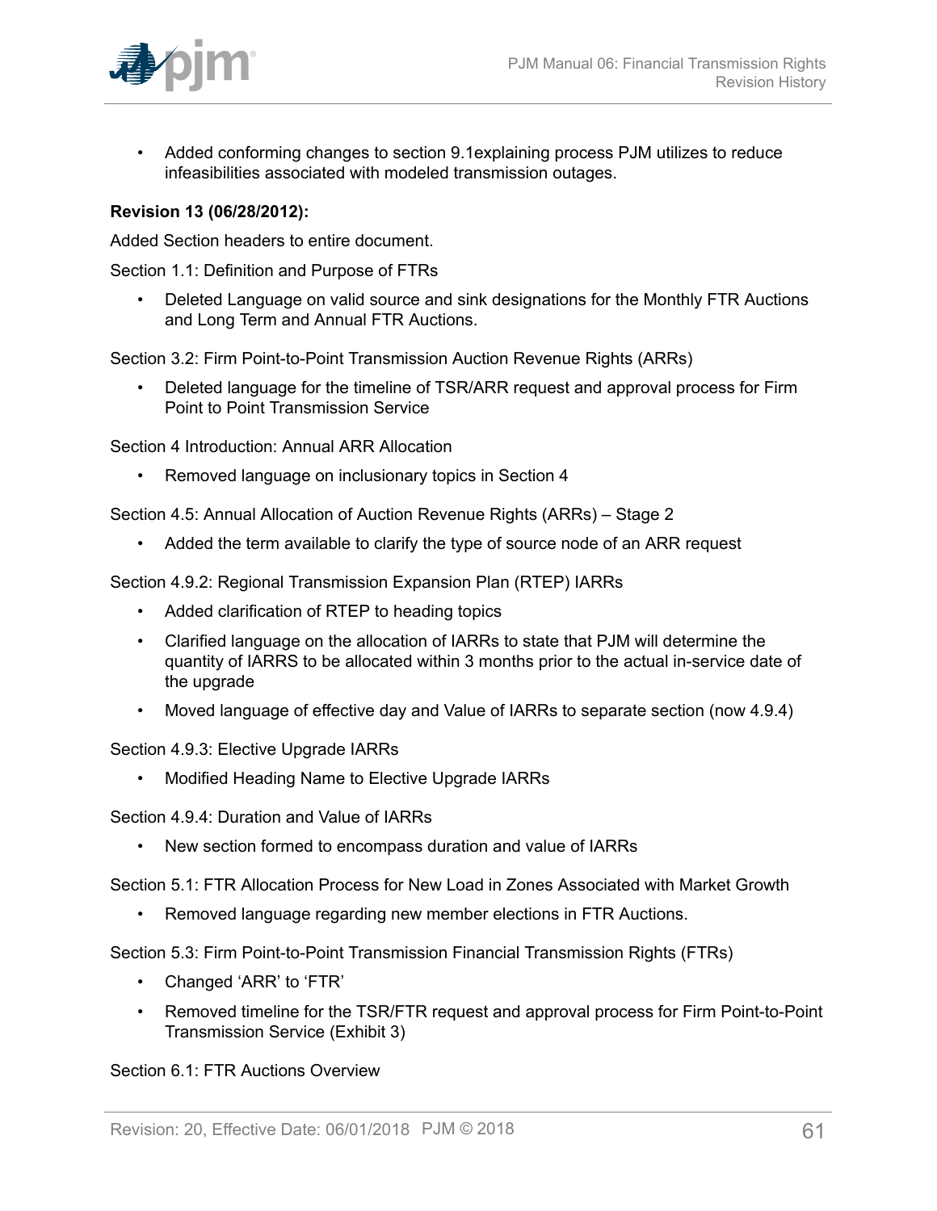- Added conforming changes to section 9.1explaining process PJM utilizes to reduce infeasibilities associated with modeled transmission outages.

**Revision 13 (06/28/2012):**

Added Section headers to entire document.

Section 1.1: Definition and Purpose of FTRs

- Deleted Language on valid source and sink designations for the Monthly FTR Auctions and Long Term and Annual FTR Auctions.

Section 3.2: Firm Point-to-Point Transmission Auction Revenue Rights (ARRs)

- Deleted language for the timeline of TSR/ARR request and approval process for Firm Point to Point Transmission Service

Section 4 Introduction: Annual ARR Allocation

- Removed language on inclusionary topics in Section 4

Section 4.5: Annual Allocation of Auction Revenue Rights (ARRs) – Stage 2

- Added the term available to clarify the type of source node of an ARR request

Section 4.9.2: Regional Transmission Expansion Plan (RTEP) IARRs

- Added clarification of RTEP to heading topics
- Clarified language on the allocation of IARRs to state that PJM will determine the quantity of IARRS to be allocated within 3 months prior to the actual in-service date of the upgrade
- Moved language of effective day and Value of IARRs to separate section (now 4.9.4)

Section 4.9.3: Elective Upgrade IARRs

- Modified Heading Name to Elective Upgrade IARRs

Section 4.9.4: Duration and Value of IARRs

- New section formed to encompass duration and value of IARRs

Section 5.1: FTR Allocation Process for New Load in Zones Associated with Market Growth

- Removed language regarding new member elections in FTR Auctions.

Section 5.3: Firm Point-to-Point Transmission Financial Transmission Rights (FTRs)

- Changed 'ARR' to 'FTR'
- Removed timeline for the TSR/FTR request and approval process for Firm Point-to-Point Transmission Service (Exhibit 3)

Section 6.1: FTR Auctions Overview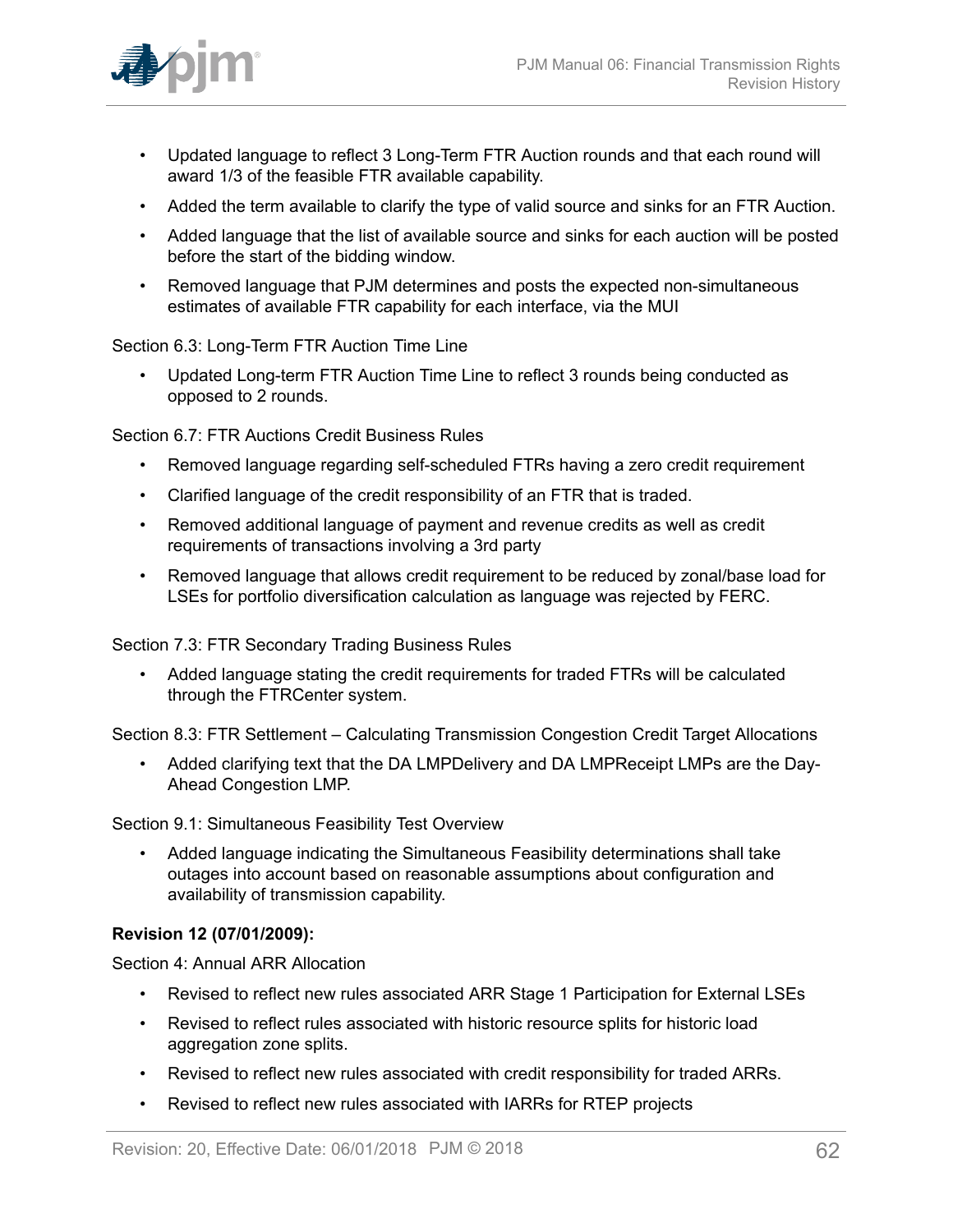- Updated language to reflect 3 Long-Term FTR Auction rounds and that each round will award 1/3 of the feasible FTR available capability.
- Added the term available to clarify the type of valid source and sinks for an FTR Auction.
- Added language that the list of available source and sinks for each auction will be posted before the start of the bidding window.
- Removed language that PJM determines and posts the expected non-simultaneous estimates of available FTR capability for each interface, via the MUI

Section 6.3: Long-Term FTR Auction Time Line

- Updated Long-term FTR Auction Time Line to reflect 3 rounds being conducted as opposed to 2 rounds.

Section 6.7: FTR Auctions Credit Business Rules

- Removed language regarding self-scheduled FTRs having a zero credit requirement
- Clarified language of the credit responsibility of an FTR that is traded.
- Removed additional language of payment and revenue credits as well as credit requirements of transactions involving a 3rd party
- Removed language that allows credit requirement to be reduced by zonal/base load for LSEs for portfolio diversification calculation as language was rejected by FERC.

Section 7.3: FTR Secondary Trading Business Rules

- Added language stating the credit requirements for traded FTRs will be calculated through the FTRCenter system.

Section 8.3: FTR Settlement – Calculating Transmission Congestion Credit Target Allocations

- Added clarifying text that the DA LMPDelivery and DA LMPReceipt LMPs are the Day-Ahead Congestion LMP.

Section 9.1: Simultaneous Feasibility Test Overview

- Added language indicating the Simultaneous Feasibility determinations shall take outages into account based on reasonable assumptions about configuration and availability of transmission capability.

**Revision 12 (07/01/2009):**

Section 4: Annual ARR Allocation

- Revised to reflect new rules associated ARR Stage 1 Participation for External LSEs
- Revised to reflect rules associated with historic resource splits for historic load aggregation zone splits.
- Revised to reflect new rules associated with credit responsibility for traded ARRs.
- Revised to reflect new rules associated with IARRs for RTEP projects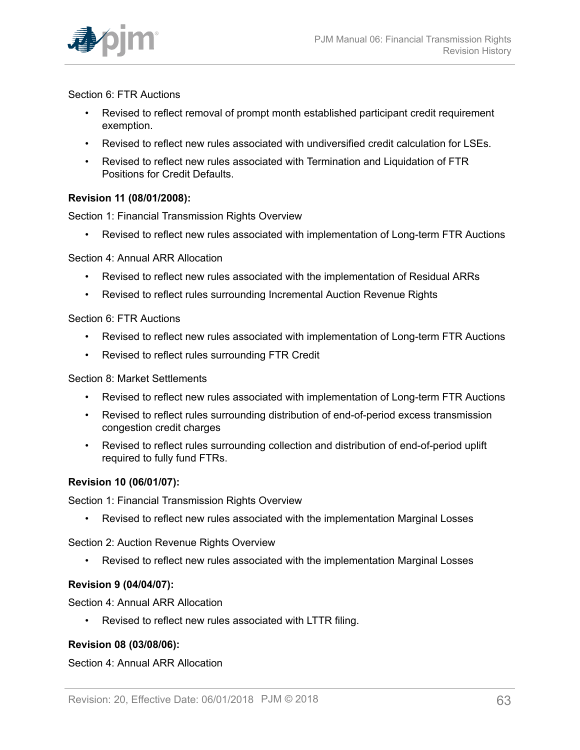Section 6: FTR Auctions

- Revised to reflect removal of prompt month established participant credit requirement exemption.
- Revised to reflect new rules associated with undiversified credit calculation for LSEs.
- Revised to reflect new rules associated with Termination and Liquidation of FTR Positions for Credit Defaults.

**Revision 11 (08/01/2008):**

Section 1: Financial Transmission Rights Overview

- Revised to reflect new rules associated with implementation of Long-term FTR Auctions

Section 4: Annual ARR Allocation

- Revised to reflect new rules associated with the implementation of Residual ARRs
- Revised to reflect rules surrounding Incremental Auction Revenue Rights

Section 6: FTR Auctions

- Revised to reflect new rules associated with implementation of Long-term FTR Auctions
- Revised to reflect rules surrounding FTR Credit

Section 8: Market Settlements

- Revised to reflect new rules associated with implementation of Long-term FTR Auctions
- Revised to reflect rules surrounding distribution of end-of-period excess transmission congestion credit charges
- Revised to reflect rules surrounding collection and distribution of end-of-period uplift required to fully fund FTRs.

**Revision 10 (06/01/07):**

Section 1: Financial Transmission Rights Overview

- Revised to reflect new rules associated with the implementation Marginal Losses

Section 2: Auction Revenue Rights Overview

- Revised to reflect new rules associated with the implementation Marginal Losses

**Revision 9 (04/04/07):**

Section 4: Annual ARR Allocation

- Revised to reflect new rules associated with LTTR filing.

**Revision 08 (03/08/06):**

Section 4: Annual ARR Allocation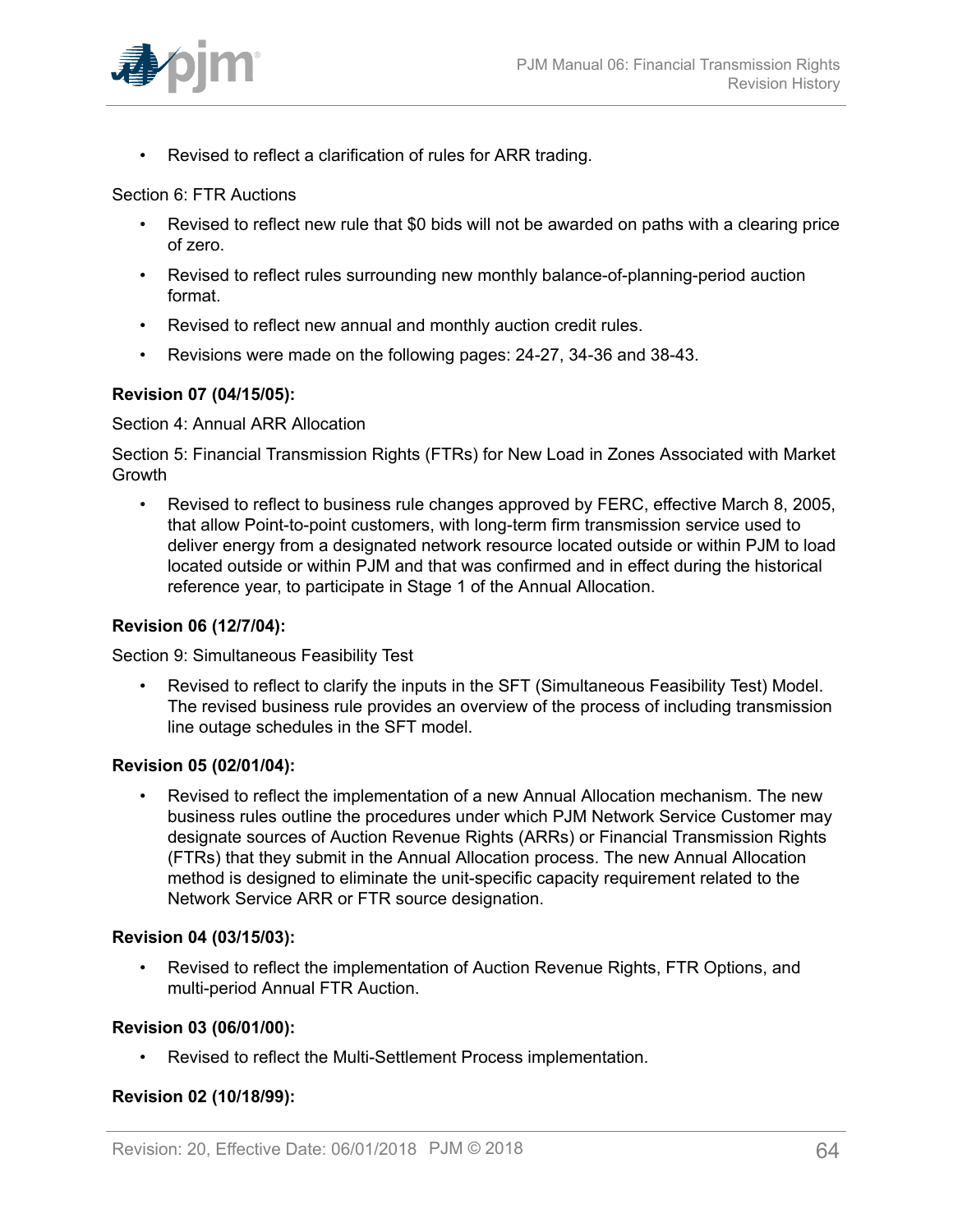- Revised to reflect a clarification of rules for ARR trading.

Section 6: FTR Auctions

- Revised to reflect new rule that $0 bids will not be awarded on paths with a clearing price of zero.
- Revised to reflect rules surrounding new monthly balance-of-planning-period auction format.
- Revised to reflect new annual and monthly auction credit rules.
- Revisions were made on the following pages: 24-27, 34-36 and 38-43.

**Revision 07 (04/15/05):**

Section 4: Annual ARR Allocation

Section 5: Financial Transmission Rights (FTRs) for New Load in Zones Associated with Market Growth

- Revised to reflect to business rule changes approved by FERC, effective March 8, 2005, that allow Point-to-point customers, with long-term firm transmission service used to deliver energy from a designated network resource located outside or within PJM to load located outside or within PJM and that was confirmed and in effect during the historical reference year, to participate in Stage 1 of the Annual Allocation.

**Revision 06 (12/7/04):**

Section 9: Simultaneous Feasibility Test

- Revised to reflect to clarify the inputs in the SFT (Simultaneous Feasibility Test) Model. The revised business rule provides an overview of the process of including transmission line outage schedules in the SFT model.

**Revision 05 (02/01/04):**

- Revised to reflect the implementation of a new Annual Allocation mechanism. The new business rules outline the procedures under which PJM Network Service Customer may designate sources of Auction Revenue Rights (ARRs) or Financial Transmission Rights (FTRs) that they submit in the Annual Allocation process. The new Annual Allocation method is designed to eliminate the unit-specific capacity requirement related to the Network Service ARR or FTR source designation.

**Revision 04 (03/15/03):**

- Revised to reflect the implementation of Auction Revenue Rights, FTR Options, and multi-period Annual FTR Auction.

**Revision 03 (06/01/00):**

- Revised to reflect the Multi-Settlement Process implementation.

**Revision 02 (10/18/99):**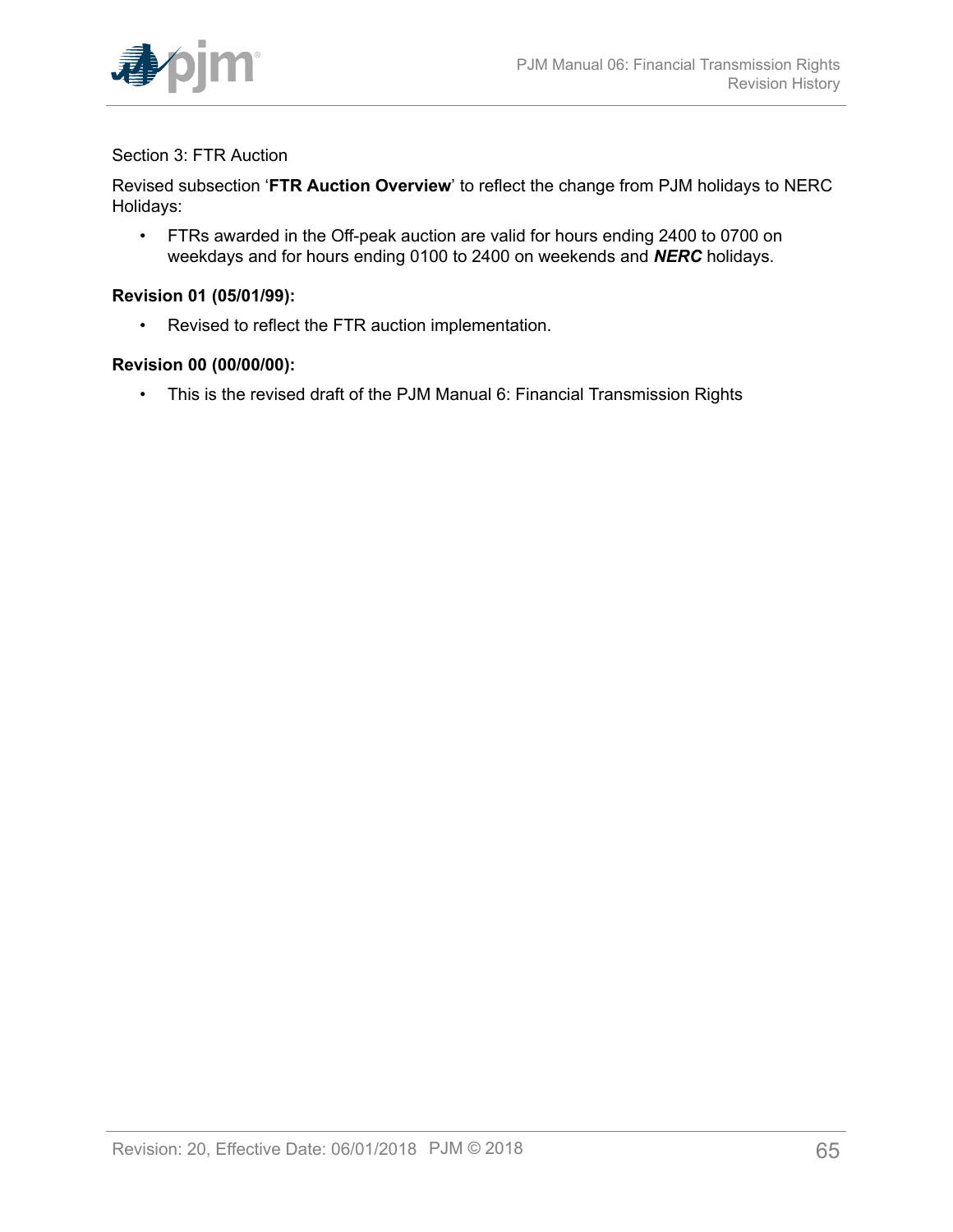Section 3: FTR Auction

Revised subsection '**FTR Auction Overview**' to reflect the change from PJM holidays to NERC Holidays:

- FTRs awarded in the Off-peak auction are valid for hours ending 2400 to 0700 on weekdays and for hours ending 0100 to 2400 on weekends and ***NERC*** holidays.

**Revision 01 (05/01/99):**

- Revised to reflect the FTR auction implementation.

**Revision 00 (00/00/00):**

- This is the revised draft of the PJM Manual 6: Financial Transmission Rights